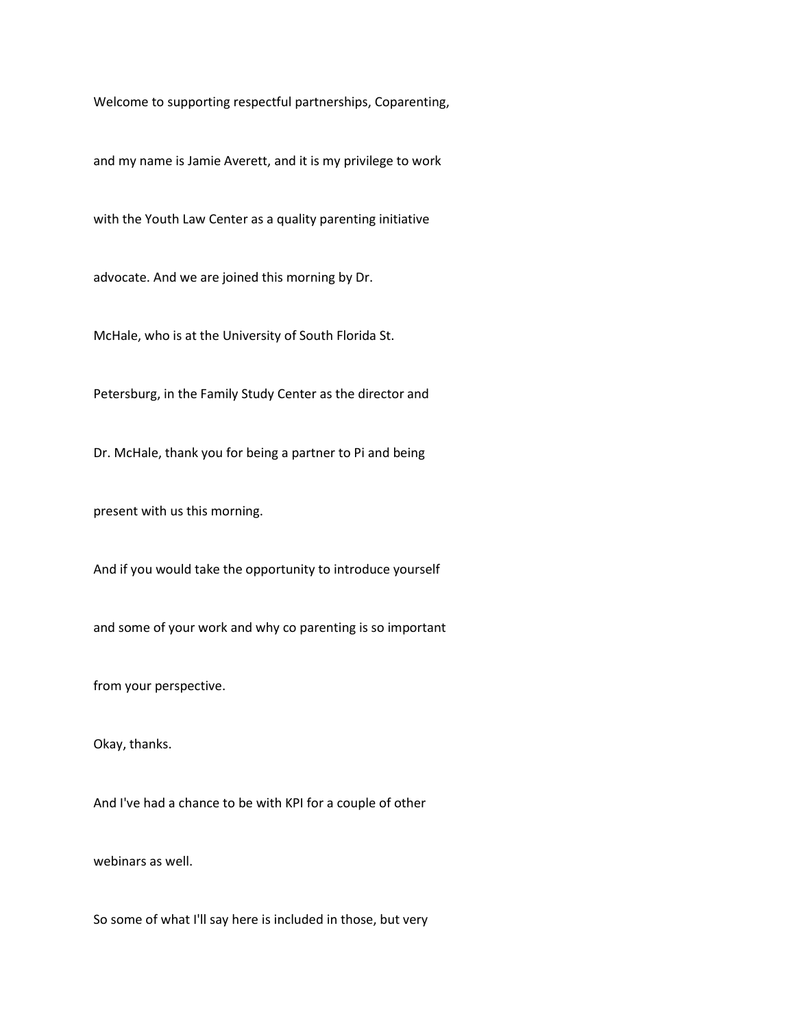Welcome to supporting respectful partnerships, Coparenting,

and my name is Jamie Averett, and it is my privilege to work

with the Youth Law Center as a quality parenting initiative

advocate. And we are joined this morning by Dr.

McHale, who is at the University of South Florida St.

Petersburg, in the Family Study Center as the director and

Dr. McHale, thank you for being a partner to Pi and being

present with us this morning.

And if you would take the opportunity to introduce yourself

and some of your work and why co parenting is so important

from your perspective.

Okay, thanks.

And I've had a chance to be with KPI for a couple of other

webinars as well.

So some of what I'll say here is included in those, but very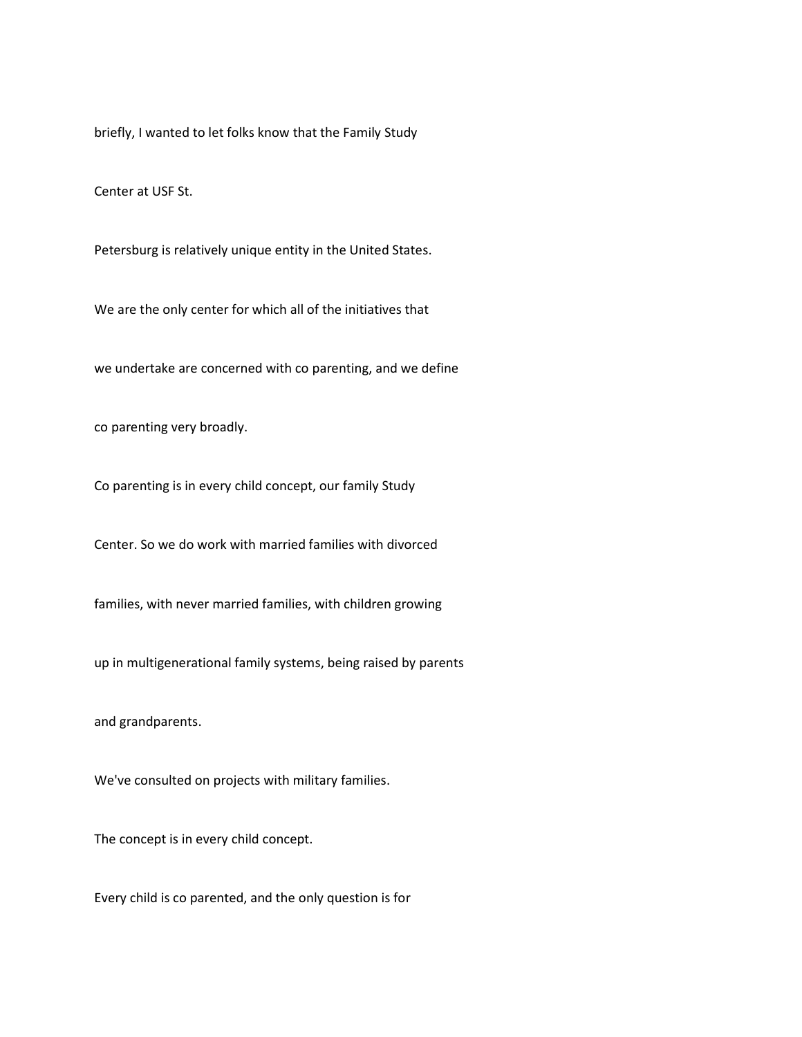briefly, I wanted to let folks know that the Family Study

Center at USF St.

Petersburg is relatively unique entity in the United States.

We are the only center for which all of the initiatives that

we undertake are concerned with co parenting, and we define

co parenting very broadly.

Co parenting is in every child concept, our family Study

Center. So we do work with married families with divorced

families, with never married families, with children growing

up in multigenerational family systems, being raised by parents

and grandparents.

We've consulted on projects with military families.

The concept is in every child concept.

Every child is co parented, and the only question is for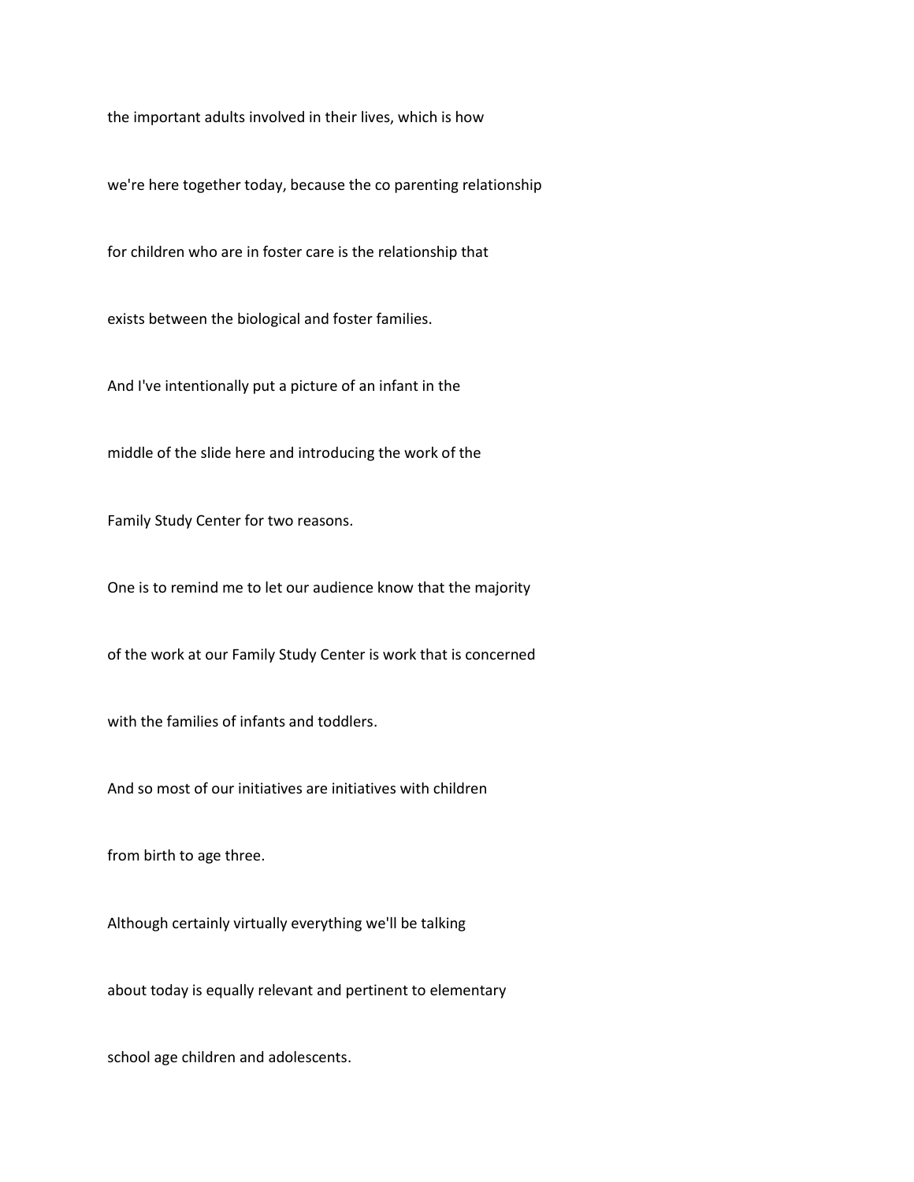the important adults involved in their lives, which is how

we're here together today, because the co parenting relationship

for children who are in foster care is the relationship that

exists between the biological and foster families.

And I've intentionally put a picture of an infant in the

middle of the slide here and introducing the work of the

Family Study Center for two reasons.

One is to remind me to let our audience know that the majority

of the work at our Family Study Center is work that is concerned

with the families of infants and toddlers.

And so most of our initiatives are initiatives with children

from birth to age three.

Although certainly virtually everything we'll be talking

about today is equally relevant and pertinent to elementary

school age children and adolescents.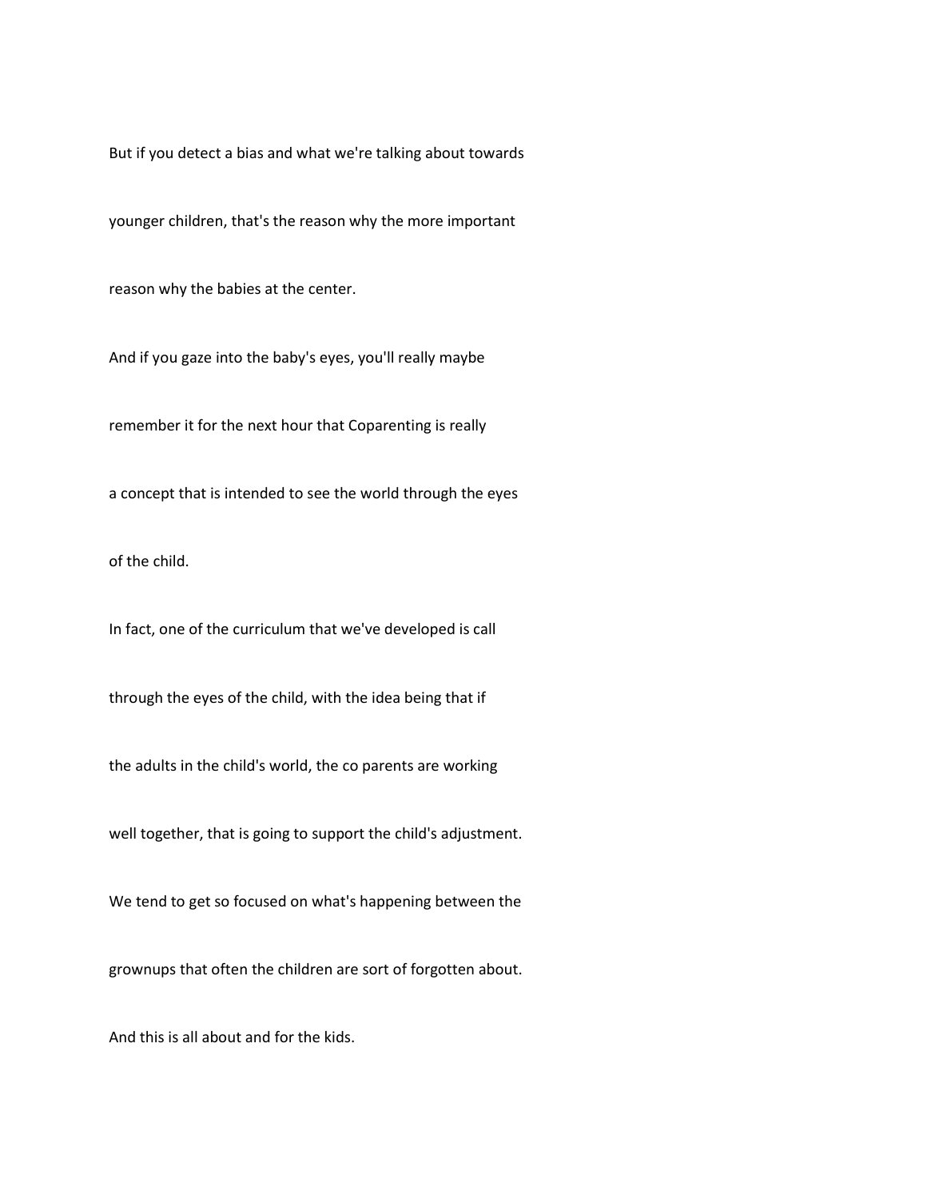But if you detect a bias and what we're talking about towards

younger children, that's the reason why the more important

reason why the babies at the center.

And if you gaze into the baby's eyes, you'll really maybe

remember it for the next hour that Coparenting is really

a concept that is intended to see the world through the eyes

of the child.

In fact, one of the curriculum that we've developed is call

through the eyes of the child, with the idea being that if

the adults in the child's world, the co parents are working

well together, that is going to support the child's adjustment.

We tend to get so focused on what's happening between the

grownups that often the children are sort of forgotten about.

And this is all about and for the kids.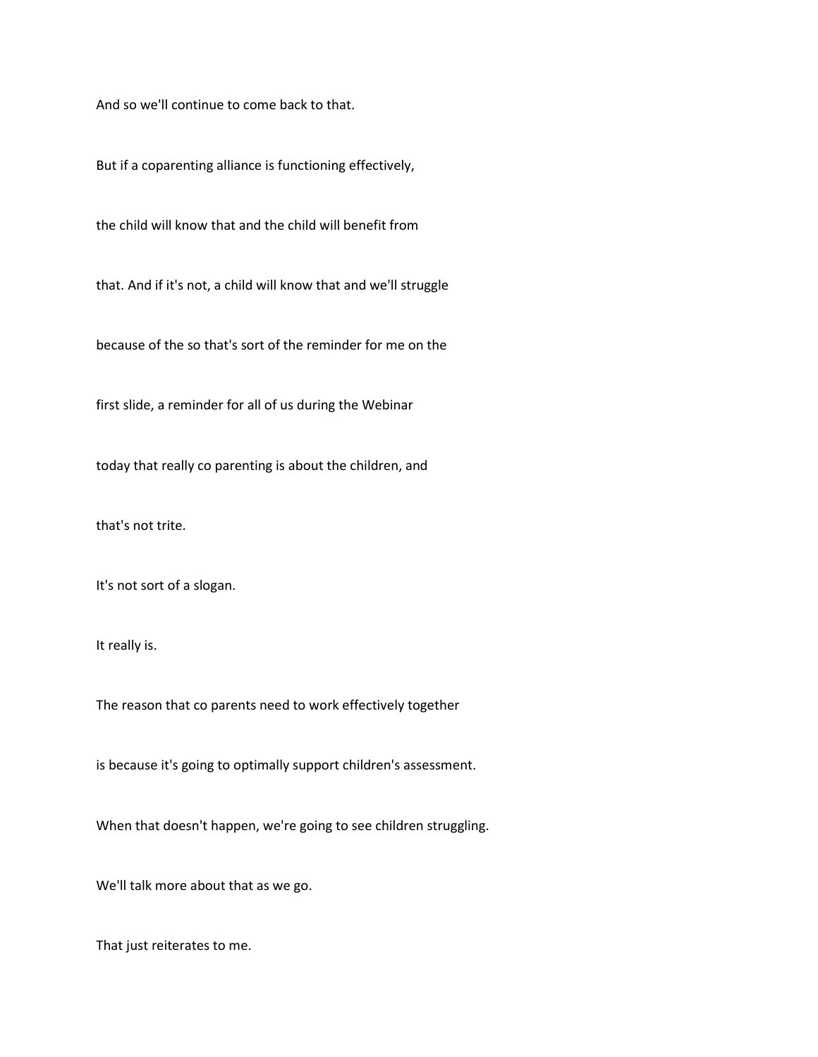And so we'll continue to come back to that.

But if a coparenting alliance is functioning effectively,

the child will know that and the child will benefit from

that. And if it's not, a child will know that and we'll struggle

because of the so that's sort of the reminder for me on the

first slide, a reminder for all of us during the Webinar

today that really co parenting is about the children, and

that's not trite.

It's not sort of a slogan.

It really is.

The reason that co parents need to work effectively together

is because it's going to optimally support children's assessment.

When that doesn't happen, we're going to see children struggling.

We'll talk more about that as we go.

That just reiterates to me.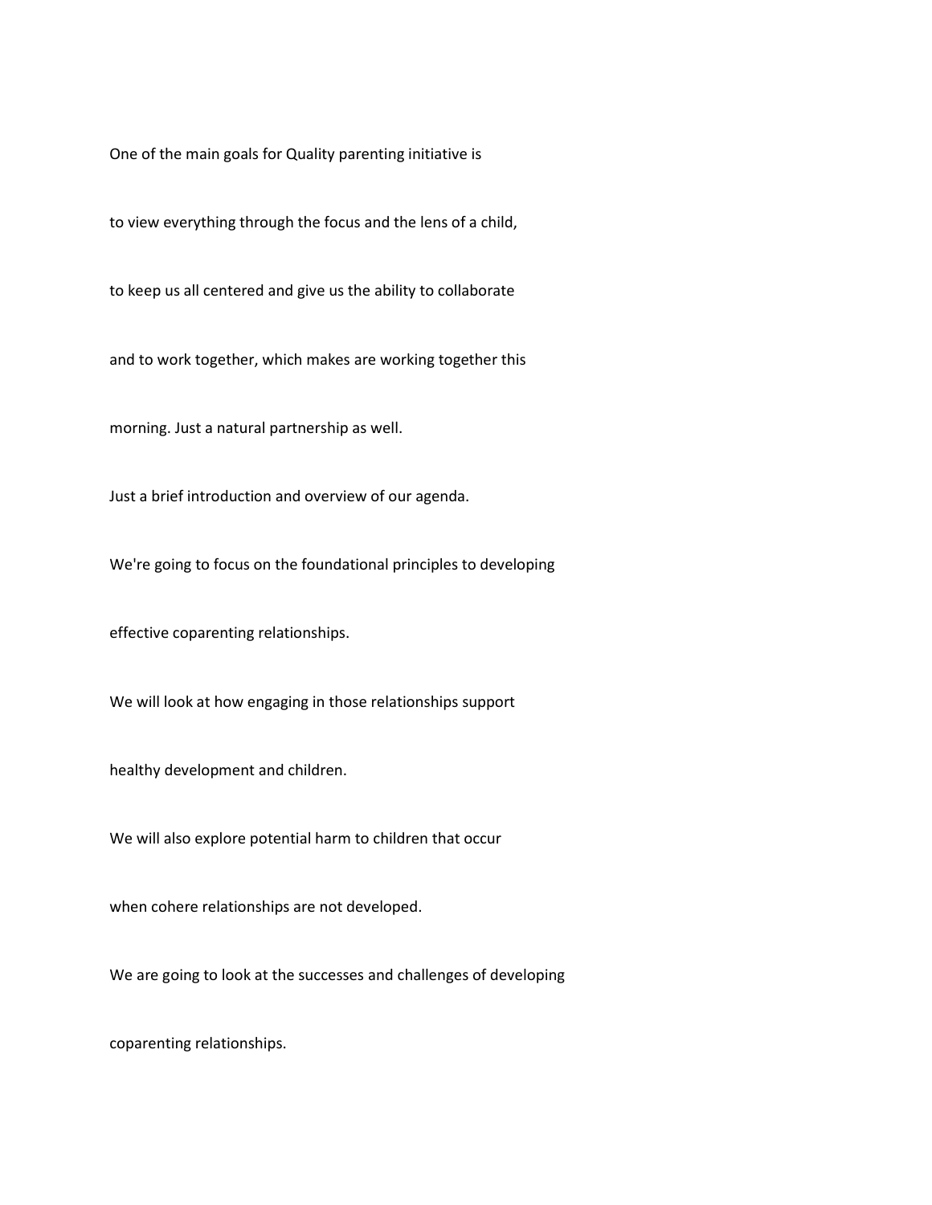One of the main goals for Quality parenting initiative is

to view everything through the focus and the lens of a child,

to keep us all centered and give us the ability to collaborate

and to work together, which makes are working together this

morning. Just a natural partnership as well.

Just a brief introduction and overview of our agenda.

We're going to focus on the foundational principles to developing

effective coparenting relationships.

We will look at how engaging in those relationships support

healthy development and children.

We will also explore potential harm to children that occur

when cohere relationships are not developed.

We are going to look at the successes and challenges of developing

coparenting relationships.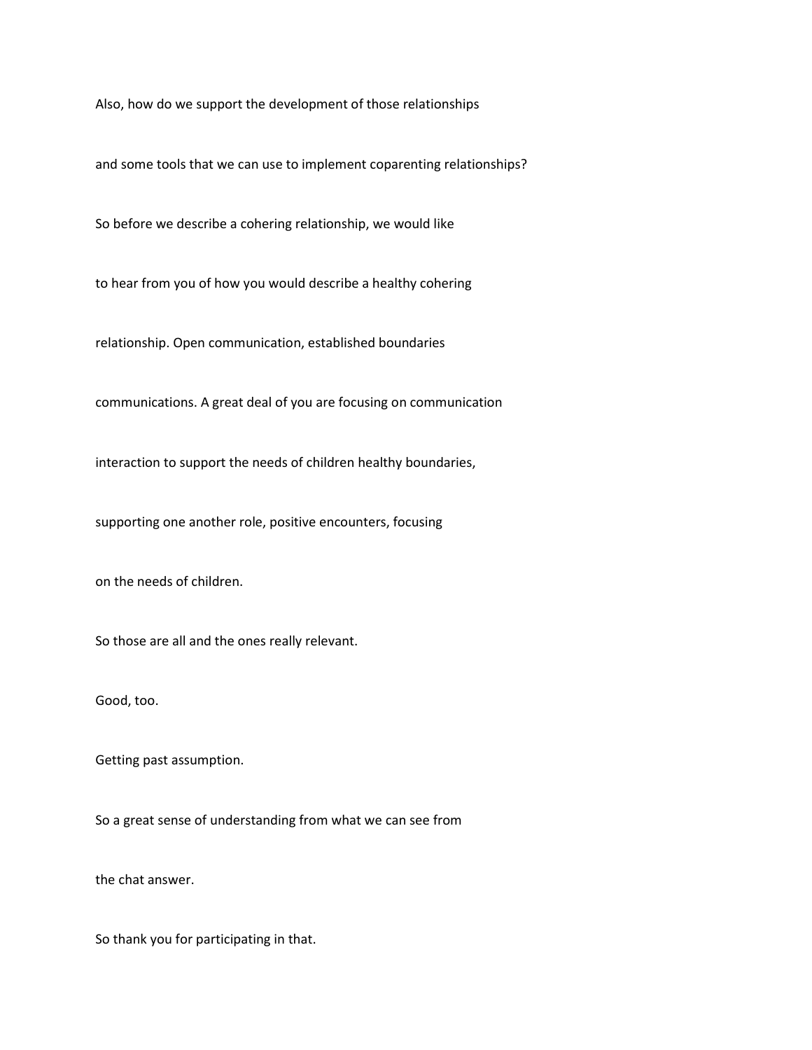Also, how do we support the development of those relationships

and some tools that we can use to implement coparenting relationships?

So before we describe a cohering relationship, we would like

to hear from you of how you would describe a healthy cohering

relationship. Open communication, established boundaries

communications. A great deal of you are focusing on communication

interaction to support the needs of children healthy boundaries,

supporting one another role, positive encounters, focusing

on the needs of children.

So those are all and the ones really relevant.

Good, too.

Getting past assumption.

So a great sense of understanding from what we can see from

the chat answer.

So thank you for participating in that.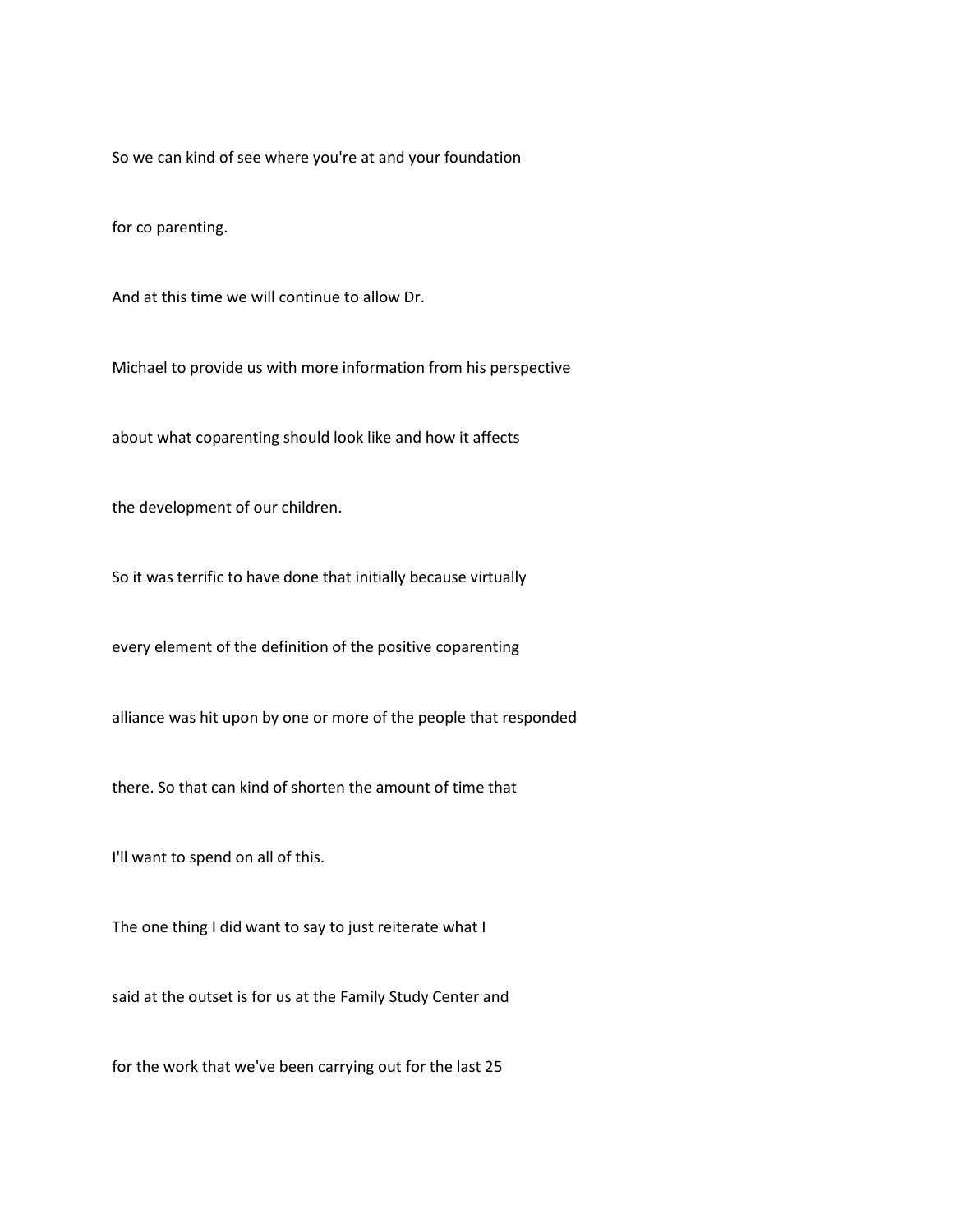So we can kind of see where you're at and your foundation

for co parenting.

And at this time we will continue to allow Dr.

Michael to provide us with more information from his perspective

about what coparenting should look like and how it affects

the development of our children.

So it was terrific to have done that initially because virtually

every element of the definition of the positive coparenting

alliance was hit upon by one or more of the people that responded

there. So that can kind of shorten the amount of time that

I'll want to spend on all of this.

The one thing I did want to say to just reiterate what I

said at the outset is for us at the Family Study Center and

for the work that we've been carrying out for the last 25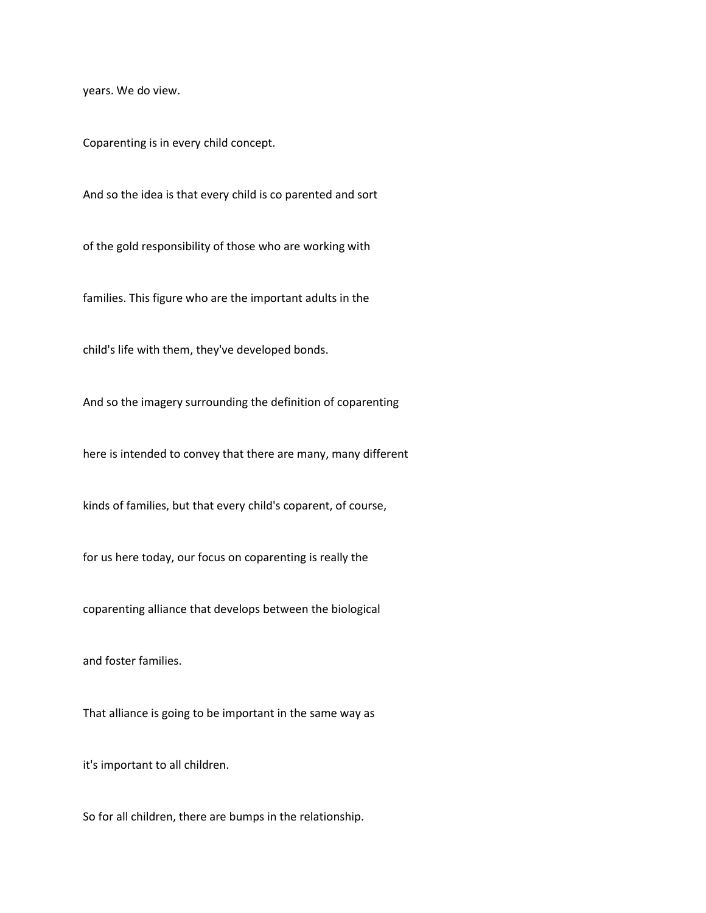years. We do view.

Coparenting is in every child concept.

And so the idea is that every child is co parented and sort

of the gold responsibility of those who are working with

families. This figure who are the important adults in the

child's life with them, they've developed bonds.

And so the imagery surrounding the definition of coparenting

here is intended to convey that there are many, many different

kinds of families, but that every child's coparent, of course,

for us here today, our focus on coparenting is really the

coparenting alliance that develops between the biological

and foster families.

That alliance is going to be important in the same way as

it's important to all children.

So for all children, there are bumps in the relationship.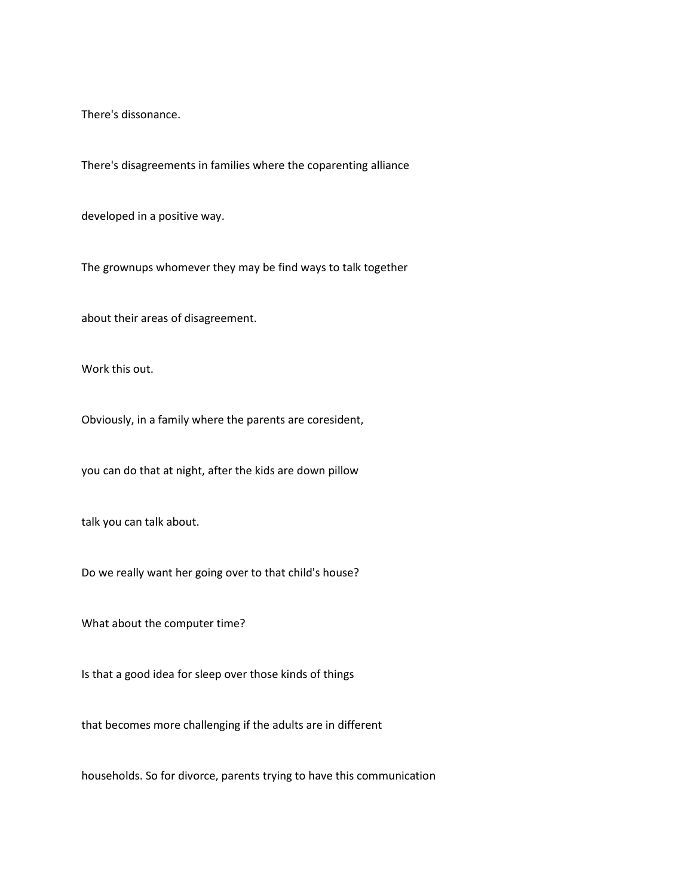There's dissonance.

There's disagreements in families where the coparenting alliance

developed in a positive way.

The grownups whomever they may be find ways to talk together

about their areas of disagreement.

Work this out.

Obviously, in a family where the parents are coresident,

you can do that at night, after the kids are down pillow

talk you can talk about.

Do we really want her going over to that child's house?

What about the computer time?

Is that a good idea for sleep over those kinds of things

that becomes more challenging if the adults are in different

households. So for divorce, parents trying to have this communication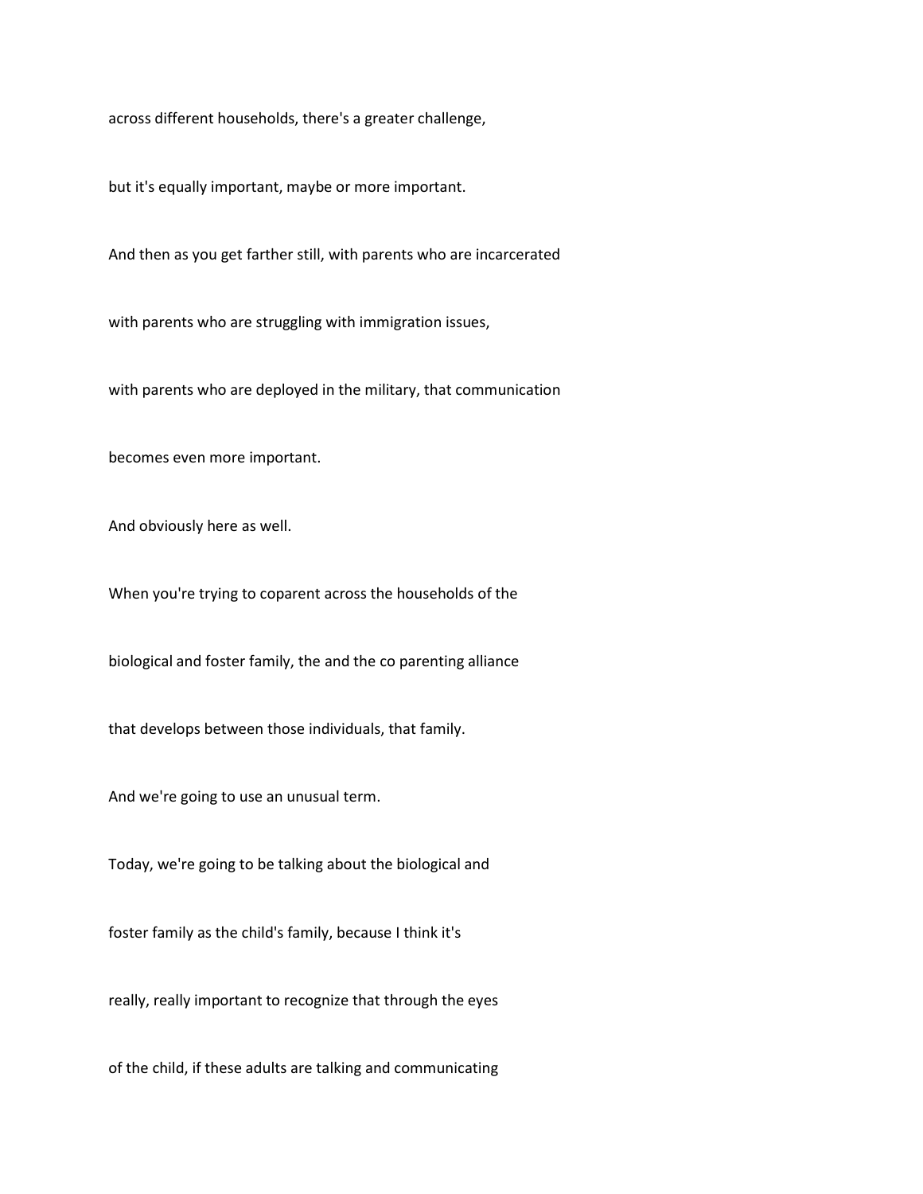across different households, there's a greater challenge,

but it's equally important, maybe or more important.

And then as you get farther still, with parents who are incarcerated

with parents who are struggling with immigration issues,

with parents who are deployed in the military, that communication

becomes even more important.

And obviously here as well.

When you're trying to coparent across the households of the

biological and foster family, the and the co parenting alliance

that develops between those individuals, that family.

And we're going to use an unusual term.

Today, we're going to be talking about the biological and

foster family as the child's family, because I think it's

really, really important to recognize that through the eyes

of the child, if these adults are talking and communicating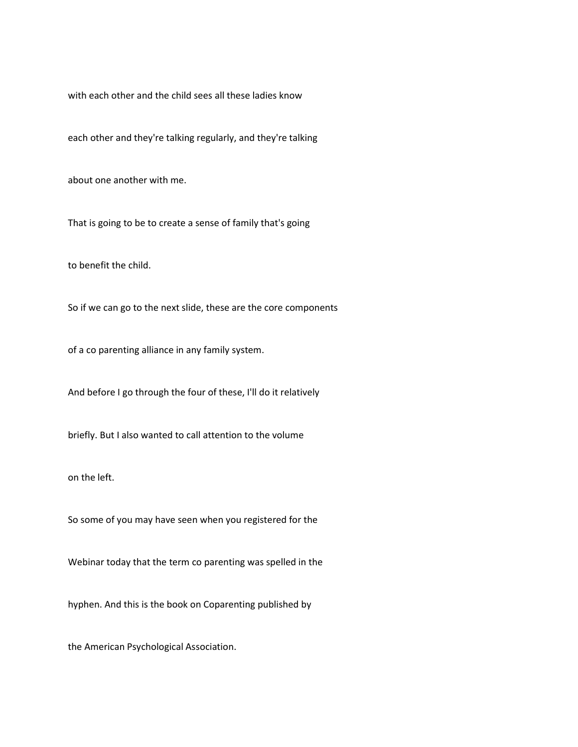with each other and the child sees all these ladies know each other and they're talking regularly, and they're talking about one another with me.

That is going to be to create a sense of family that's going to benefit the child.

So if we can go to the next slide, these are the core components of a co parenting alliance in any family system.

And before I go through the four of these, I'll do it relatively briefly. But I also wanted to call attention to the volume on the left.

So some of you may have seen when you registered for the Webinar today that the term co parenting was spelled in the hyphen. And this is the book on Coparenting published by the American Psychological Association.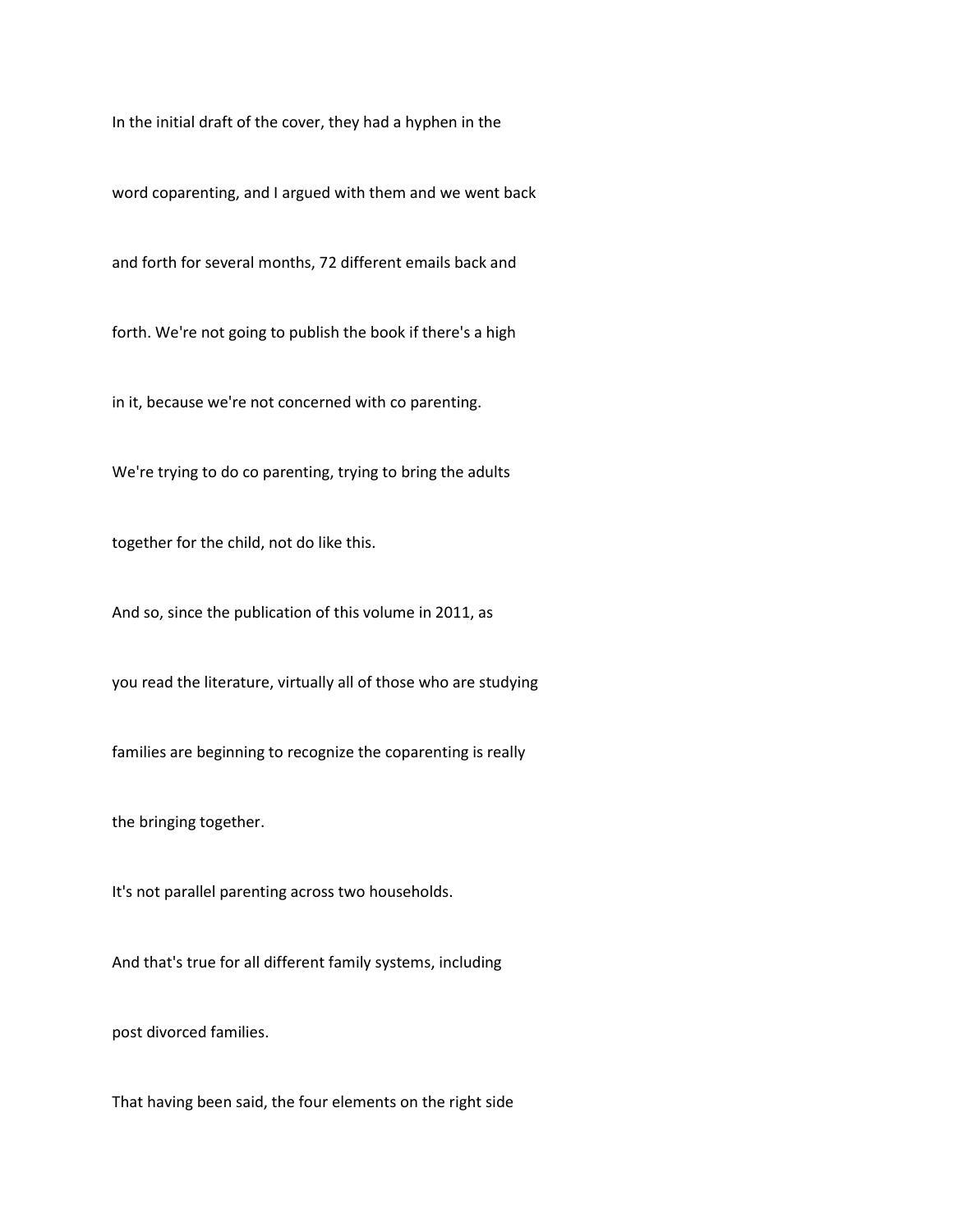In the initial draft of the cover, they had a hyphen in the

word coparenting, and I argued with them and we went back

and forth for several months, 72 different emails back and

forth. We're not going to publish the book if there's a high

in it, because we're not concerned with co parenting.

We're trying to do co parenting, trying to bring the adults

together for the child, not do like this.

And so, since the publication of this volume in 2011, as

you read the literature, virtually all of those who are studying

families are beginning to recognize the coparenting is really

the bringing together.

It's not parallel parenting across two households.

And that's true for all different family systems, including

post divorced families.

That having been said, the four elements on the right side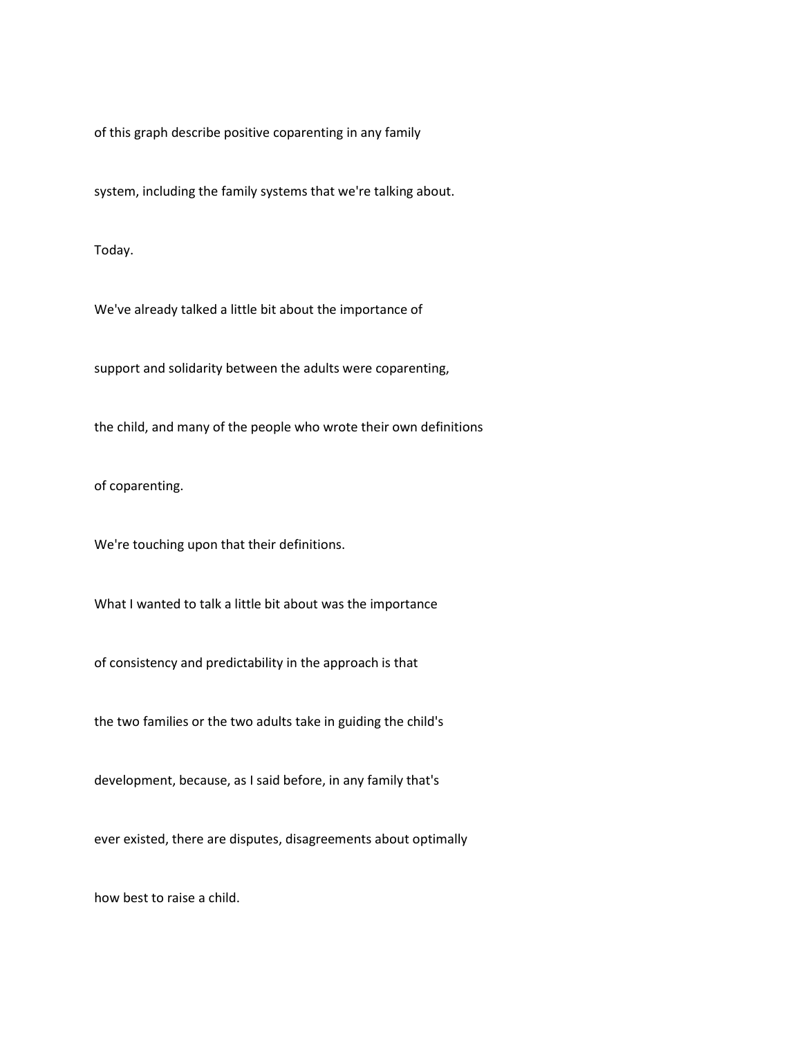of this graph describe positive coparenting in any family

system, including the family systems that we're talking about.

Today.

We've already talked a little bit about the importance of

support and solidarity between the adults were coparenting,

the child, and many of the people who wrote their own definitions

of coparenting.

We're touching upon that their definitions.

What I wanted to talk a little bit about was the importance

of consistency and predictability in the approach is that

the two families or the two adults take in guiding the child's

development, because, as I said before, in any family that's

ever existed, there are disputes, disagreements about optimally

how best to raise a child.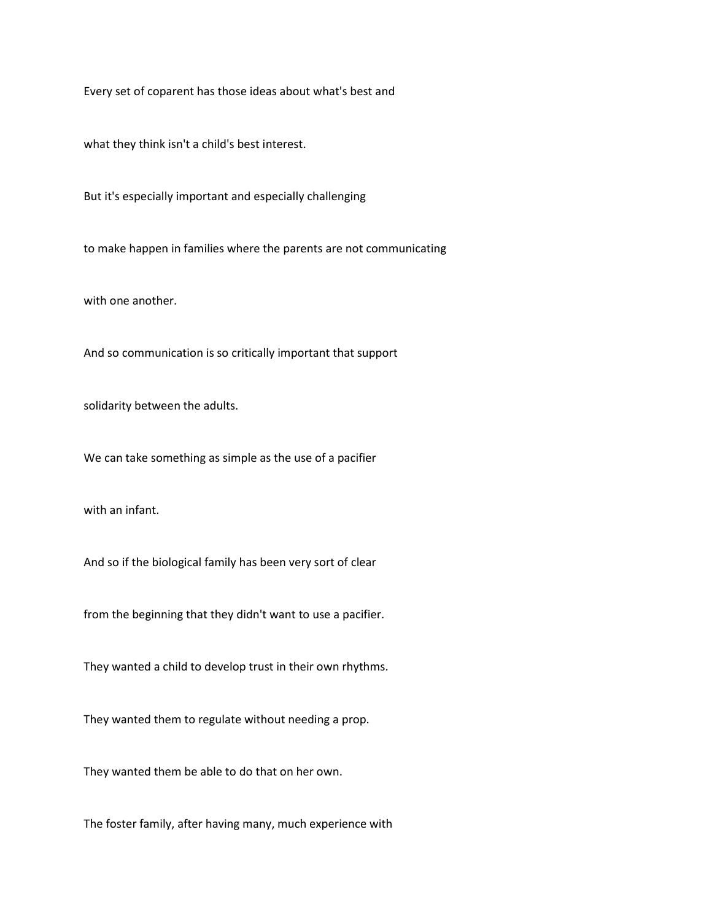Every set of coparent has those ideas about what's best and

what they think isn't a child's best interest.

But it's especially important and especially challenging

to make happen in families where the parents are not communicating

with one another.

And so communication is so critically important that support

solidarity between the adults.

We can take something as simple as the use of a pacifier

with an infant.

And so if the biological family has been very sort of clear

from the beginning that they didn't want to use a pacifier.

They wanted a child to develop trust in their own rhythms.

They wanted them to regulate without needing a prop.

They wanted them be able to do that on her own.

The foster family, after having many, much experience with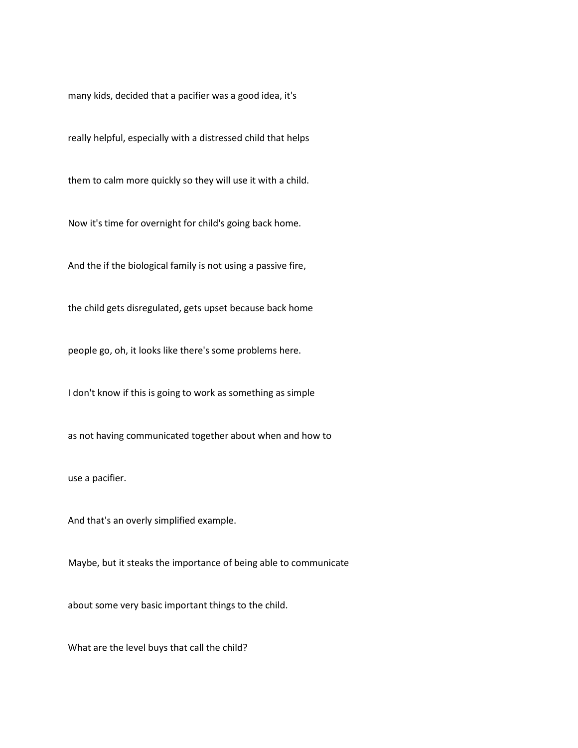many kids, decided that a pacifier was a good idea, it's

really helpful, especially with a distressed child that helps

them to calm more quickly so they will use it with a child.

Now it's time for overnight for child's going back home.

And the if the biological family is not using a passive fire,

the child gets disregulated, gets upset because back home

people go, oh, it looks like there's some problems here.

I don't know if this is going to work as something as simple

as not having communicated together about when and how to

use a pacifier.

And that's an overly simplified example.

Maybe, but it steaks the importance of being able to communicate

about some very basic important things to the child.

What are the level buys that call the child?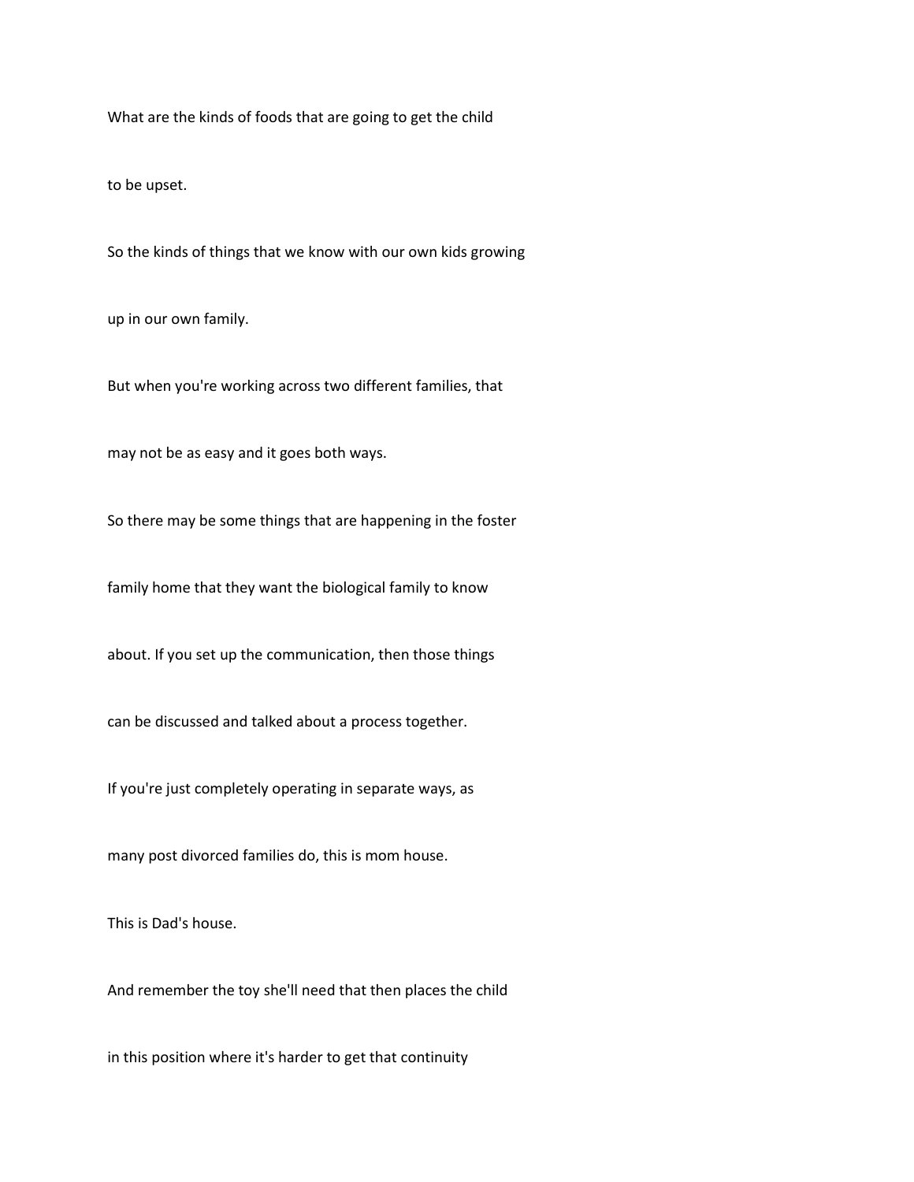What are the kinds of foods that are going to get the child

to be upset.

So the kinds of things that we know with our own kids growing

up in our own family.

But when you're working across two different families, that

may not be as easy and it goes both ways.

So there may be some things that are happening in the foster

family home that they want the biological family to know

about. If you set up the communication, then those things

can be discussed and talked about a process together.

If you're just completely operating in separate ways, as

many post divorced families do, this is mom house.

This is Dad's house.

And remember the toy she'll need that then places the child

in this position where it's harder to get that continuity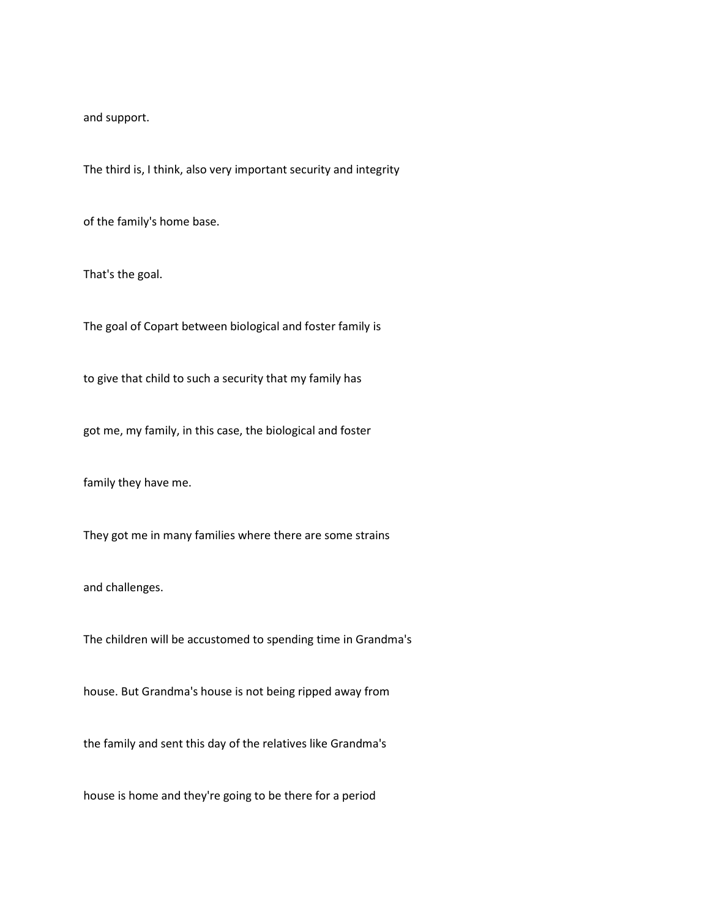and support.

The third is, I think, also very important security and integrity

of the family's home base.

That's the goal.

The goal of Copart between biological and foster family is

to give that child to such a security that my family has

got me, my family, in this case, the biological and foster

family they have me.

They got me in many families where there are some strains

and challenges.

The children will be accustomed to spending time in Grandma's

house. But Grandma's house is not being ripped away from

the family and sent this day of the relatives like Grandma's

house is home and they're going to be there for a period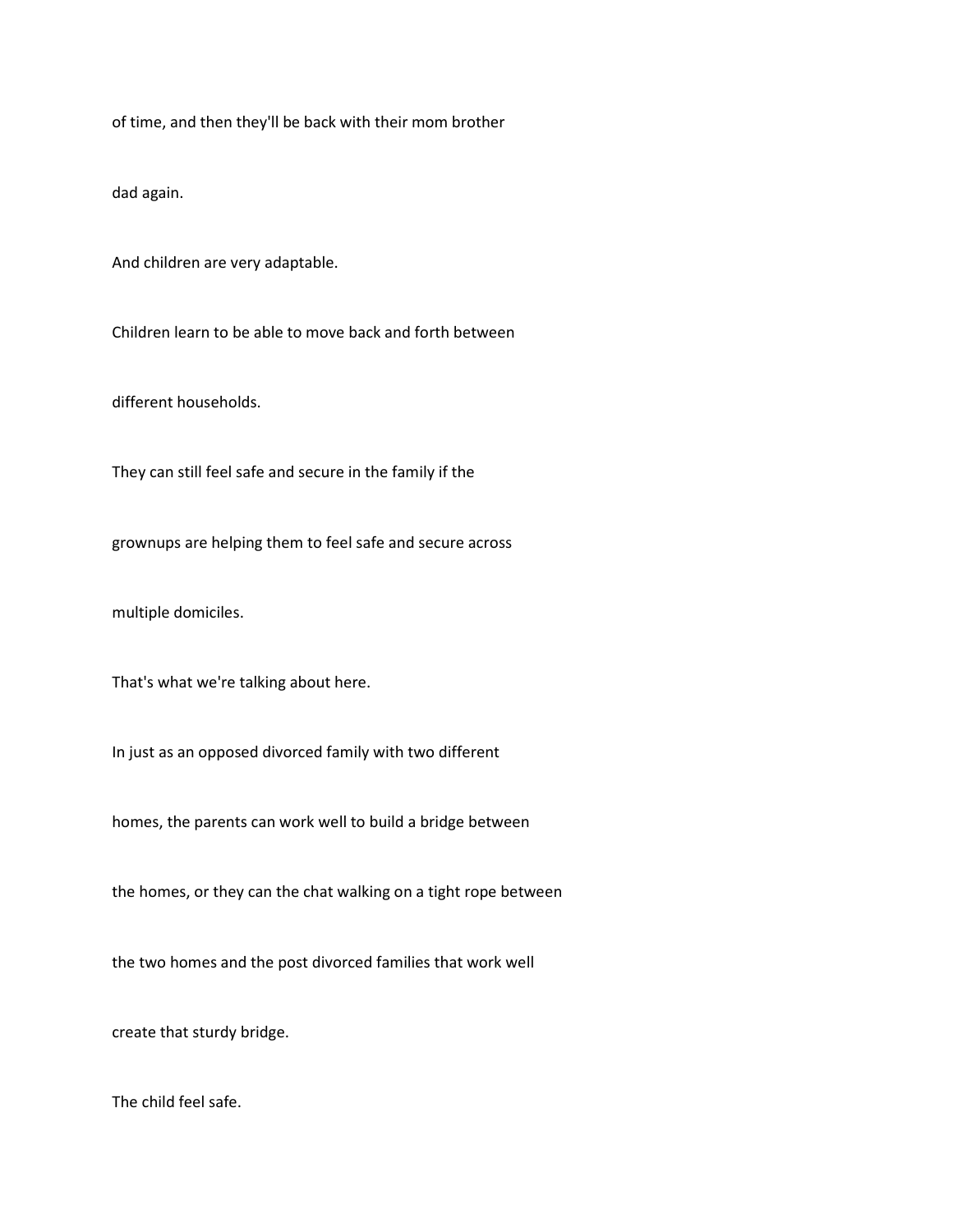of time, and then they'll be back with their mom brother

dad again.

And children are very adaptable.

Children learn to be able to move back and forth between

different households.

They can still feel safe and secure in the family if the

grownups are helping them to feel safe and secure across

multiple domiciles.

That's what we're talking about here.

In just as an opposed divorced family with two different

homes, the parents can work well to build a bridge between

the homes, or they can the chat walking on a tight rope between

the two homes and the post divorced families that work well

create that sturdy bridge.

The child feel safe.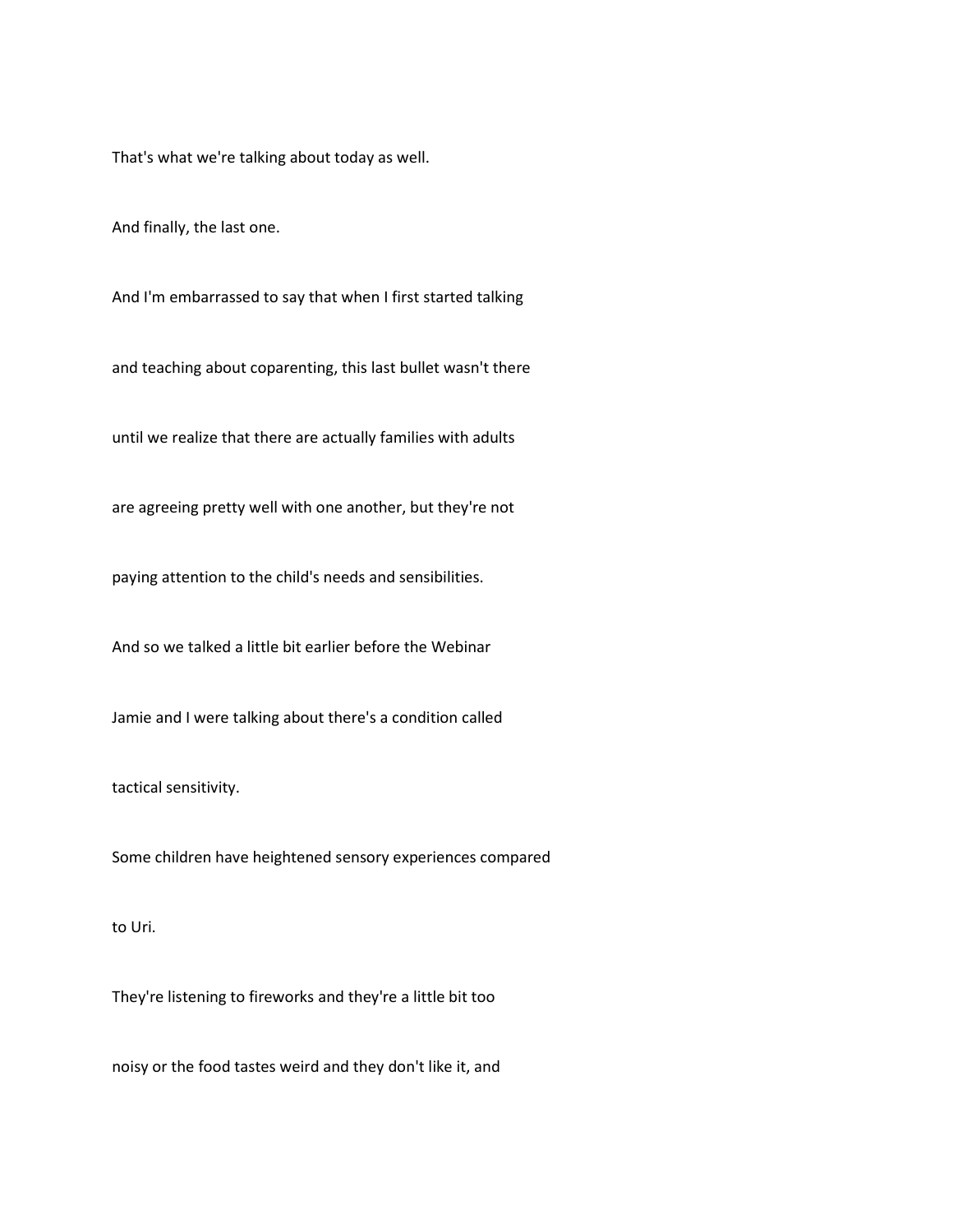That's what we're talking about today as well.

And finally, the last one.

And I'm embarrassed to say that when I first started talking

and teaching about coparenting, this last bullet wasn't there

until we realize that there are actually families with adults

are agreeing pretty well with one another, but they're not

paying attention to the child's needs and sensibilities.

And so we talked a little bit earlier before the Webinar

Jamie and I were talking about there's a condition called

tactical sensitivity.

Some children have heightened sensory experiences compared

to Uri.

They're listening to fireworks and they're a little bit too

noisy or the food tastes weird and they don't like it, and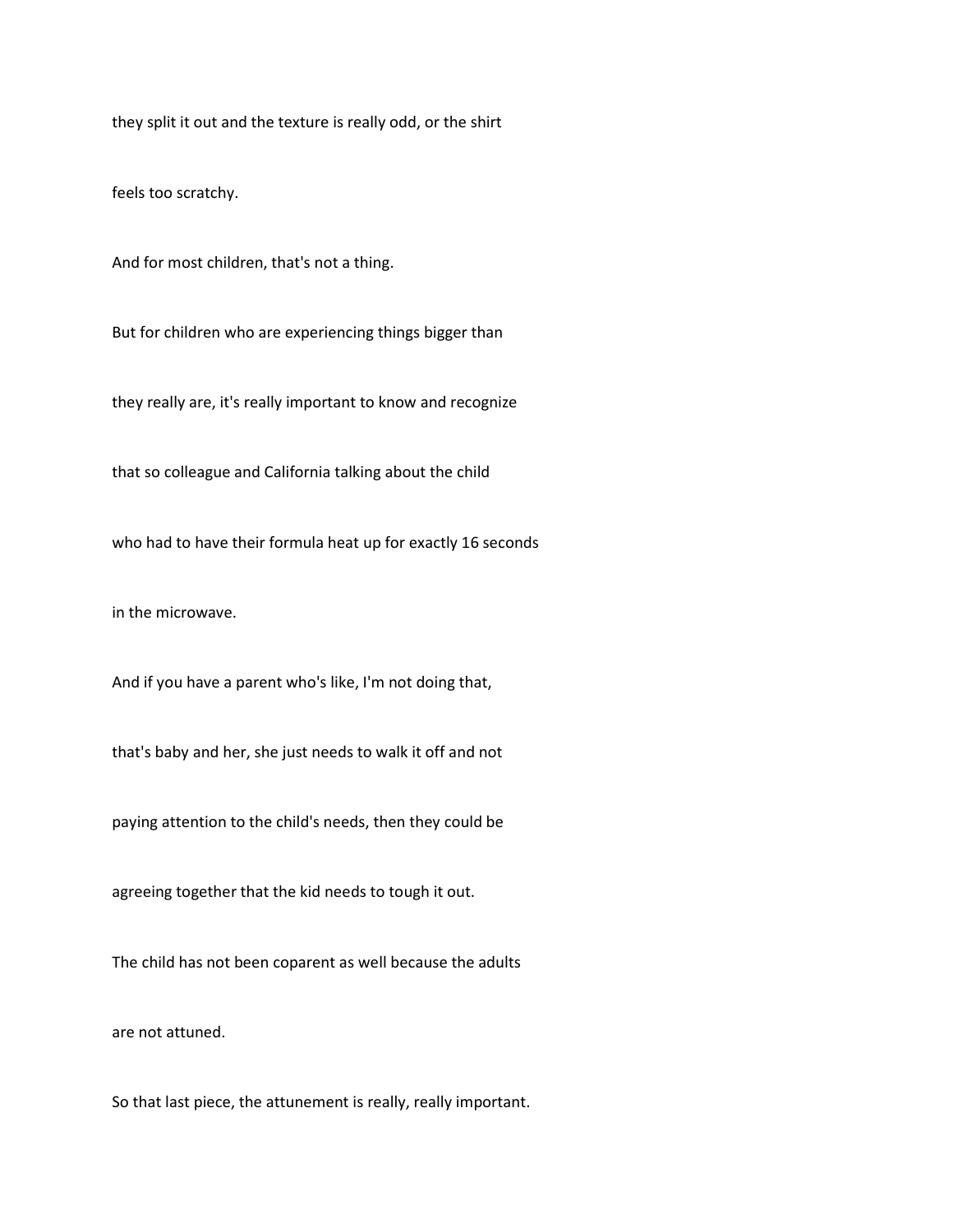they split it out and the texture is really odd, or the shirt

feels too scratchy.

And for most children, that's not a thing.

But for children who are experiencing things bigger than

they really are, it's really important to know and recognize

that so colleague and California talking about the child

who had to have their formula heat up for exactly 16 seconds

in the microwave.

And if you have a parent who's like, I'm not doing that,

that's baby and her, she just needs to walk it off and not

paying attention to the child's needs, then they could be

agreeing together that the kid needs to tough it out.

The child has not been coparent as well because the adults

are not attuned.

So that last piece, the attunement is really, really important.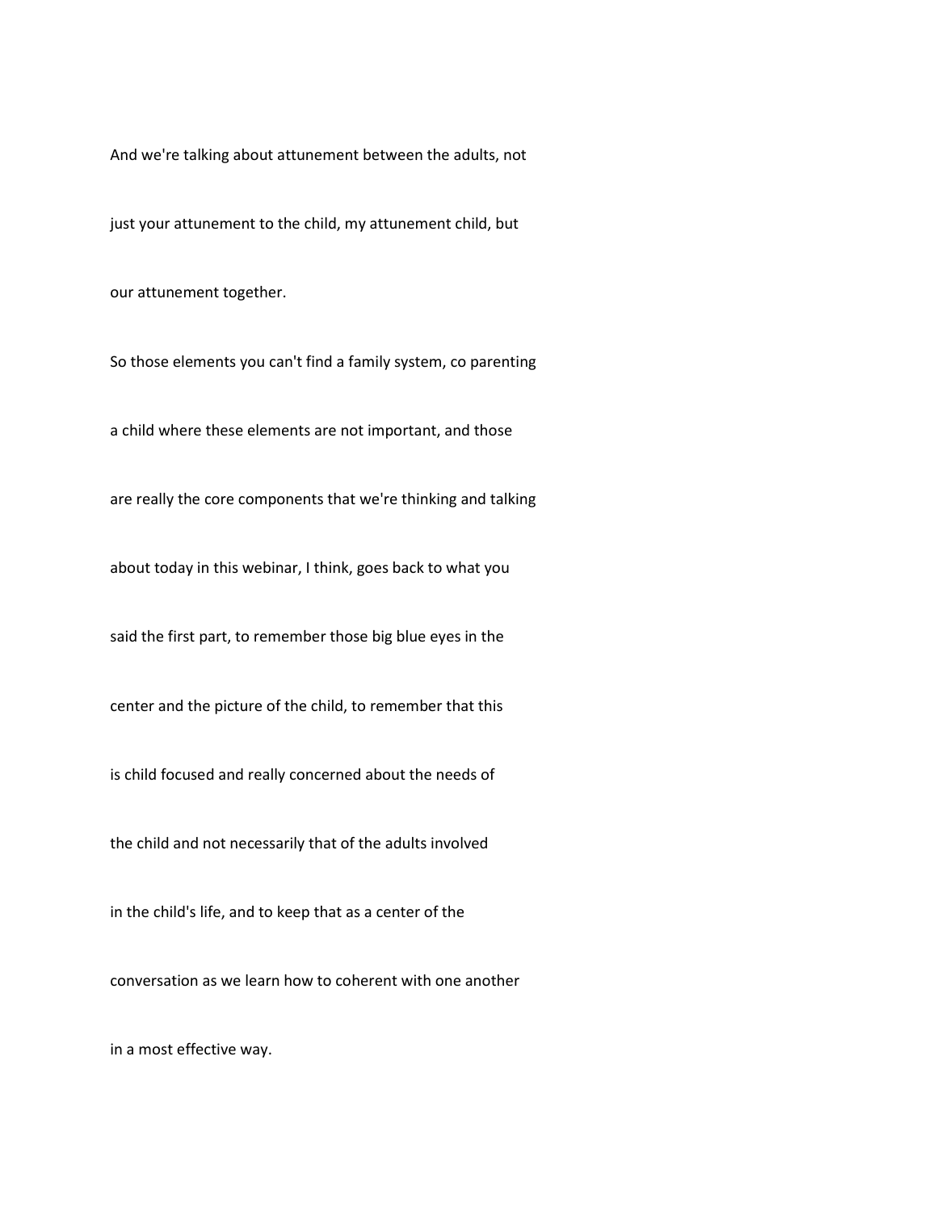And we're talking about attunement between the adults, not just your attunement to the child, my attunement child, but our attunement together.

So those elements you can't find a family system, co parenting a child where these elements are not important, and those are really the core components that we're thinking and talking about today in this webinar, I think, goes back to what you said the first part, to remember those big blue eyes in the center and the picture of the child, to remember that this is child focused and really concerned about the needs of the child and not necessarily that of the adults involved in the child's life, and to keep that as a center of the conversation as we learn how to coherent with one another in a most effective way.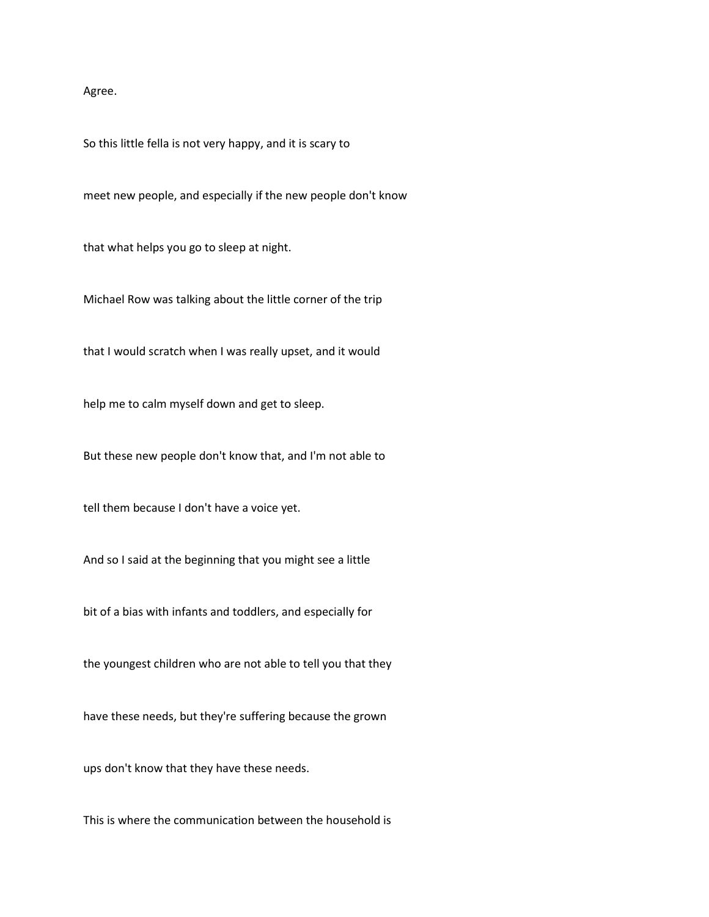Agree.

So this little fella is not very happy, and it is scary to

meet new people, and especially if the new people don't know

that what helps you go to sleep at night.

Michael Row was talking about the little corner of the trip

that I would scratch when I was really upset, and it would

help me to calm myself down and get to sleep.

But these new people don't know that, and I'm not able to

tell them because I don't have a voice yet.

And so I said at the beginning that you might see a little

bit of a bias with infants and toddlers, and especially for

the youngest children who are not able to tell you that they

have these needs, but they're suffering because the grown

ups don't know that they have these needs.

This is where the communication between the household is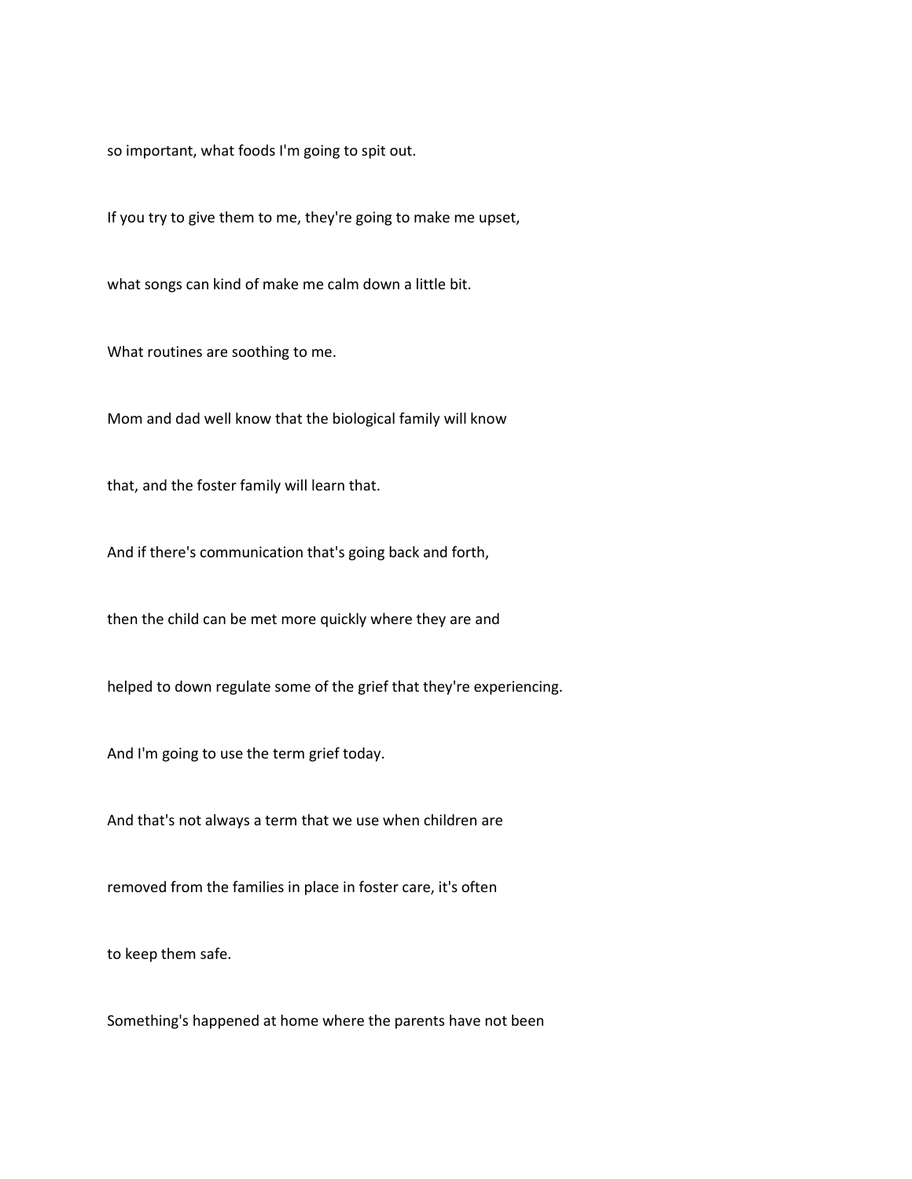so important, what foods I'm going to spit out.

If you try to give them to me, they're going to make me upset,

what songs can kind of make me calm down a little bit.

What routines are soothing to me.

Mom and dad well know that the biological family will know

that, and the foster family will learn that.

And if there's communication that's going back and forth,

then the child can be met more quickly where they are and

helped to down regulate some of the grief that they're experiencing.

And I'm going to use the term grief today.

And that's not always a term that we use when children are

removed from the families in place in foster care, it's often

to keep them safe.

Something's happened at home where the parents have not been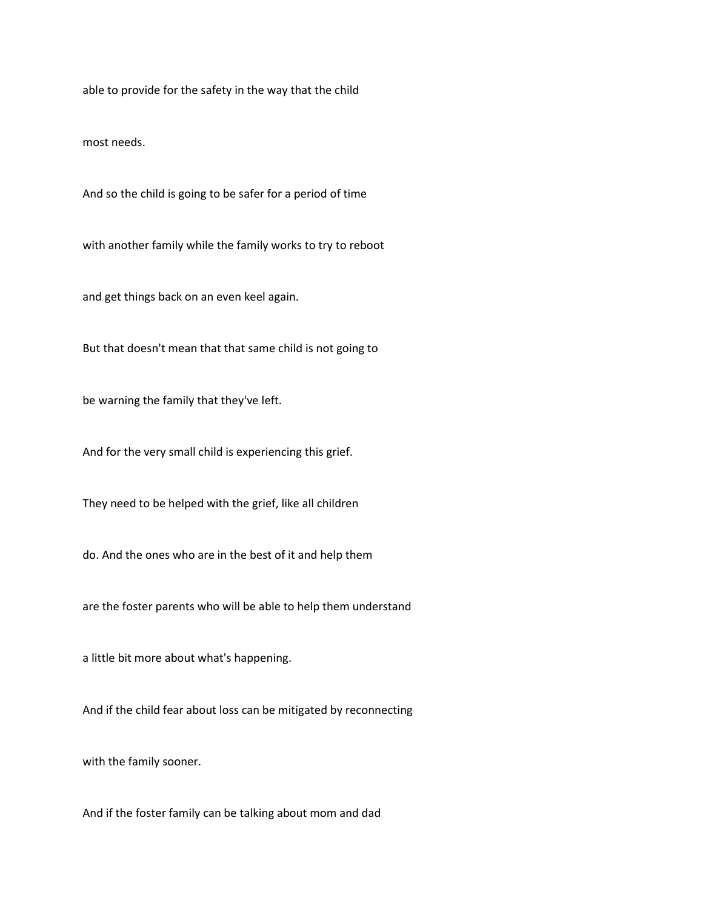able to provide for the safety in the way that the child

most needs.

And so the child is going to be safer for a period of time

with another family while the family works to try to reboot

and get things back on an even keel again.

But that doesn't mean that that same child is not going to

be warning the family that they've left.

And for the very small child is experiencing this grief.

They need to be helped with the grief, like all children

do. And the ones who are in the best of it and help them

are the foster parents who will be able to help them understand

a little bit more about what's happening.

And if the child fear about loss can be mitigated by reconnecting

with the family sooner.

And if the foster family can be talking about mom and dad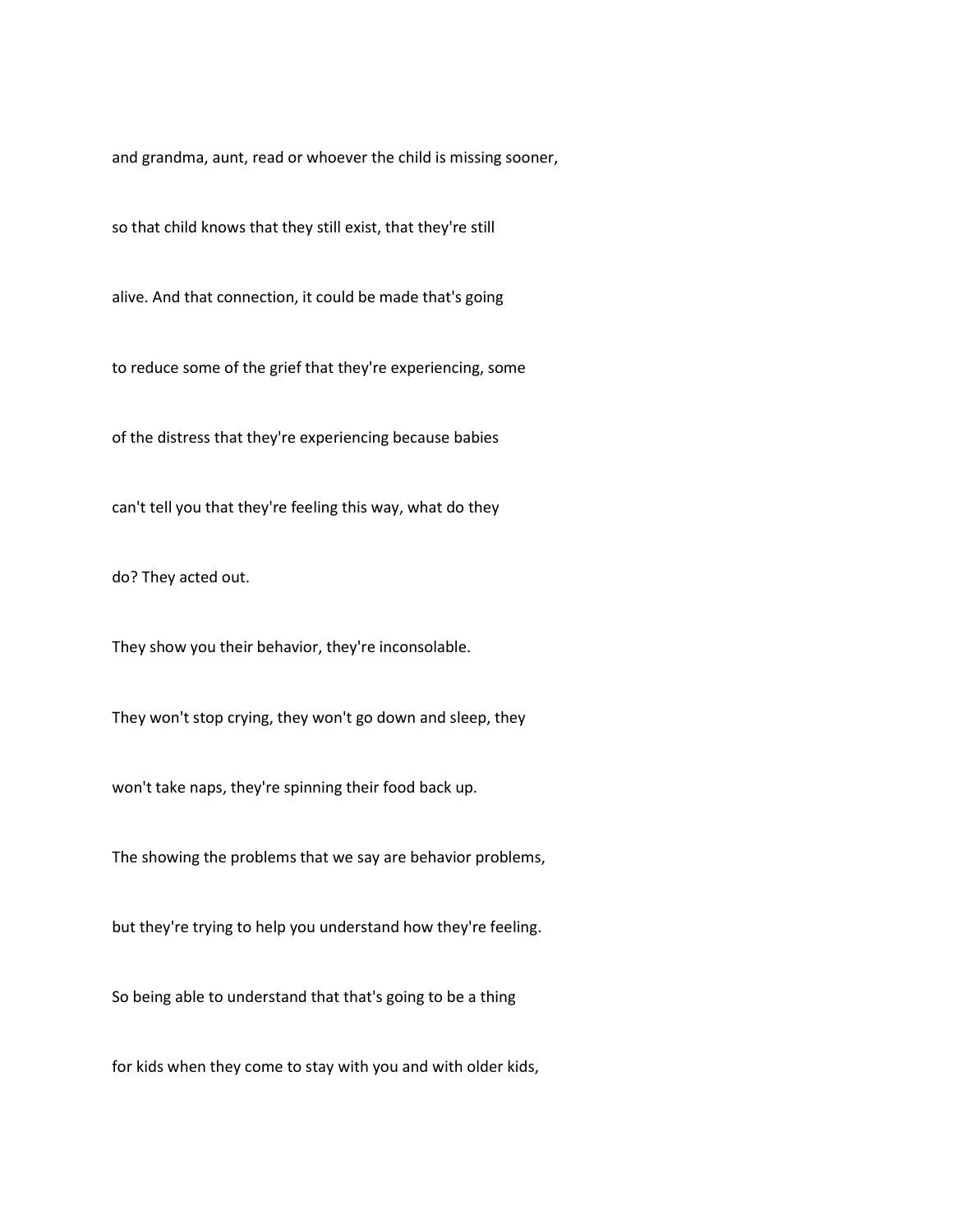and grandma, aunt, read or whoever the child is missing sooner,

so that child knows that they still exist, that they're still

alive. And that connection, it could be made that's going

to reduce some of the grief that they're experiencing, some

of the distress that they're experiencing because babies

can't tell you that they're feeling this way, what do they

do? They acted out.

They show you their behavior, they're inconsolable.

They won't stop crying, they won't go down and sleep, they

won't take naps, they're spinning their food back up.

The showing the problems that we say are behavior problems,

but they're trying to help you understand how they're feeling.

So being able to understand that that's going to be a thing

for kids when they come to stay with you and with older kids,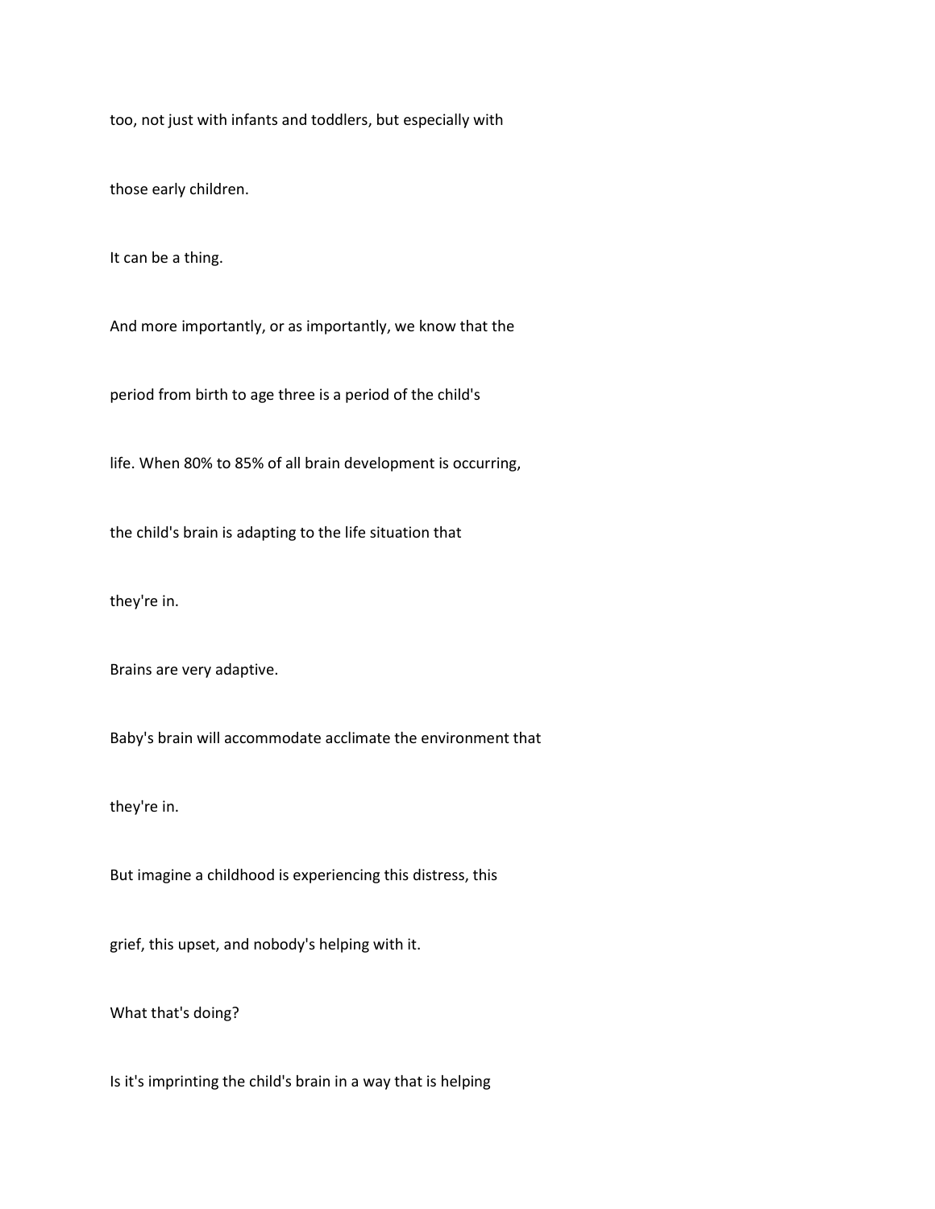too, not just with infants and toddlers, but especially with

those early children.

It can be a thing.

And more importantly, or as importantly, we know that the

period from birth to age three is a period of the child's

life. When 80% to 85% of all brain development is occurring,

the child's brain is adapting to the life situation that

they're in.

Brains are very adaptive.

Baby's brain will accommodate acclimate the environment that

they're in.

But imagine a childhood is experiencing this distress, this

grief, this upset, and nobody's helping with it.

What that's doing?

Is it's imprinting the child's brain in a way that is helping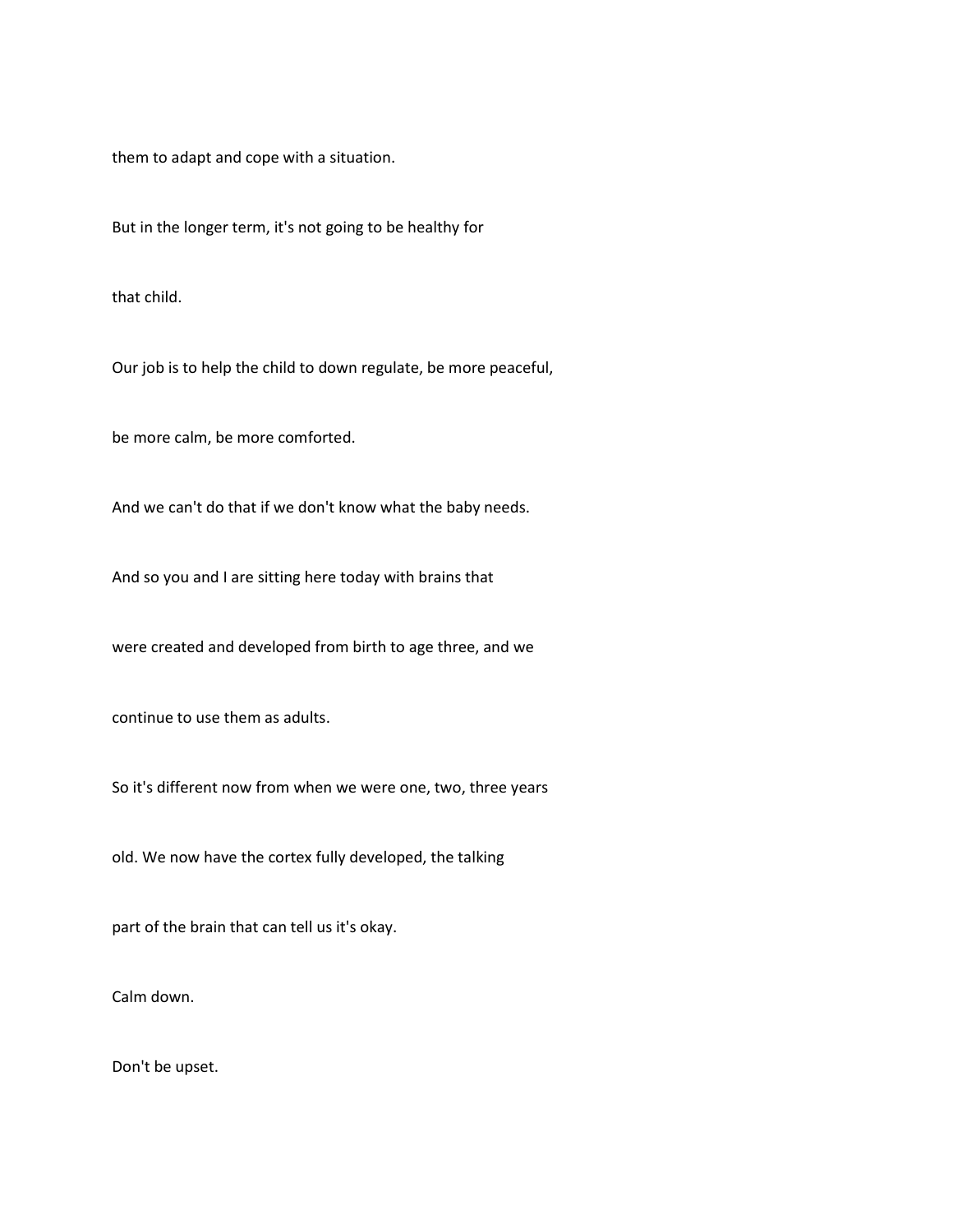them to adapt and cope with a situation.

But in the longer term, it's not going to be healthy for

that child.

Our job is to help the child to down regulate, be more peaceful,

be more calm, be more comforted.

And we can't do that if we don't know what the baby needs.

And so you and I are sitting here today with brains that

were created and developed from birth to age three, and we

continue to use them as adults.

So it's different now from when we were one, two, three years

old. We now have the cortex fully developed, the talking

part of the brain that can tell us it's okay.

Calm down.

Don't be upset.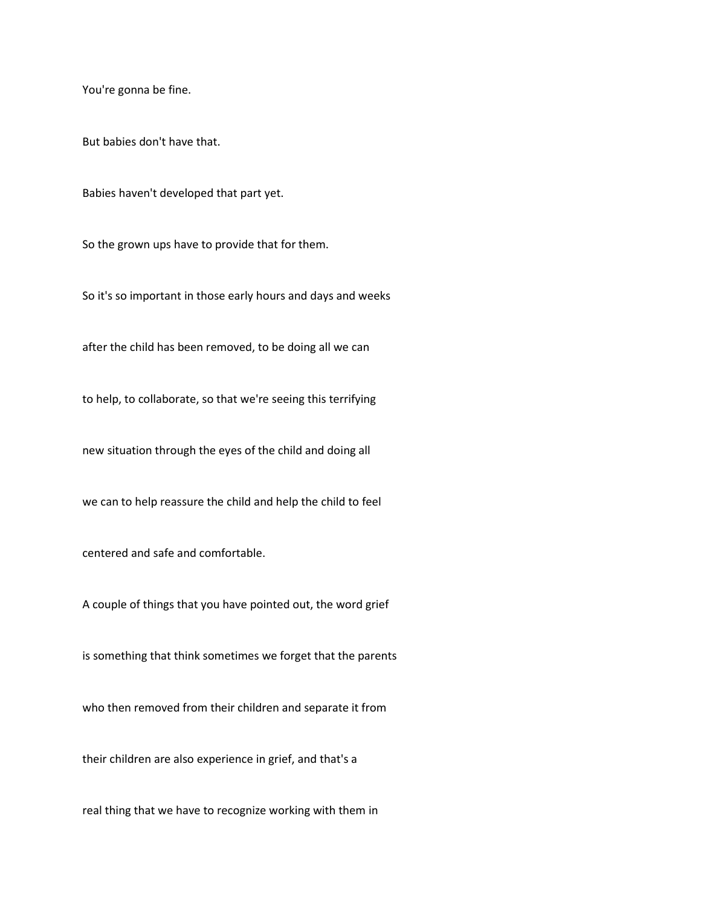You're gonna be fine.

But babies don't have that.

Babies haven't developed that part yet.

So the grown ups have to provide that for them.

So it's so important in those early hours and days and weeks

after the child has been removed, to be doing all we can

to help, to collaborate, so that we're seeing this terrifying

new situation through the eyes of the child and doing all

we can to help reassure the child and help the child to feel

centered and safe and comfortable.

A couple of things that you have pointed out, the word grief

is something that think sometimes we forget that the parents

who then removed from their children and separate it from

their children are also experience in grief, and that's a

real thing that we have to recognize working with them in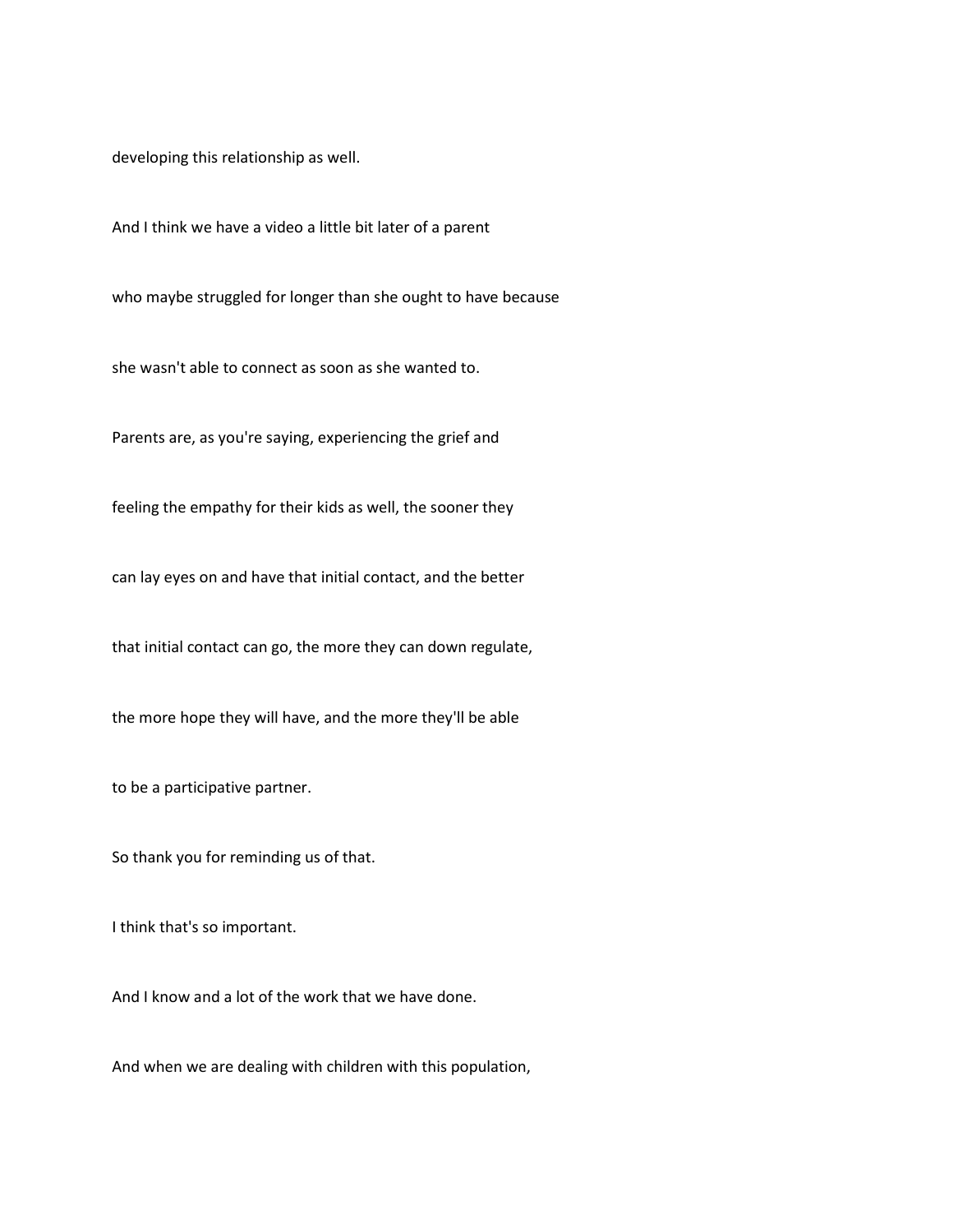developing this relationship as well.

And I think we have a video a little bit later of a parent

who maybe struggled for longer than she ought to have because

she wasn't able to connect as soon as she wanted to.

Parents are, as you're saying, experiencing the grief and

feeling the empathy for their kids as well, the sooner they

can lay eyes on and have that initial contact, and the better

that initial contact can go, the more they can down regulate,

the more hope they will have, and the more they'll be able

to be a participative partner.

So thank you for reminding us of that.

I think that's so important.

And I know and a lot of the work that we have done.

And when we are dealing with children with this population,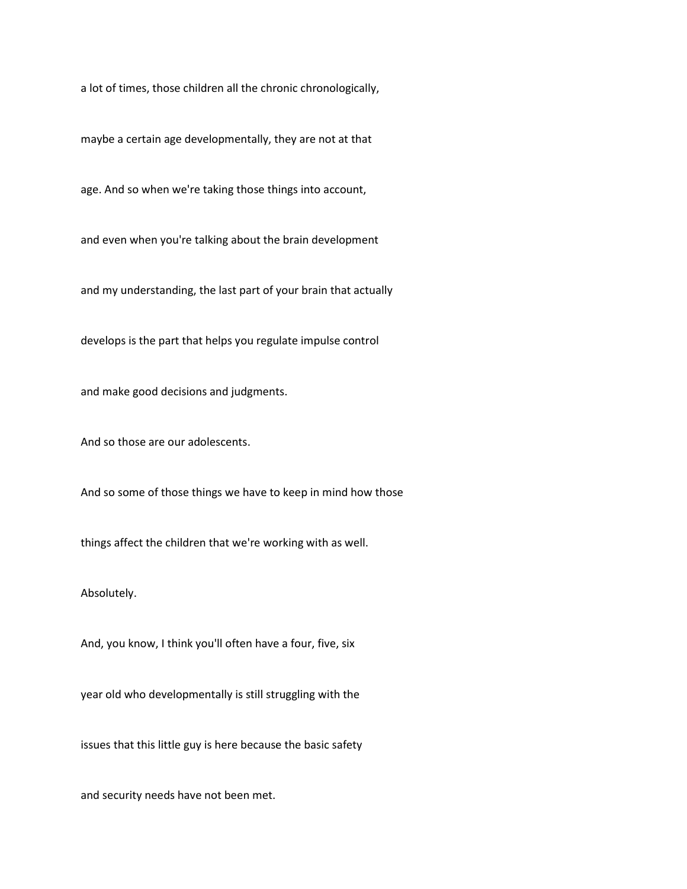a lot of times, those children all the chronic chronologically,

maybe a certain age developmentally, they are not at that

age. And so when we're taking those things into account,

and even when you're talking about the brain development

and my understanding, the last part of your brain that actually

develops is the part that helps you regulate impulse control

and make good decisions and judgments.

And so those are our adolescents.

And so some of those things we have to keep in mind how those

things affect the children that we're working with as well.

Absolutely.

And, you know, I think you'll often have a four, five, six

year old who developmentally is still struggling with the

issues that this little guy is here because the basic safety

and security needs have not been met.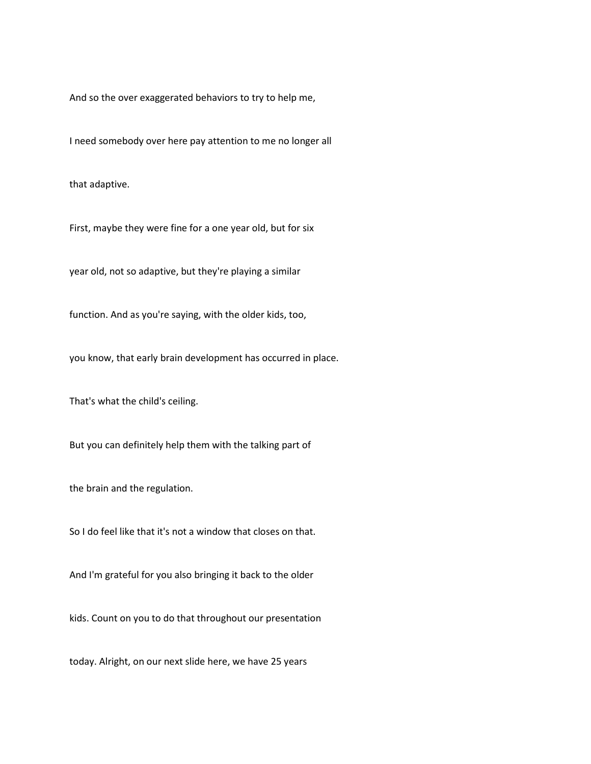And so the over exaggerated behaviors to try to help me,

I need somebody over here pay attention to me no longer all

that adaptive.

First, maybe they were fine for a one year old, but for six

year old, not so adaptive, but they're playing a similar

function. And as you're saying, with the older kids, too,

you know, that early brain development has occurred in place.

That's what the child's ceiling.

But you can definitely help them with the talking part of

the brain and the regulation.

So I do feel like that it's not a window that closes on that.

And I'm grateful for you also bringing it back to the older

kids. Count on you to do that throughout our presentation

today. Alright, on our next slide here, we have 25 years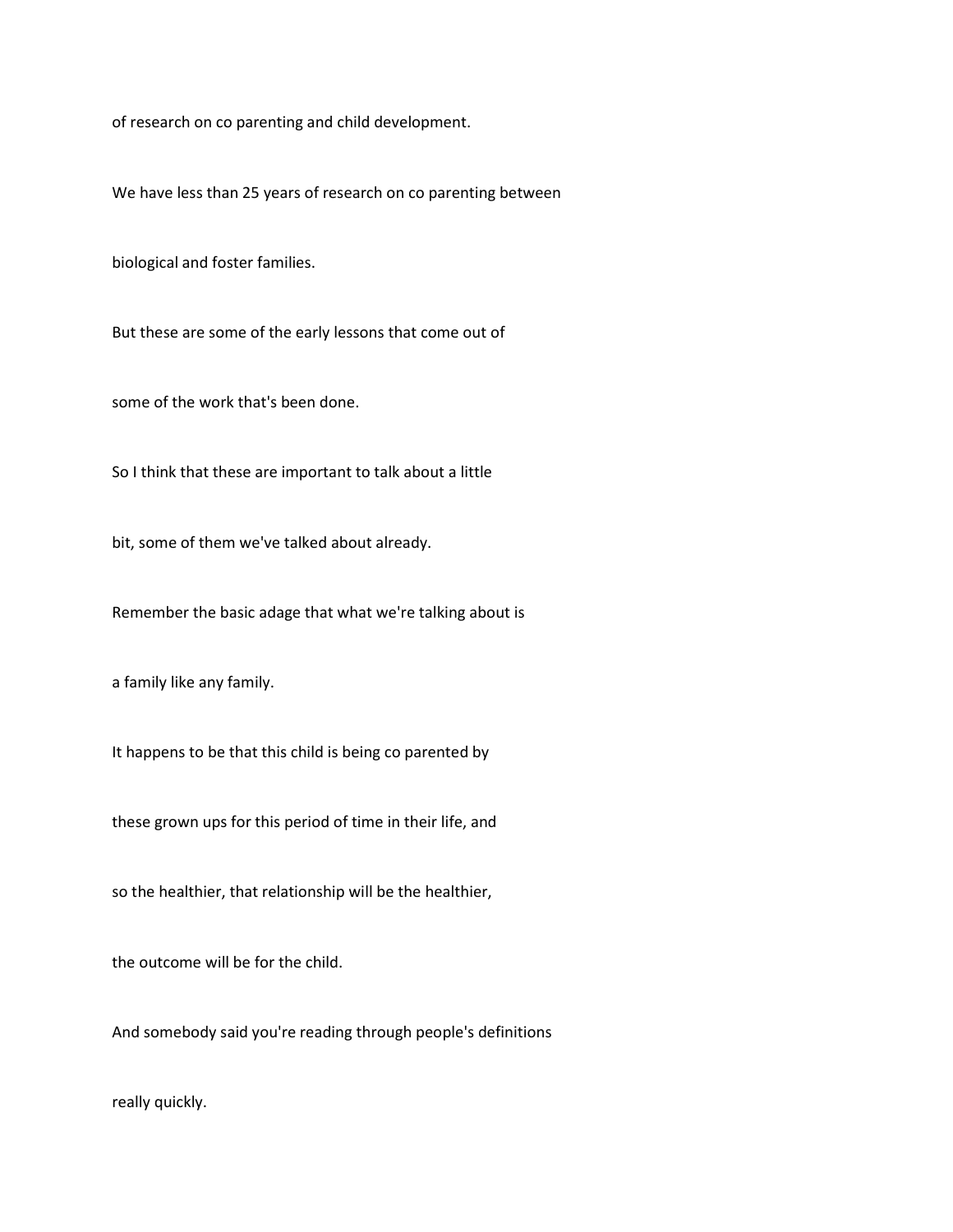of research on co parenting and child development.

We have less than 25 years of research on co parenting between

biological and foster families.

But these are some of the early lessons that come out of

some of the work that's been done.

So I think that these are important to talk about a little

bit, some of them we've talked about already.

Remember the basic adage that what we're talking about is

a family like any family.

It happens to be that this child is being co parented by

these grown ups for this period of time in their life, and

so the healthier, that relationship will be the healthier,

the outcome will be for the child.

And somebody said you're reading through people's definitions

really quickly.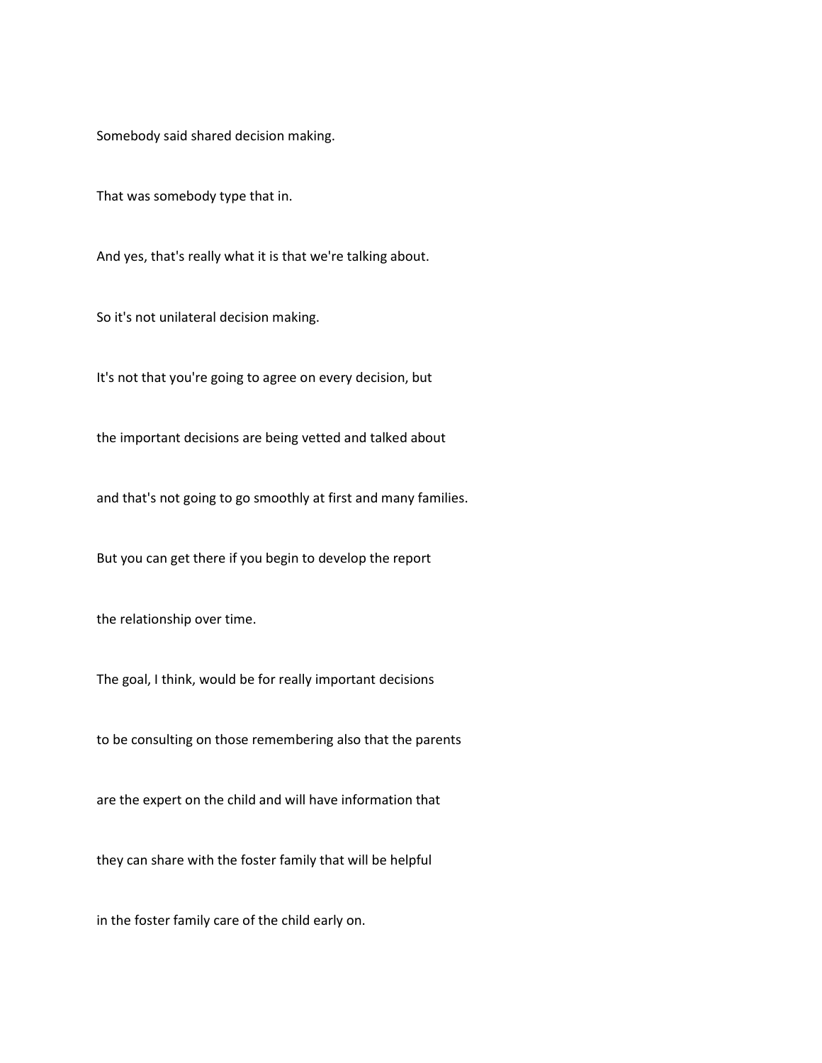Somebody said shared decision making.

That was somebody type that in.

And yes, that's really what it is that we're talking about.

So it's not unilateral decision making.

It's not that you're going to agree on every decision, but

the important decisions are being vetted and talked about

and that's not going to go smoothly at first and many families.

But you can get there if you begin to develop the report

the relationship over time.

The goal, I think, would be for really important decisions

to be consulting on those remembering also that the parents

are the expert on the child and will have information that

they can share with the foster family that will be helpful

in the foster family care of the child early on.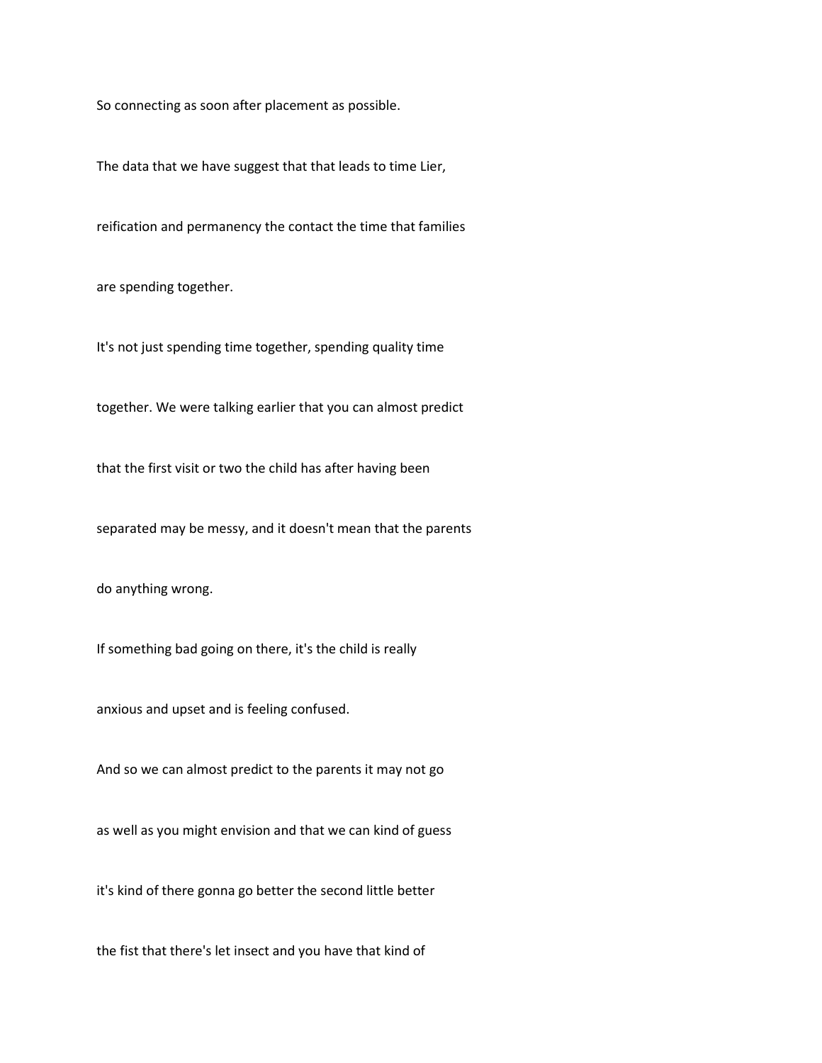So connecting as soon after placement as possible.

The data that we have suggest that that leads to time Lier,

reification and permanency the contact the time that families

are spending together.

It's not just spending time together, spending quality time

together. We were talking earlier that you can almost predict

that the first visit or two the child has after having been

separated may be messy, and it doesn't mean that the parents

do anything wrong.

If something bad going on there, it's the child is really

anxious and upset and is feeling confused.

And so we can almost predict to the parents it may not go

as well as you might envision and that we can kind of guess

it's kind of there gonna go better the second little better

the fist that there's let insect and you have that kind of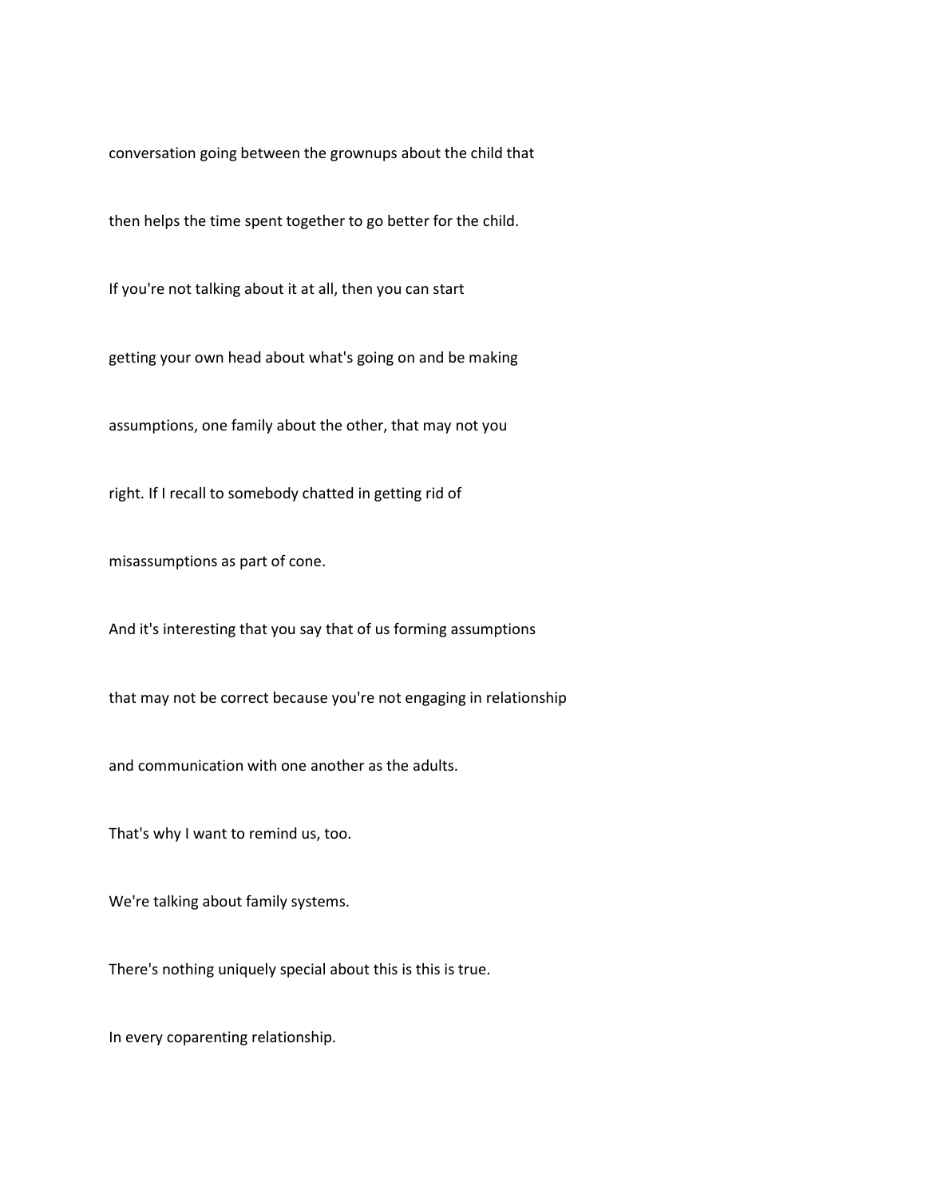conversation going between the grownups about the child that

then helps the time spent together to go better for the child.

If you're not talking about it at all, then you can start

getting your own head about what's going on and be making

assumptions, one family about the other, that may not you

right. If I recall to somebody chatted in getting rid of

misassumptions as part of cone.

And it's interesting that you say that of us forming assumptions

that may not be correct because you're not engaging in relationship

and communication with one another as the adults.

That's why I want to remind us, too.

We're talking about family systems.

There's nothing uniquely special about this is this is true.

In every coparenting relationship.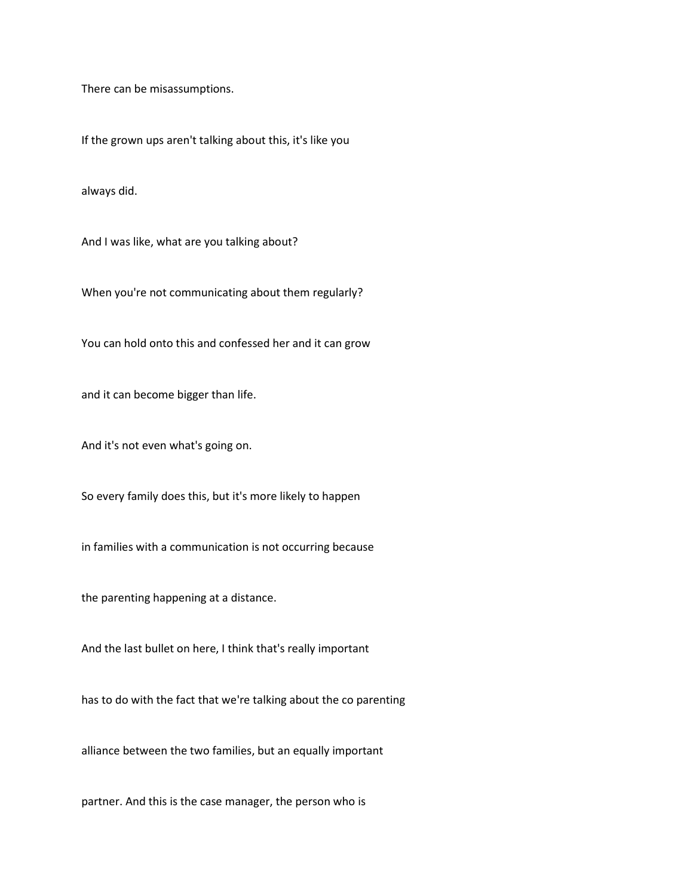There can be misassumptions.

If the grown ups aren't talking about this, it's like you

always did.

And I was like, what are you talking about?

When you're not communicating about them regularly?

You can hold onto this and confessed her and it can grow

and it can become bigger than life.

And it's not even what's going on.

So every family does this, but it's more likely to happen

in families with a communication is not occurring because

the parenting happening at a distance.

And the last bullet on here, I think that's really important

has to do with the fact that we're talking about the co parenting

alliance between the two families, but an equally important

partner. And this is the case manager, the person who is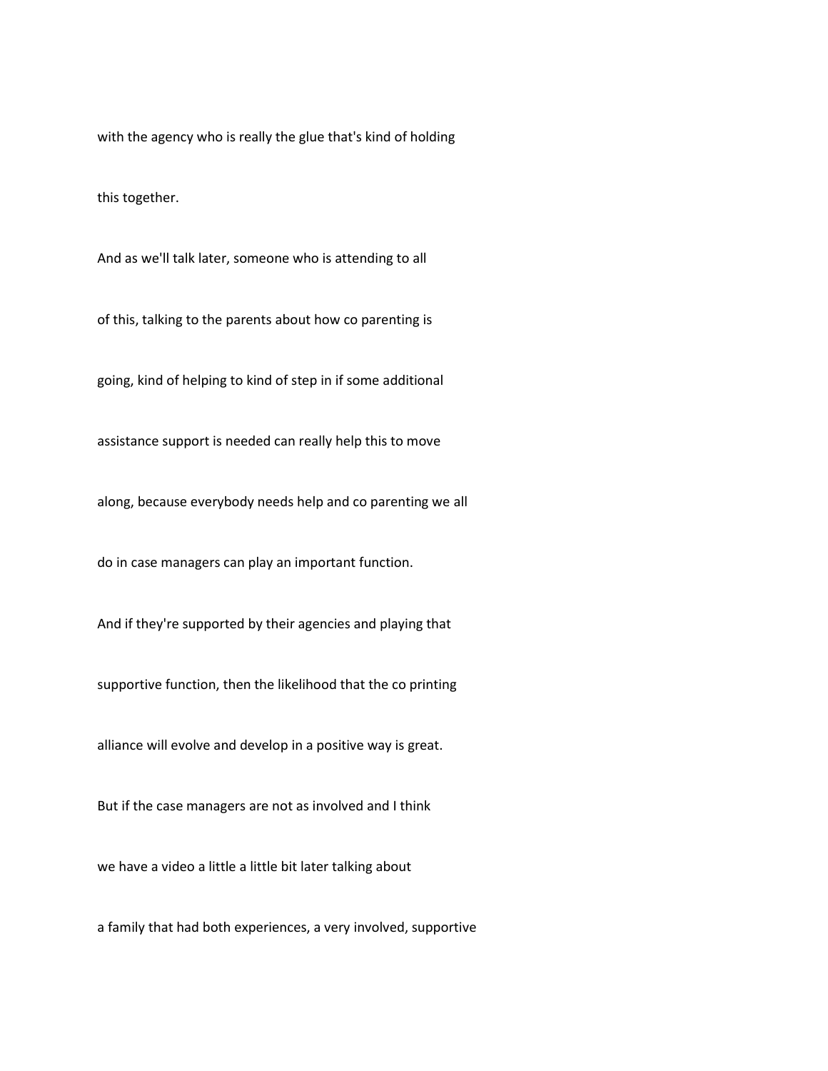with the agency who is really the glue that's kind of holding

this together.

And as we'll talk later, someone who is attending to all

of this, talking to the parents about how co parenting is

going, kind of helping to kind of step in if some additional

assistance support is needed can really help this to move

along, because everybody needs help and co parenting we all

do in case managers can play an important function.

And if they're supported by their agencies and playing that

supportive function, then the likelihood that the co printing

alliance will evolve and develop in a positive way is great.

But if the case managers are not as involved and I think

we have a video a little a little bit later talking about

a family that had both experiences, a very involved, supportive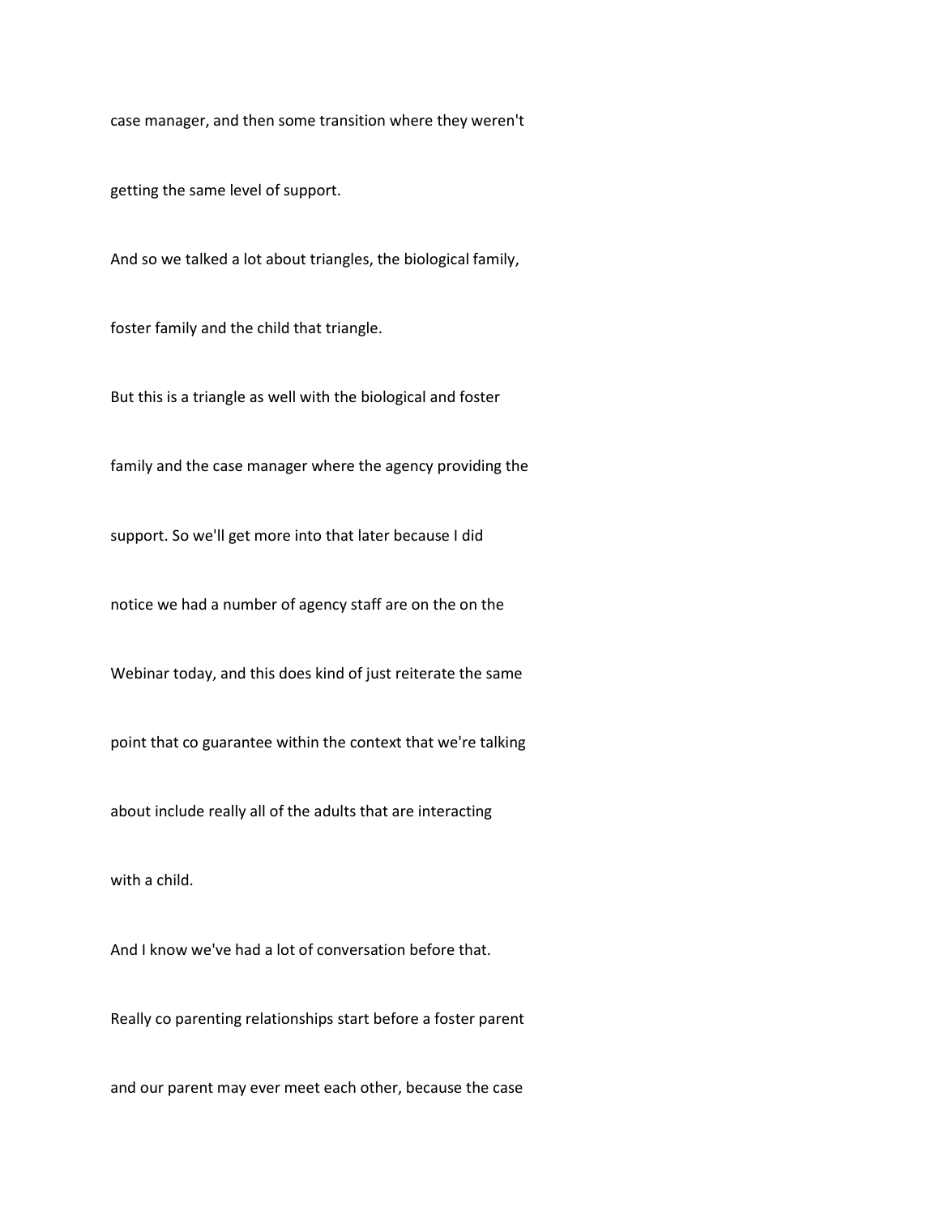case manager, and then some transition where they weren't

getting the same level of support.

And so we talked a lot about triangles, the biological family,

foster family and the child that triangle.

But this is a triangle as well with the biological and foster

family and the case manager where the agency providing the

support. So we'll get more into that later because I did

notice we had a number of agency staff are on the on the

Webinar today, and this does kind of just reiterate the same

point that co guarantee within the context that we're talking

about include really all of the adults that are interacting

with a child.

And I know we've had a lot of conversation before that.

Really co parenting relationships start before a foster parent

and our parent may ever meet each other, because the case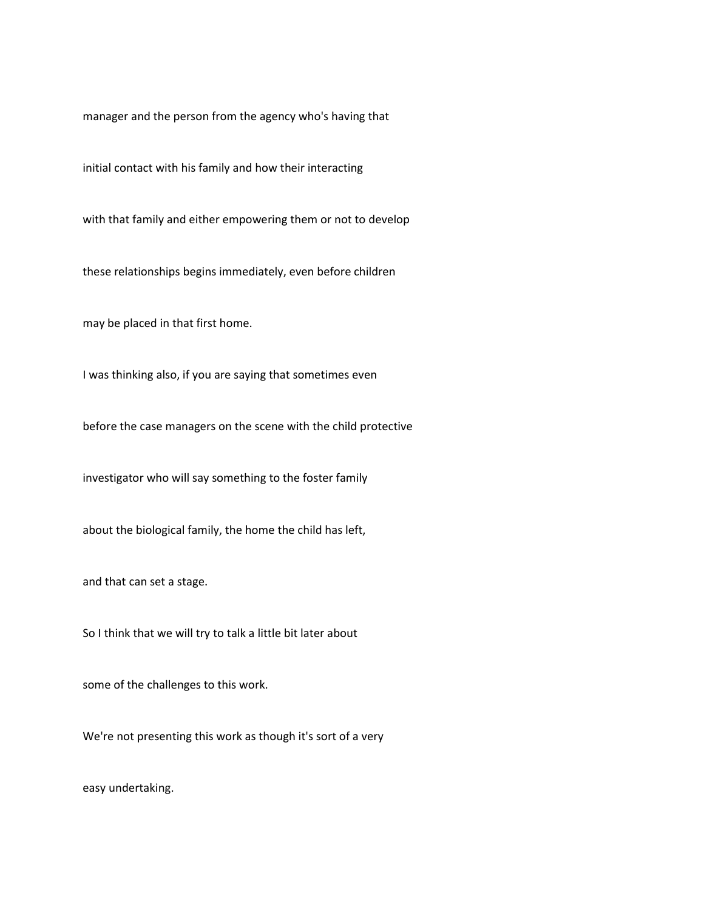manager and the person from the agency who's having that

initial contact with his family and how their interacting

with that family and either empowering them or not to develop

these relationships begins immediately, even before children

may be placed in that first home.

I was thinking also, if you are saying that sometimes even

before the case managers on the scene with the child protective

investigator who will say something to the foster family

about the biological family, the home the child has left,

and that can set a stage.

So I think that we will try to talk a little bit later about

some of the challenges to this work.

We're not presenting this work as though it's sort of a very

easy undertaking.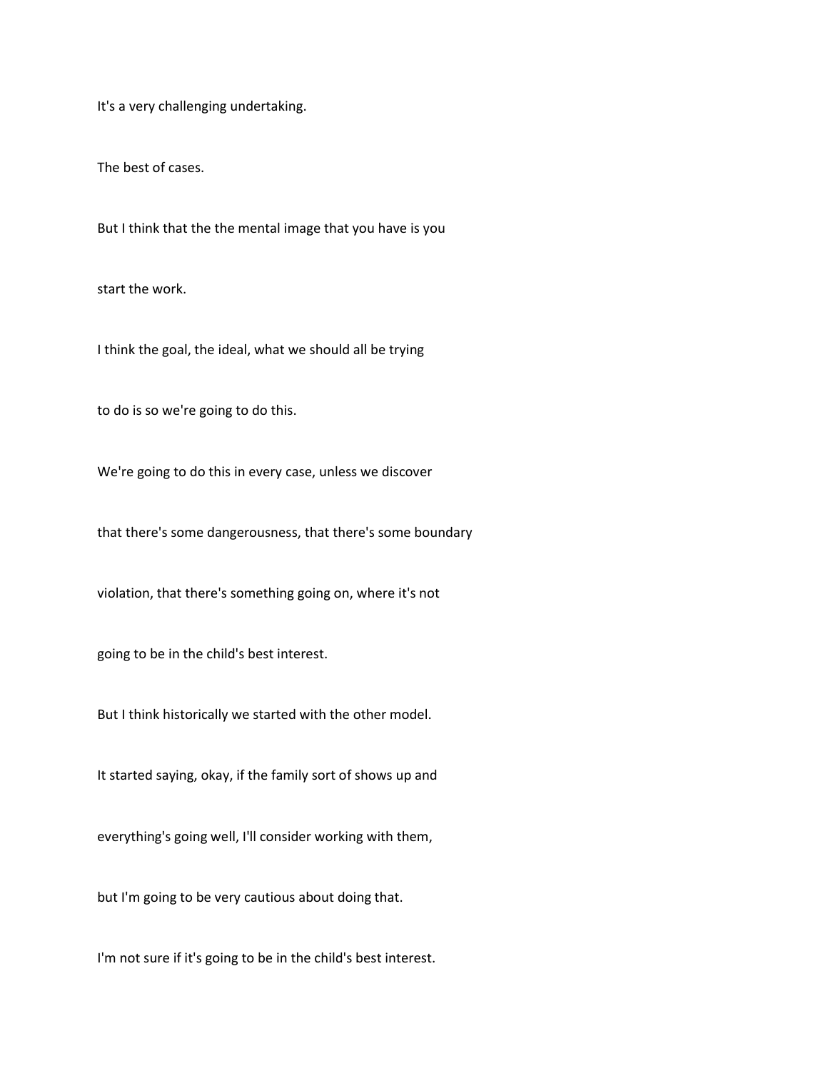It's a very challenging undertaking.

The best of cases.

But I think that the the mental image that you have is you

start the work.

I think the goal, the ideal, what we should all be trying

to do is so we're going to do this.

We're going to do this in every case, unless we discover

that there's some dangerousness, that there's some boundary

violation, that there's something going on, where it's not

going to be in the child's best interest.

But I think historically we started with the other model.

It started saying, okay, if the family sort of shows up and

everything's going well, I'll consider working with them,

but I'm going to be very cautious about doing that.

I'm not sure if it's going to be in the child's best interest.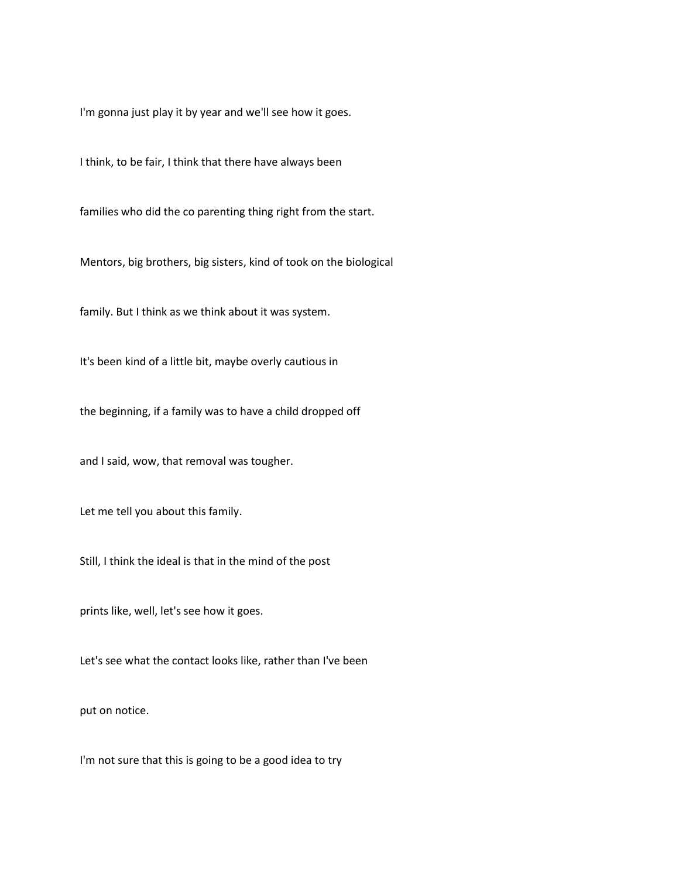I'm gonna just play it by year and we'll see how it goes.

I think, to be fair, I think that there have always been

families who did the co parenting thing right from the start.

Mentors, big brothers, big sisters, kind of took on the biological

family. But I think as we think about it was system.

It's been kind of a little bit, maybe overly cautious in

the beginning, if a family was to have a child dropped off

and I said, wow, that removal was tougher.

Let me tell you about this family.

Still, I think the ideal is that in the mind of the post

prints like, well, let's see how it goes.

Let's see what the contact looks like, rather than I've been

put on notice.

I'm not sure that this is going to be a good idea to try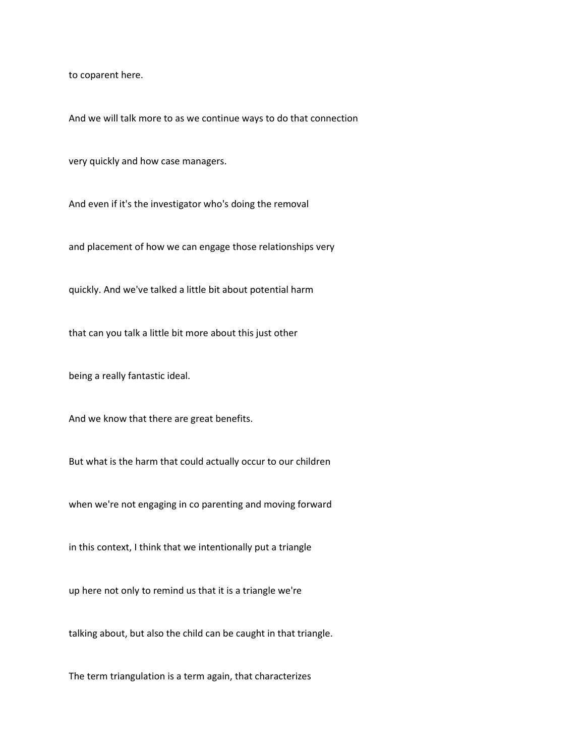to coparent here.

And we will talk more to as we continue ways to do that connection

very quickly and how case managers.

And even if it's the investigator who's doing the removal

and placement of how we can engage those relationships very

quickly. And we've talked a little bit about potential harm

that can you talk a little bit more about this just other

being a really fantastic ideal.

And we know that there are great benefits.

But what is the harm that could actually occur to our children

when we're not engaging in co parenting and moving forward

in this context, I think that we intentionally put a triangle

up here not only to remind us that it is a triangle we're

talking about, but also the child can be caught in that triangle.

The term triangulation is a term again, that characterizes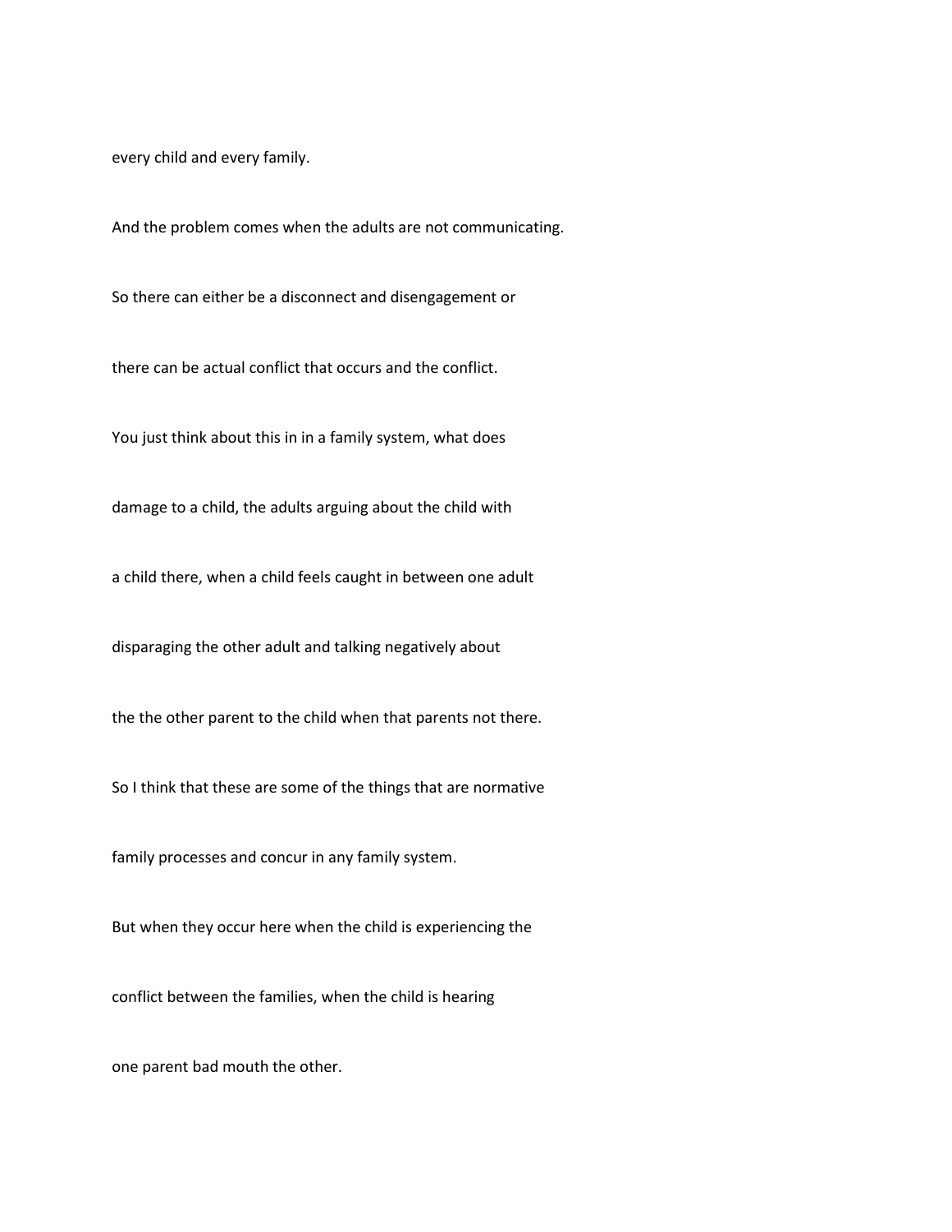every child and every family.

And the problem comes when the adults are not communicating.

So there can either be a disconnect and disengagement or

there can be actual conflict that occurs and the conflict.

You just think about this in in a family system, what does

damage to a child, the adults arguing about the child with

a child there, when a child feels caught in between one adult

disparaging the other adult and talking negatively about

the the other parent to the child when that parents not there.

So I think that these are some of the things that are normative

family processes and concur in any family system.

But when they occur here when the child is experiencing the

conflict between the families, when the child is hearing

one parent bad mouth the other.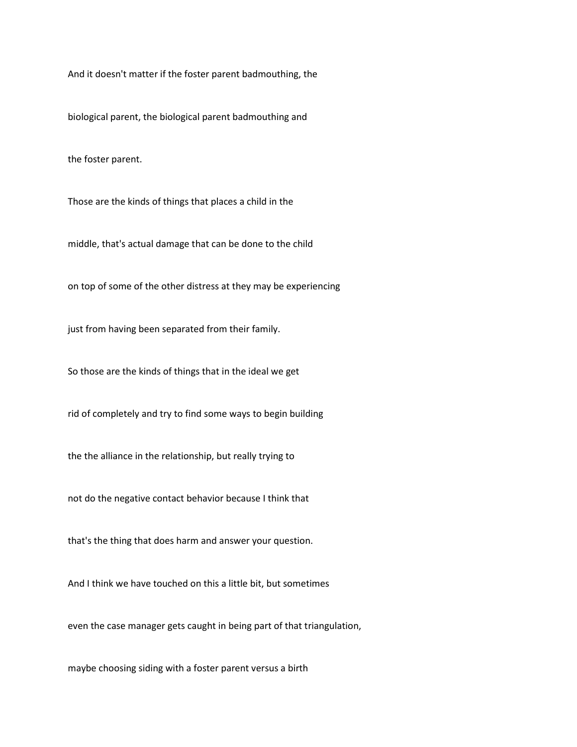And it doesn't matter if the foster parent badmouthing, the

biological parent, the biological parent badmouthing and

the foster parent.

Those are the kinds of things that places a child in the

middle, that's actual damage that can be done to the child

on top of some of the other distress at they may be experiencing

just from having been separated from their family.

So those are the kinds of things that in the ideal we get

rid of completely and try to find some ways to begin building

the the alliance in the relationship, but really trying to

not do the negative contact behavior because I think that

that's the thing that does harm and answer your question.

And I think we have touched on this a little bit, but sometimes

even the case manager gets caught in being part of that triangulation,

maybe choosing siding with a foster parent versus a birth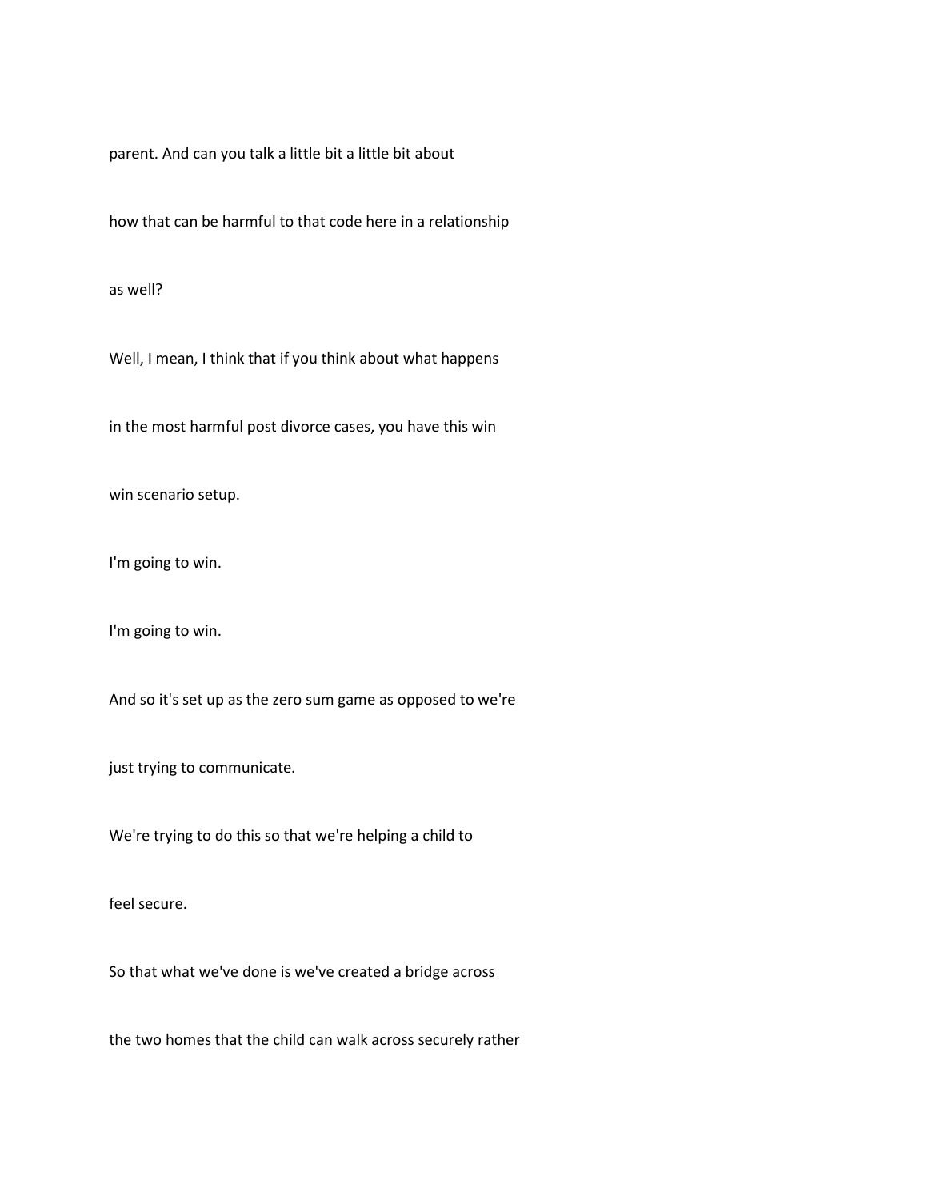parent. And can you talk a little bit a little bit about

how that can be harmful to that code here in a relationship

as well?

Well, I mean, I think that if you think about what happens

in the most harmful post divorce cases, you have this win

win scenario setup.

I'm going to win.

I'm going to win.

And so it's set up as the zero sum game as opposed to we're

just trying to communicate.

We're trying to do this so that we're helping a child to

feel secure.

So that what we've done is we've created a bridge across

the two homes that the child can walk across securely rather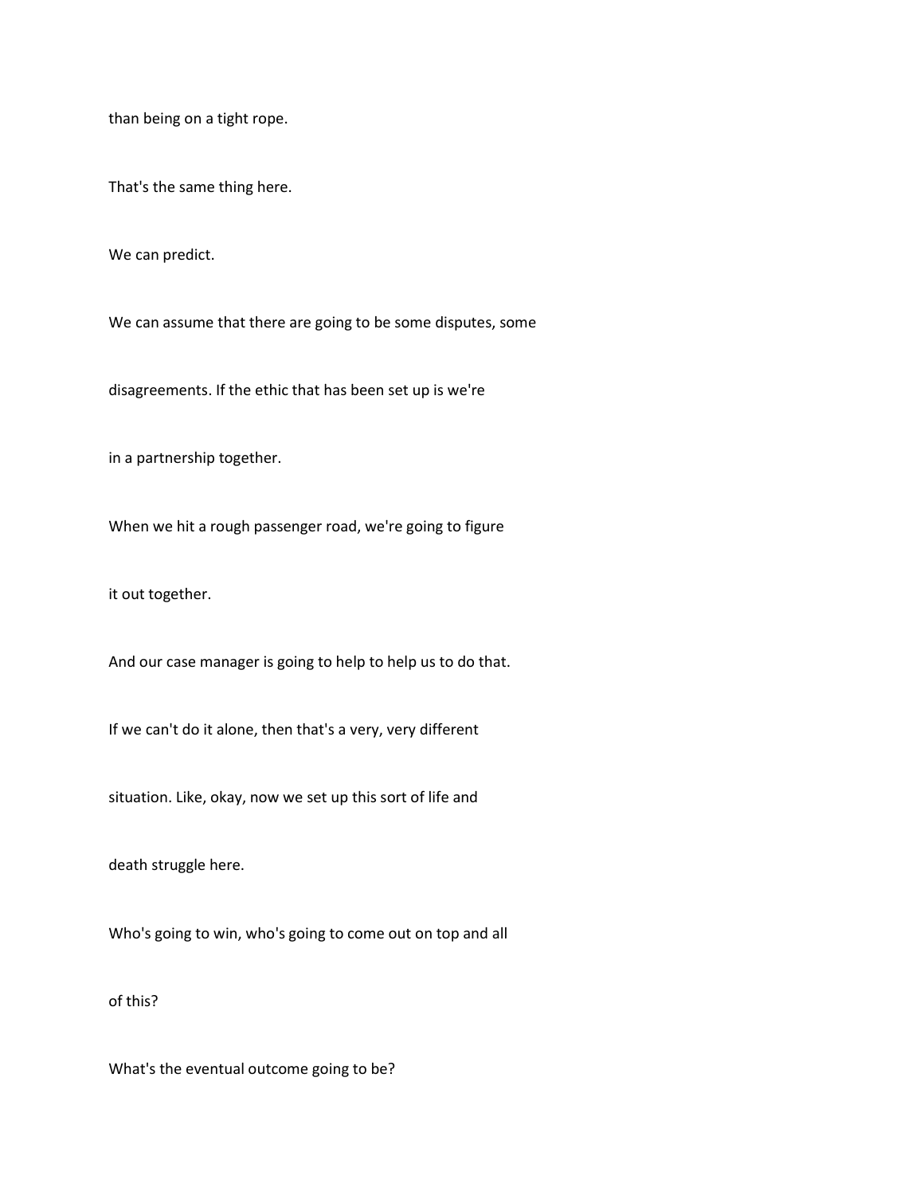than being on a tight rope.

That's the same thing here.

We can predict.

We can assume that there are going to be some disputes, some

disagreements. If the ethic that has been set up is we're

in a partnership together.

When we hit a rough passenger road, we're going to figure

it out together.

And our case manager is going to help to help us to do that.

If we can't do it alone, then that's a very, very different

situation. Like, okay, now we set up this sort of life and

death struggle here.

Who's going to win, who's going to come out on top and all

of this?

What's the eventual outcome going to be?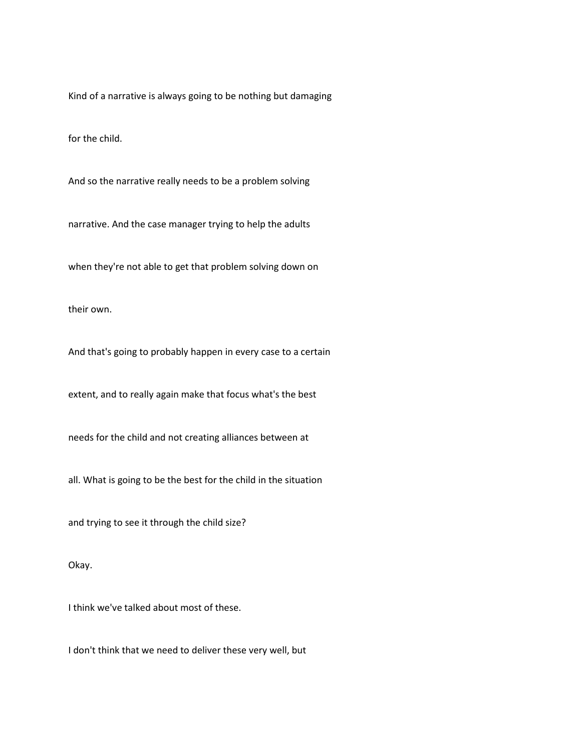Kind of a narrative is always going to be nothing but damaging

for the child.

And so the narrative really needs to be a problem solving

narrative. And the case manager trying to help the adults

when they're not able to get that problem solving down on

their own.

And that's going to probably happen in every case to a certain

extent, and to really again make that focus what's the best

needs for the child and not creating alliances between at

all. What is going to be the best for the child in the situation

and trying to see it through the child size?

Okay.

I think we've talked about most of these.

I don't think that we need to deliver these very well, but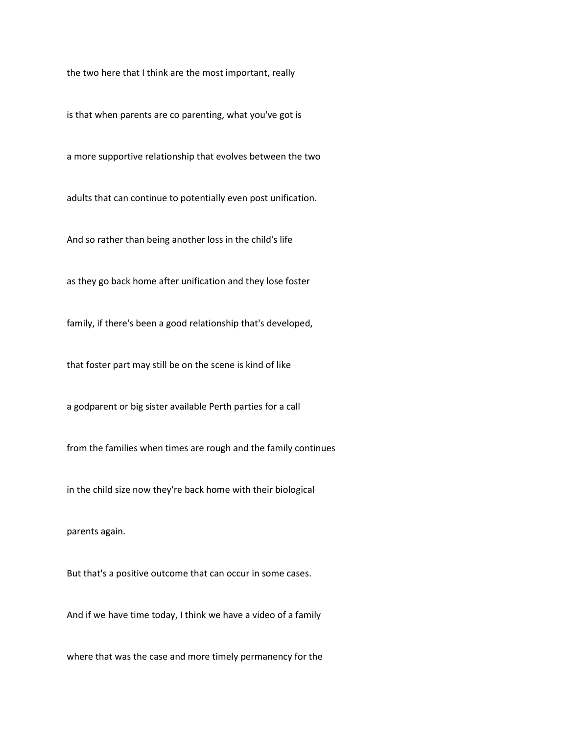the two here that I think are the most important, really

is that when parents are co parenting, what you've got is

a more supportive relationship that evolves between the two

adults that can continue to potentially even post unification.

And so rather than being another loss in the child's life

as they go back home after unification and they lose foster

family, if there's been a good relationship that's developed,

that foster part may still be on the scene is kind of like

a godparent or big sister available Perth parties for a call

from the families when times are rough and the family continues

in the child size now they're back home with their biological

parents again.

But that's a positive outcome that can occur in some cases.

And if we have time today, I think we have a video of a family

where that was the case and more timely permanency for the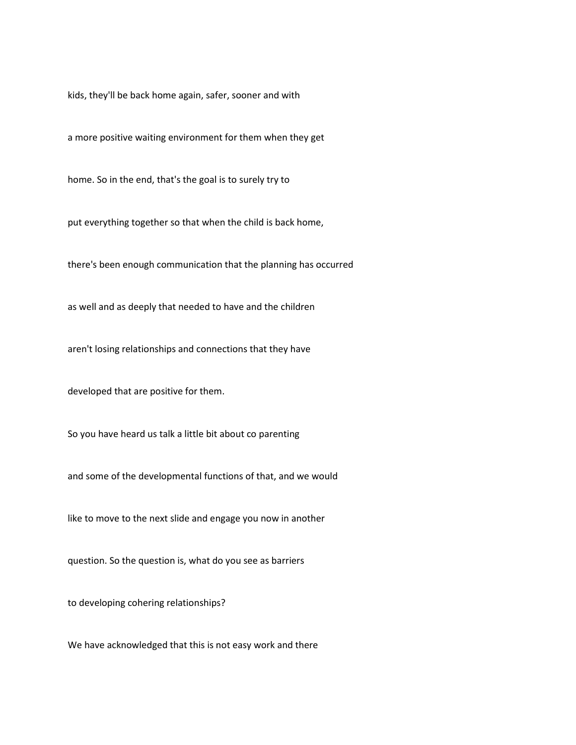kids, they'll be back home again, safer, sooner and with

a more positive waiting environment for them when they get

home. So in the end, that's the goal is to surely try to

put everything together so that when the child is back home,

there's been enough communication that the planning has occurred

as well and as deeply that needed to have and the children

aren't losing relationships and connections that they have

developed that are positive for them.

So you have heard us talk a little bit about co parenting

and some of the developmental functions of that, and we would

like to move to the next slide and engage you now in another

question. So the question is, what do you see as barriers

to developing cohering relationships?

We have acknowledged that this is not easy work and there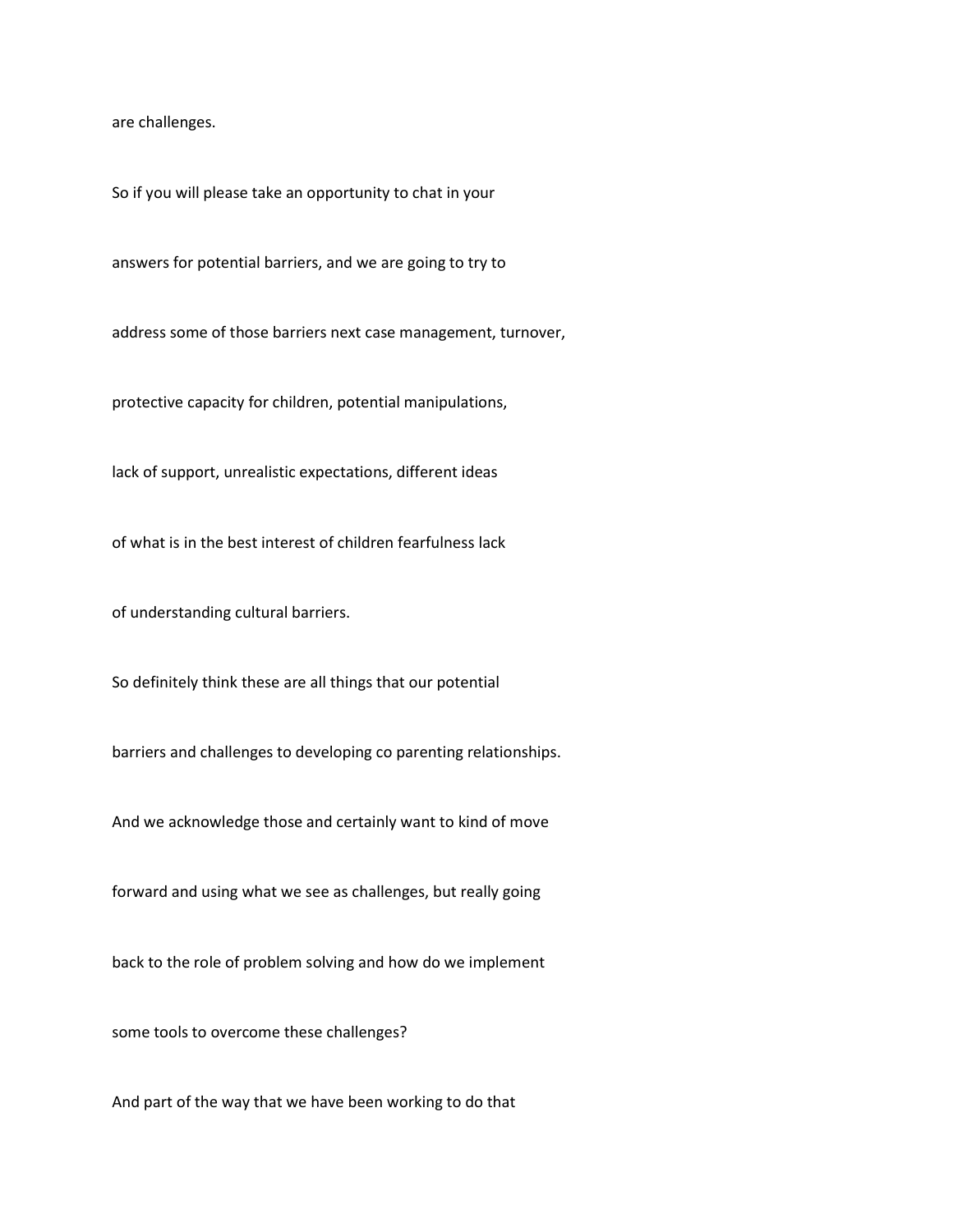are challenges.

So if you will please take an opportunity to chat in your

answers for potential barriers, and we are going to try to

address some of those barriers next case management, turnover,

protective capacity for children, potential manipulations,

lack of support, unrealistic expectations, different ideas

of what is in the best interest of children fearfulness lack

of understanding cultural barriers.

So definitely think these are all things that our potential

barriers and challenges to developing co parenting relationships.

And we acknowledge those and certainly want to kind of move

forward and using what we see as challenges, but really going

back to the role of problem solving and how do we implement

some tools to overcome these challenges?

And part of the way that we have been working to do that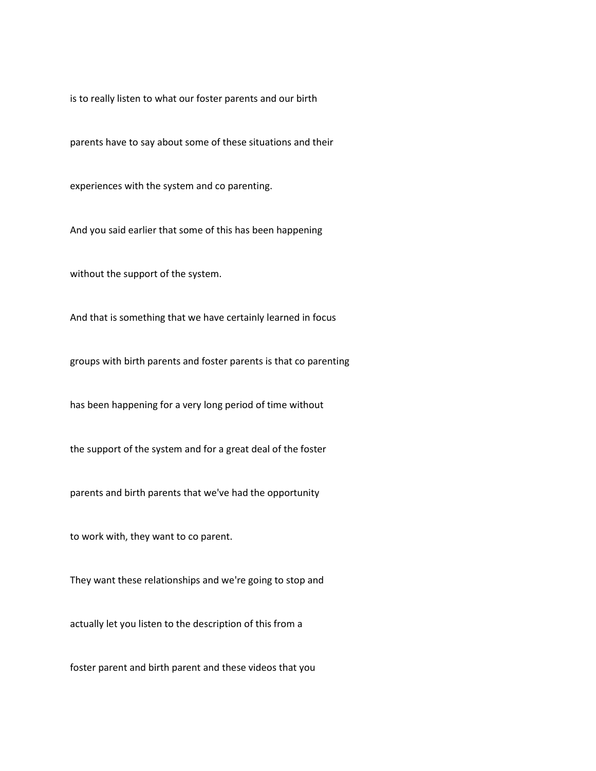is to really listen to what our foster parents and our birth

parents have to say about some of these situations and their

experiences with the system and co parenting.

And you said earlier that some of this has been happening

without the support of the system.

And that is something that we have certainly learned in focus

groups with birth parents and foster parents is that co parenting

has been happening for a very long period of time without

the support of the system and for a great deal of the foster

parents and birth parents that we've had the opportunity

to work with, they want to co parent.

They want these relationships and we're going to stop and

actually let you listen to the description of this from a

foster parent and birth parent and these videos that you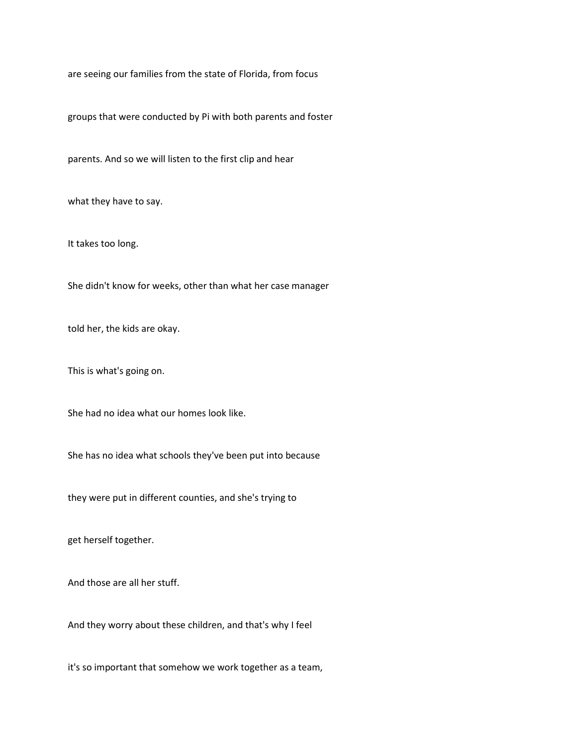are seeing our families from the state of Florida, from focus

groups that were conducted by Pi with both parents and foster

parents. And so we will listen to the first clip and hear

what they have to say.

It takes too long.

She didn't know for weeks, other than what her case manager

told her, the kids are okay.

This is what's going on.

She had no idea what our homes look like.

She has no idea what schools they've been put into because

they were put in different counties, and she's trying to

get herself together.

And those are all her stuff.

And they worry about these children, and that's why I feel

it's so important that somehow we work together as a team,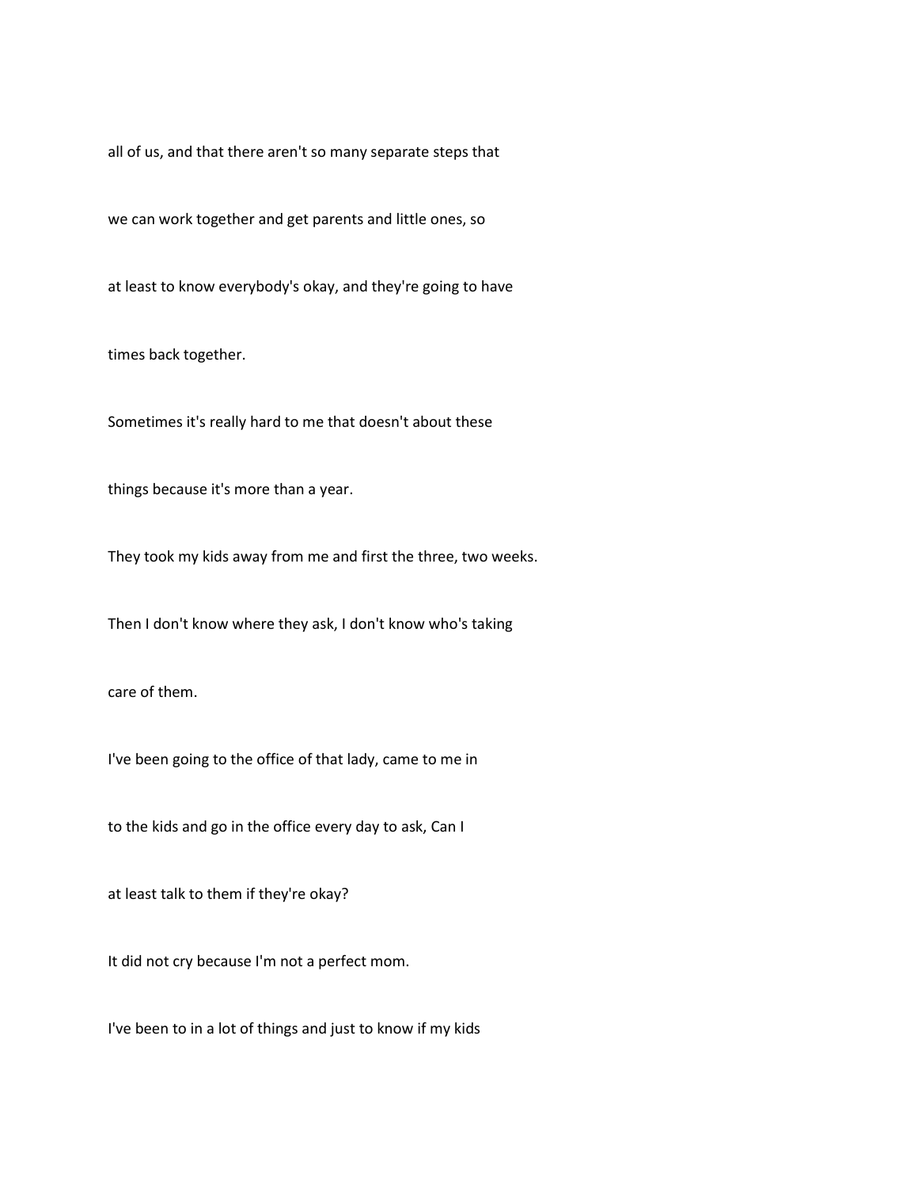all of us, and that there aren't so many separate steps that

we can work together and get parents and little ones, so

at least to know everybody's okay, and they're going to have

times back together.

Sometimes it's really hard to me that doesn't about these

things because it's more than a year.

They took my kids away from me and first the three, two weeks.

Then I don't know where they ask, I don't know who's taking

care of them.

I've been going to the office of that lady, came to me in

to the kids and go in the office every day to ask, Can I

at least talk to them if they're okay?

It did not cry because I'm not a perfect mom.

I've been to in a lot of things and just to know if my kids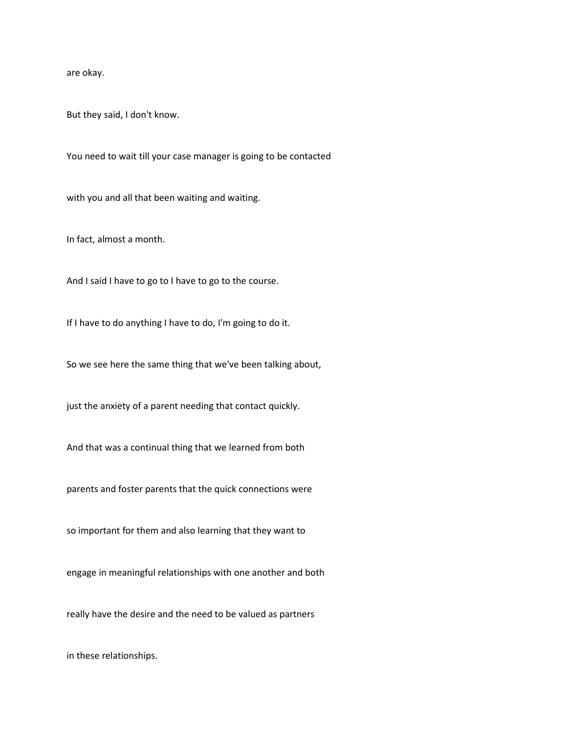are okay.

But they said, I don't know.

You need to wait till your case manager is going to be contacted

with you and all that been waiting and waiting.

In fact, almost a month.

And I said I have to go to I have to go to the course.

If I have to do anything I have to do, I'm going to do it.

So we see here the same thing that we've been talking about,

just the anxiety of a parent needing that contact quickly.

And that was a continual thing that we learned from both

parents and foster parents that the quick connections were

so important for them and also learning that they want to

engage in meaningful relationships with one another and both

really have the desire and the need to be valued as partners

in these relationships.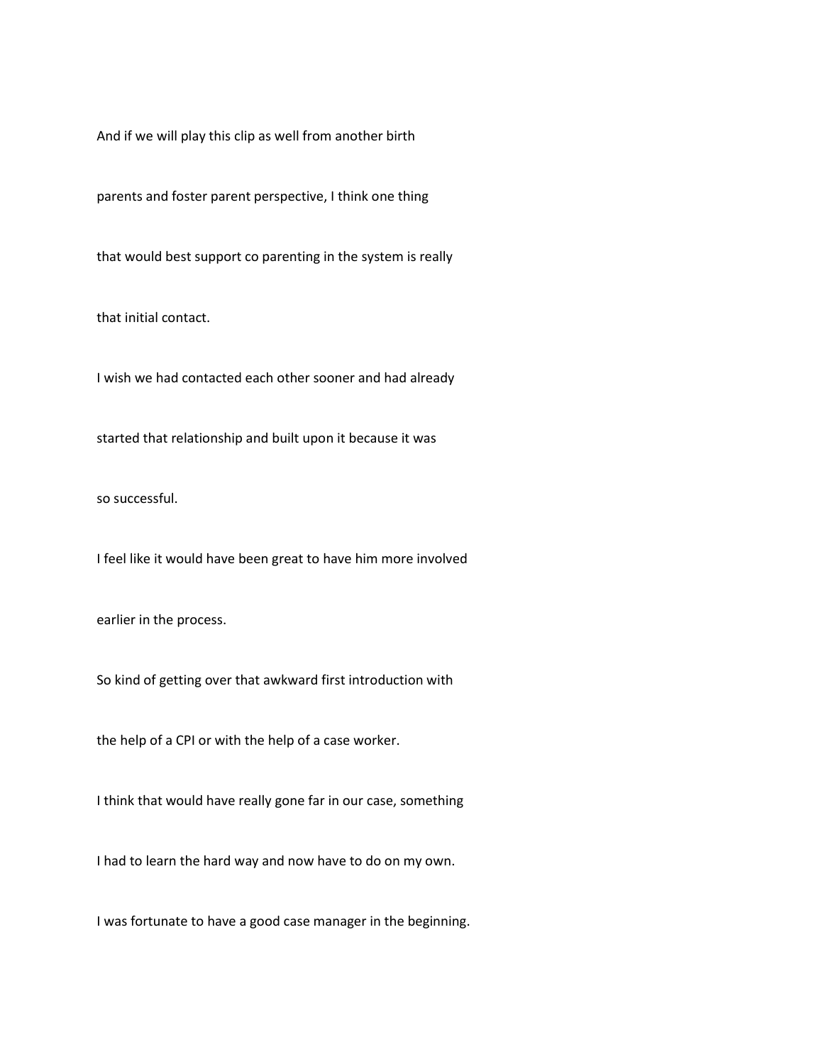And if we will play this clip as well from another birth

parents and foster parent perspective, I think one thing

that would best support co parenting in the system is really

that initial contact.

I wish we had contacted each other sooner and had already

started that relationship and built upon it because it was

so successful.

I feel like it would have been great to have him more involved

earlier in the process.

So kind of getting over that awkward first introduction with

the help of a CPI or with the help of a case worker.

I think that would have really gone far in our case, something

I had to learn the hard way and now have to do on my own.

I was fortunate to have a good case manager in the beginning.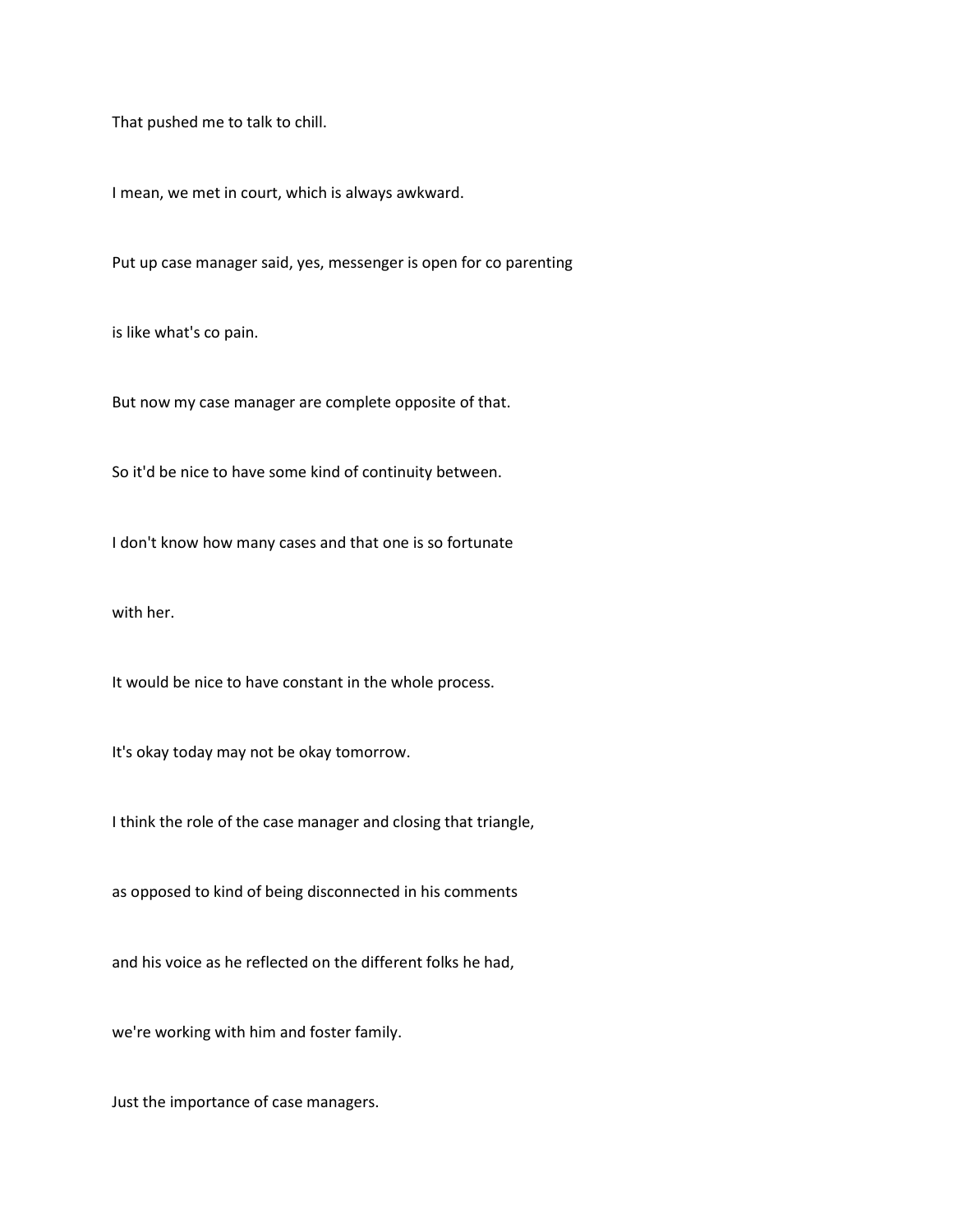That pushed me to talk to chill.

I mean, we met in court, which is always awkward.

Put up case manager said, yes, messenger is open for co parenting

is like what's co pain.

But now my case manager are complete opposite of that.

So it'd be nice to have some kind of continuity between.

I don't know how many cases and that one is so fortunate

with her.

It would be nice to have constant in the whole process.

It's okay today may not be okay tomorrow.

I think the role of the case manager and closing that triangle,

as opposed to kind of being disconnected in his comments

and his voice as he reflected on the different folks he had,

we're working with him and foster family.

Just the importance of case managers.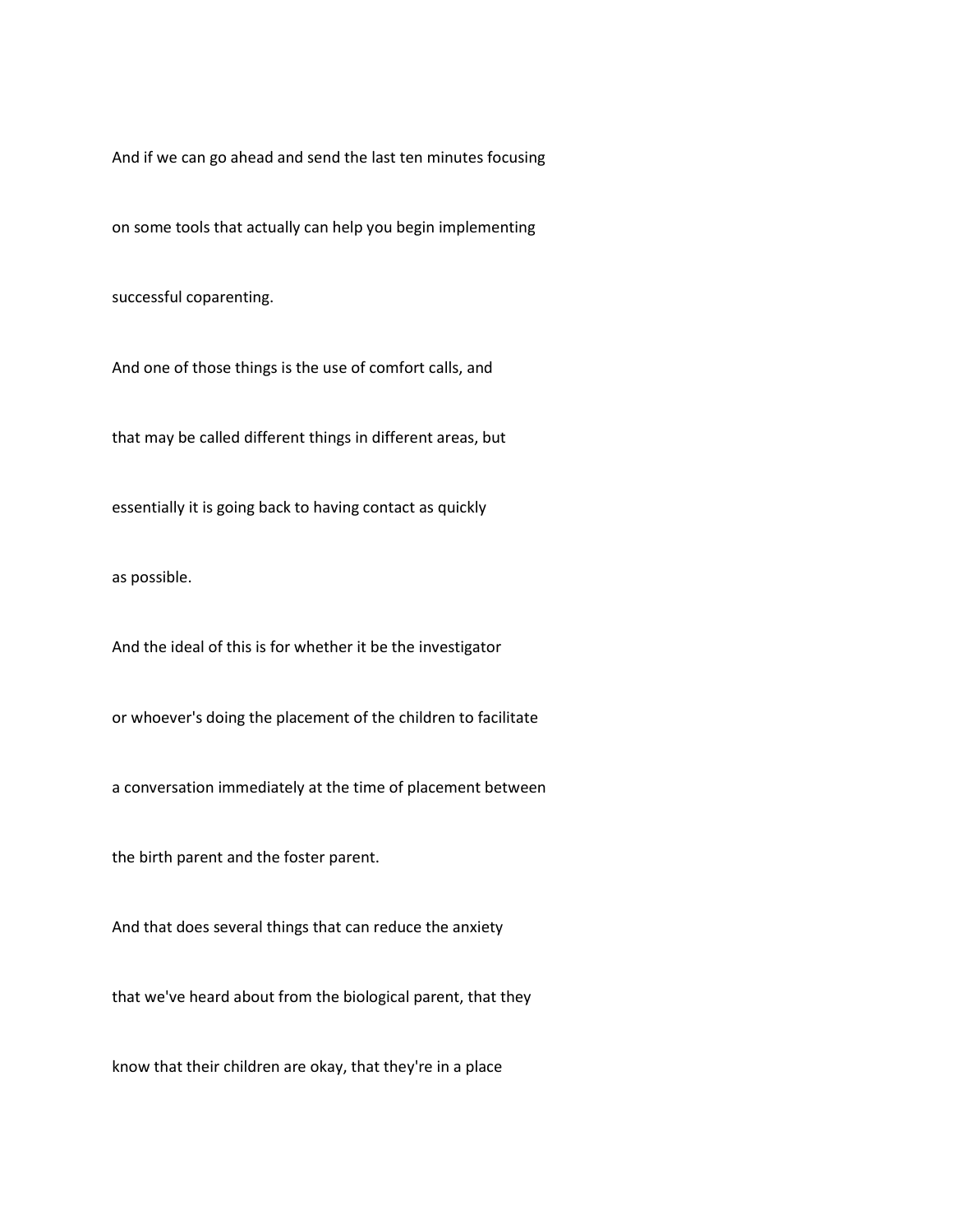And if we can go ahead and send the last ten minutes focusing

on some tools that actually can help you begin implementing

successful coparenting.

And one of those things is the use of comfort calls, and

that may be called different things in different areas, but

essentially it is going back to having contact as quickly

as possible.

And the ideal of this is for whether it be the investigator

or whoever's doing the placement of the children to facilitate

a conversation immediately at the time of placement between

the birth parent and the foster parent.

And that does several things that can reduce the anxiety

that we've heard about from the biological parent, that they

know that their children are okay, that they're in a place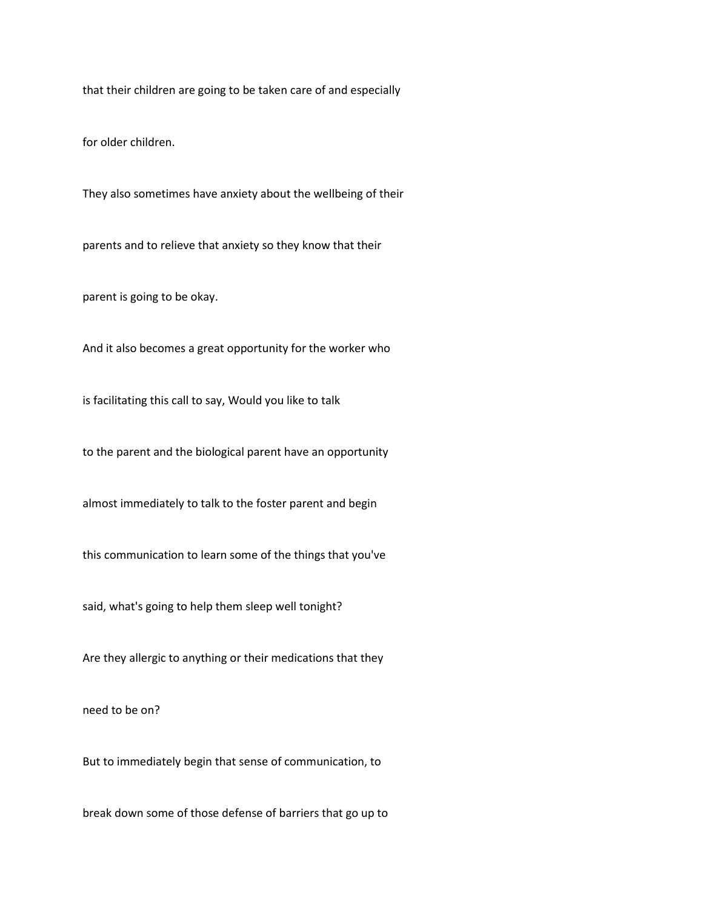that their children are going to be taken care of and especially

for older children.

They also sometimes have anxiety about the wellbeing of their

parents and to relieve that anxiety so they know that their

parent is going to be okay.

And it also becomes a great opportunity for the worker who

is facilitating this call to say, Would you like to talk

to the parent and the biological parent have an opportunity

almost immediately to talk to the foster parent and begin

this communication to learn some of the things that you've

said, what's going to help them sleep well tonight?

Are they allergic to anything or their medications that they

need to be on?

But to immediately begin that sense of communication, to

break down some of those defense of barriers that go up to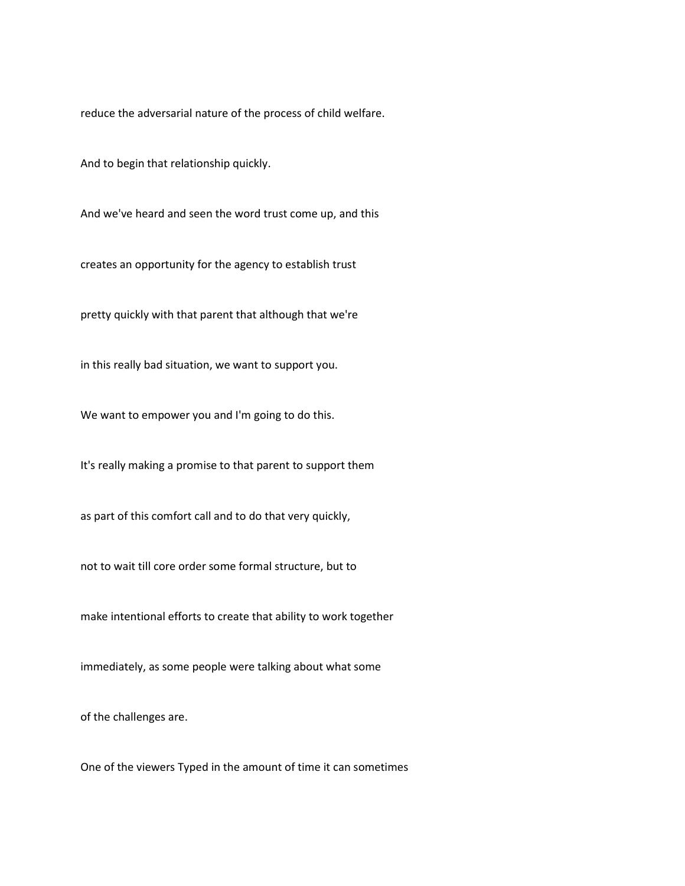reduce the adversarial nature of the process of child welfare.

And to begin that relationship quickly.

And we've heard and seen the word trust come up, and this

creates an opportunity for the agency to establish trust

pretty quickly with that parent that although that we're

in this really bad situation, we want to support you.

We want to empower you and I'm going to do this.

It's really making a promise to that parent to support them

as part of this comfort call and to do that very quickly,

not to wait till core order some formal structure, but to

make intentional efforts to create that ability to work together

immediately, as some people were talking about what some

of the challenges are.

One of the viewers Typed in the amount of time it can sometimes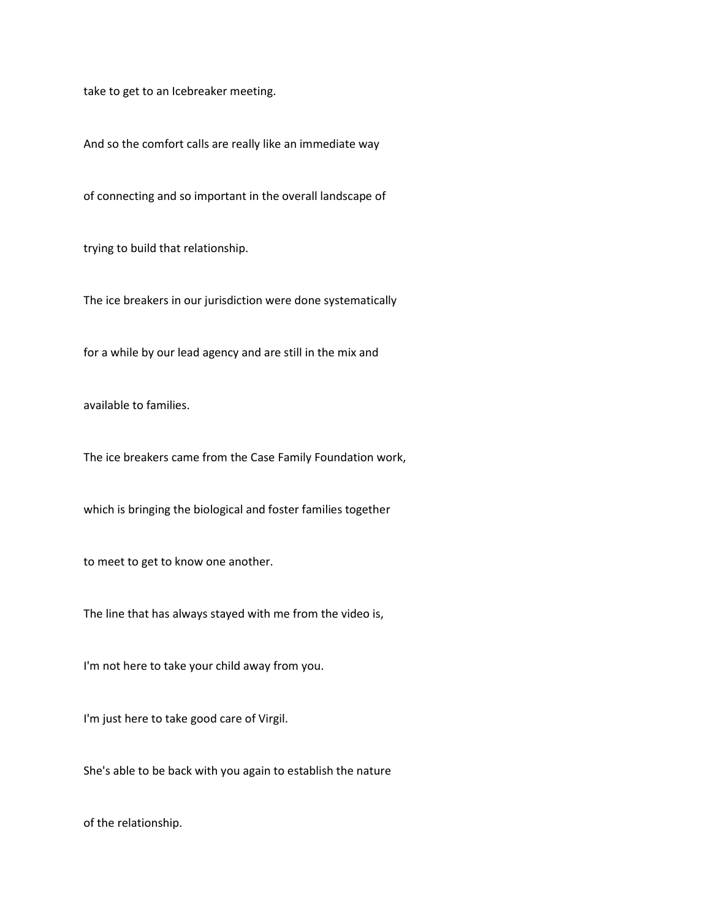take to get to an Icebreaker meeting.

And so the comfort calls are really like an immediate way

of connecting and so important in the overall landscape of

trying to build that relationship.

The ice breakers in our jurisdiction were done systematically

for a while by our lead agency and are still in the mix and

available to families.

The ice breakers came from the Case Family Foundation work,

which is bringing the biological and foster families together

to meet to get to know one another.

The line that has always stayed with me from the video is,

I'm not here to take your child away from you.

I'm just here to take good care of Virgil.

She's able to be back with you again to establish the nature

of the relationship.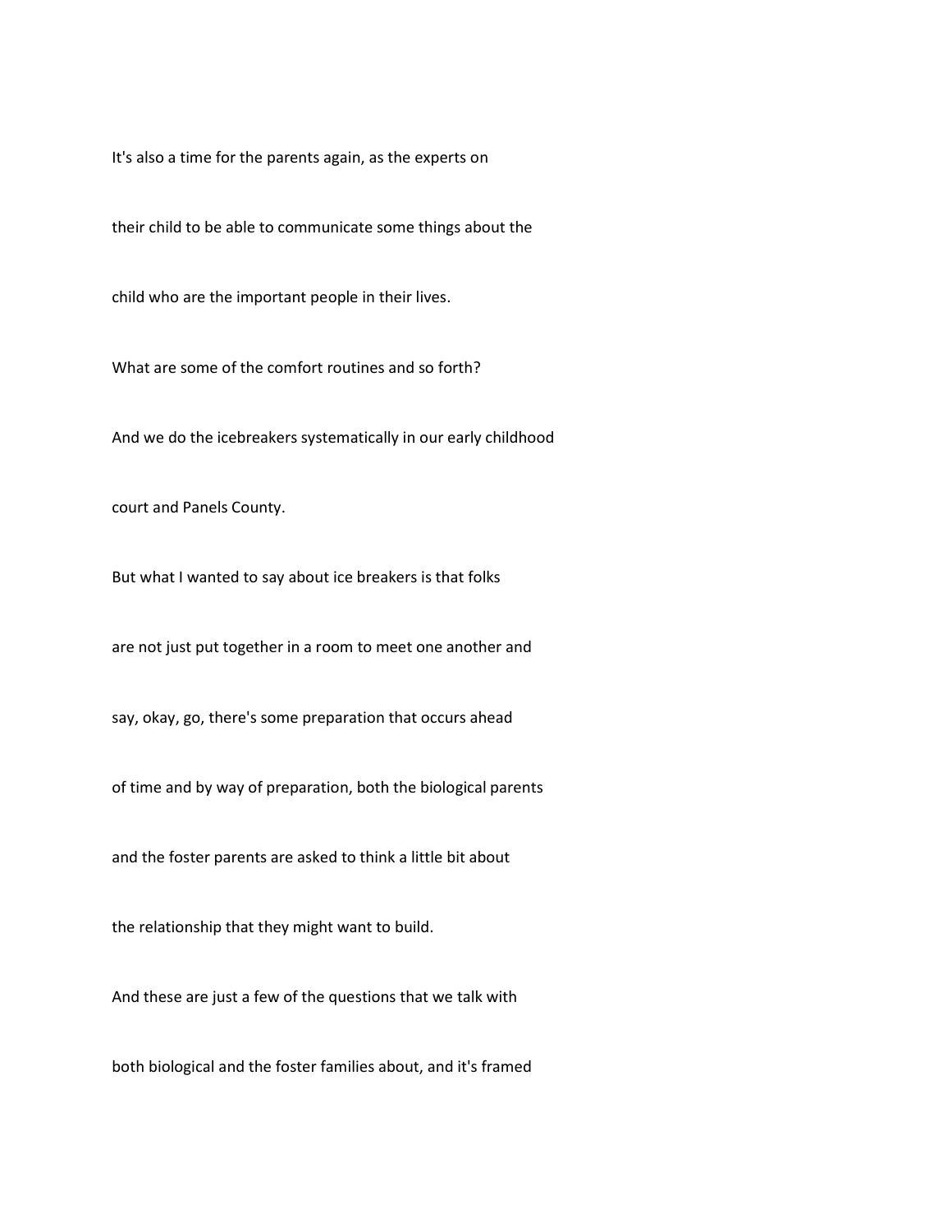It's also a time for the parents again, as the experts on

their child to be able to communicate some things about the

child who are the important people in their lives.

What are some of the comfort routines and so forth?

And we do the icebreakers systematically in our early childhood

court and Panels County.

But what I wanted to say about ice breakers is that folks

are not just put together in a room to meet one another and

say, okay, go, there's some preparation that occurs ahead

of time and by way of preparation, both the biological parents

and the foster parents are asked to think a little bit about

the relationship that they might want to build.

And these are just a few of the questions that we talk with

both biological and the foster families about, and it's framed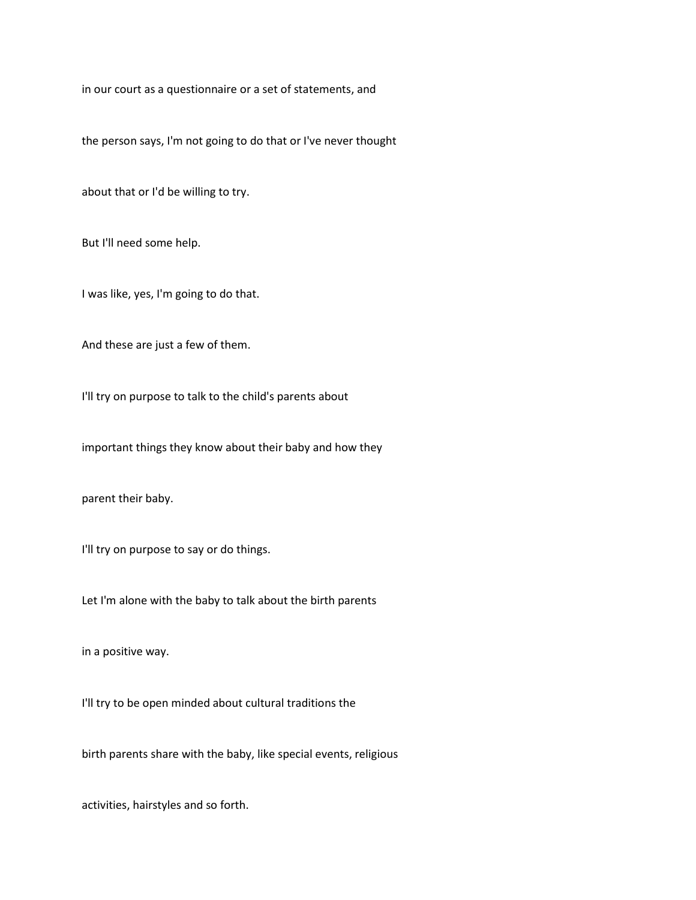in our court as a questionnaire or a set of statements, and

the person says, I'm not going to do that or I've never thought

about that or I'd be willing to try.

But I'll need some help.

I was like, yes, I'm going to do that.

And these are just a few of them.

I'll try on purpose to talk to the child's parents about

important things they know about their baby and how they

parent their baby.

I'll try on purpose to say or do things.

Let I'm alone with the baby to talk about the birth parents

in a positive way.

I'll try to be open minded about cultural traditions the

birth parents share with the baby, like special events, religious

activities, hairstyles and so forth.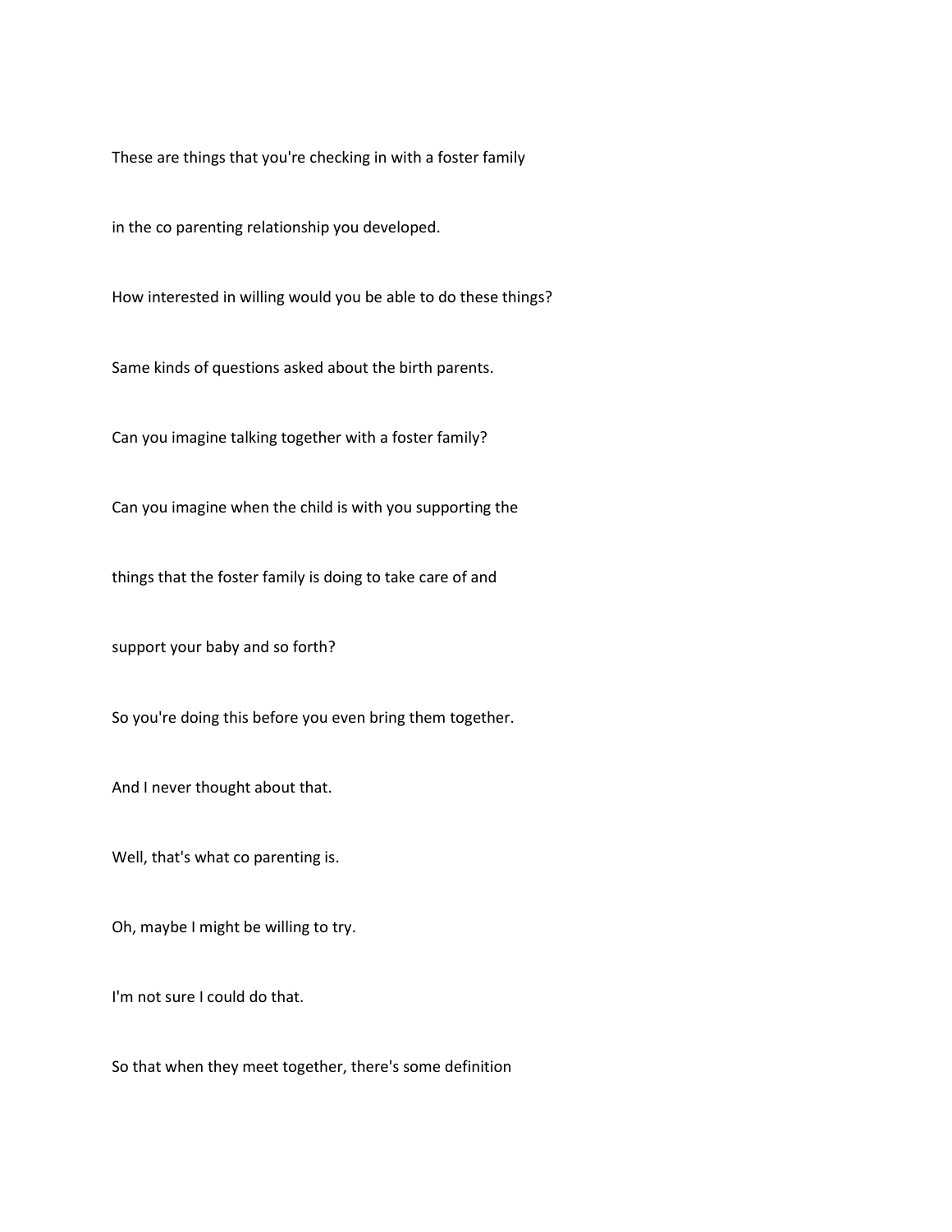These are things that you're checking in with a foster family

in the co parenting relationship you developed.

How interested in willing would you be able to do these things?

Same kinds of questions asked about the birth parents.

Can you imagine talking together with a foster family?

Can you imagine when the child is with you supporting the

things that the foster family is doing to take care of and

support your baby and so forth?

So you're doing this before you even bring them together.

And I never thought about that.

Well, that's what co parenting is.

Oh, maybe I might be willing to try.

I'm not sure I could do that.

So that when they meet together, there's some definition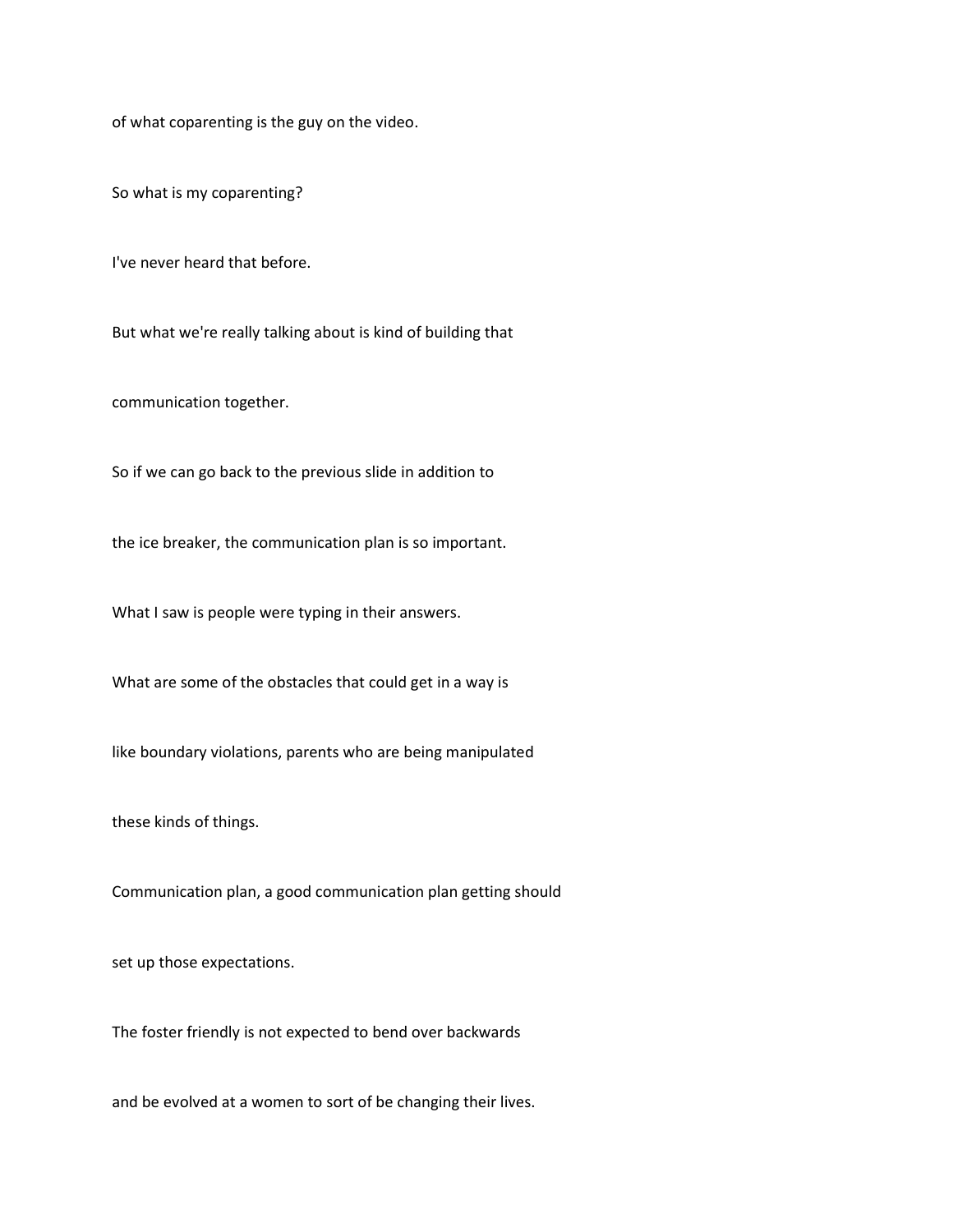of what coparenting is the guy on the video.

So what is my coparenting?

I've never heard that before.

But what we're really talking about is kind of building that

communication together.

So if we can go back to the previous slide in addition to

the ice breaker, the communication plan is so important.

What I saw is people were typing in their answers.

What are some of the obstacles that could get in a way is

like boundary violations, parents who are being manipulated

these kinds of things.

Communication plan, a good communication plan getting should

set up those expectations.

The foster friendly is not expected to bend over backwards

and be evolved at a women to sort of be changing their lives.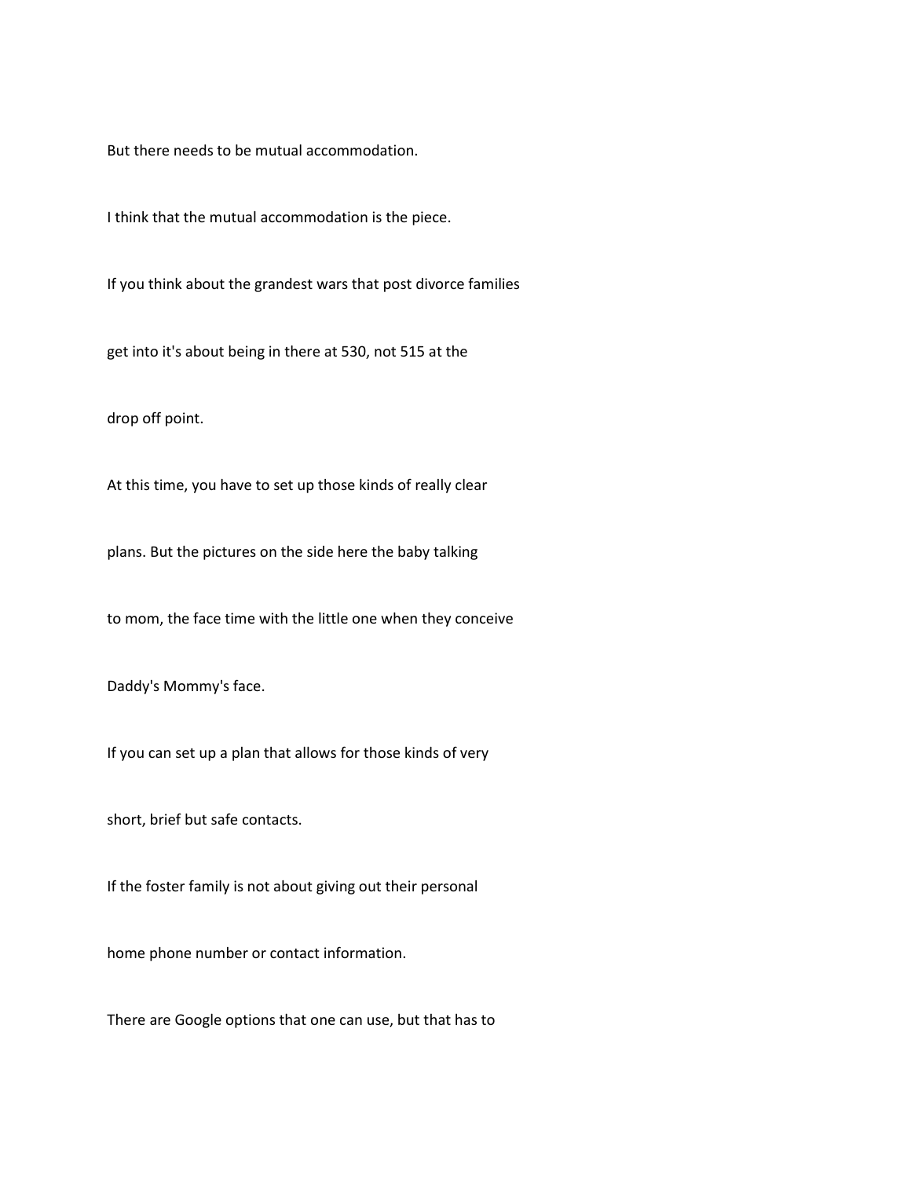But there needs to be mutual accommodation.

I think that the mutual accommodation is the piece.

If you think about the grandest wars that post divorce families

get into it's about being in there at 530, not 515 at the

drop off point.

At this time, you have to set up those kinds of really clear

plans. But the pictures on the side here the baby talking

to mom, the face time with the little one when they conceive

Daddy's Mommy's face.

If you can set up a plan that allows for those kinds of very

short, brief but safe contacts.

If the foster family is not about giving out their personal

home phone number or contact information.

There are Google options that one can use, but that has to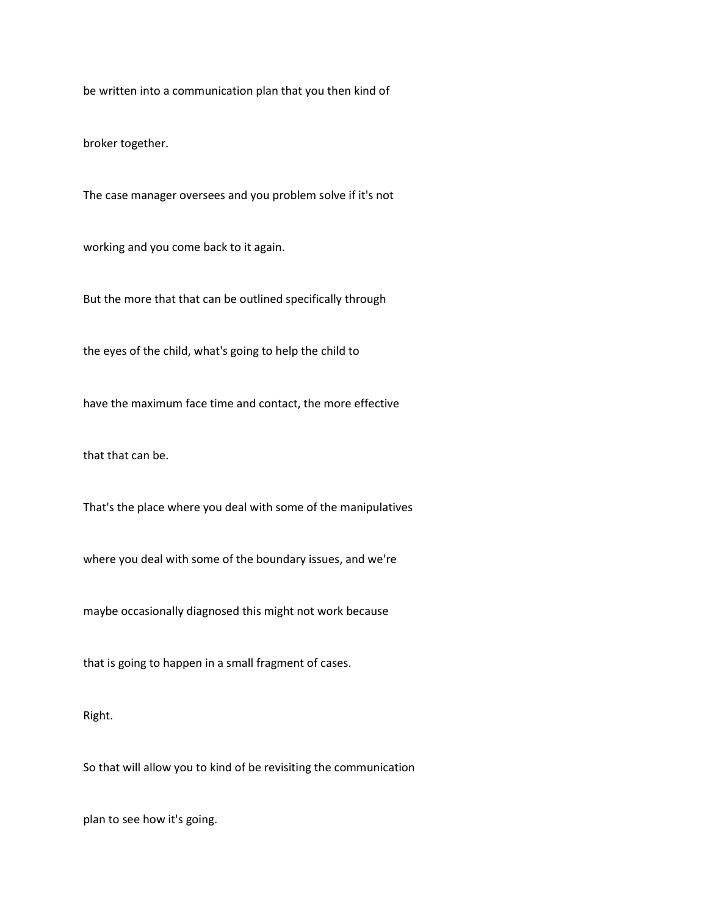be written into a communication plan that you then kind of

broker together.

The case manager oversees and you problem solve if it's not

working and you come back to it again.

But the more that that can be outlined specifically through

the eyes of the child, what's going to help the child to

have the maximum face time and contact, the more effective

that that can be.

That's the place where you deal with some of the manipulatives

where you deal with some of the boundary issues, and we're

maybe occasionally diagnosed this might not work because

that is going to happen in a small fragment of cases.

Right.

So that will allow you to kind of be revisiting the communication

plan to see how it's going.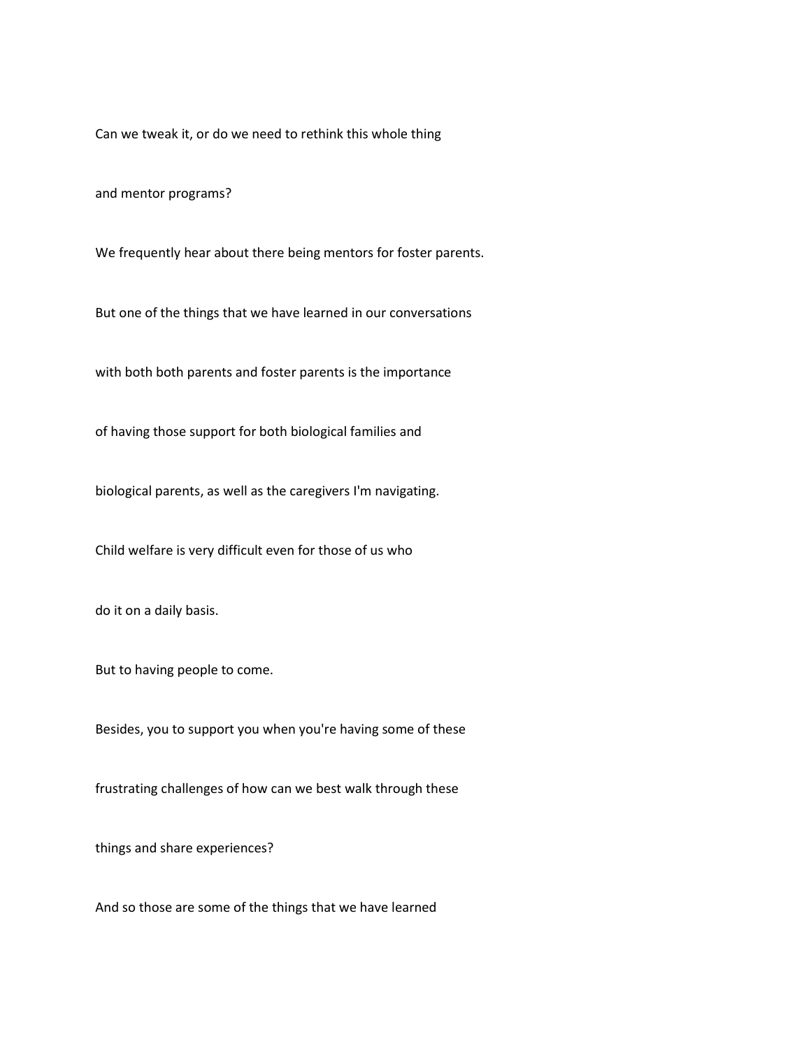Can we tweak it, or do we need to rethink this whole thing

and mentor programs?

We frequently hear about there being mentors for foster parents.

But one of the things that we have learned in our conversations

with both both parents and foster parents is the importance

of having those support for both biological families and

biological parents, as well as the caregivers I'm navigating.

Child welfare is very difficult even for those of us who

do it on a daily basis.

But to having people to come.

Besides, you to support you when you're having some of these

frustrating challenges of how can we best walk through these

things and share experiences?

And so those are some of the things that we have learned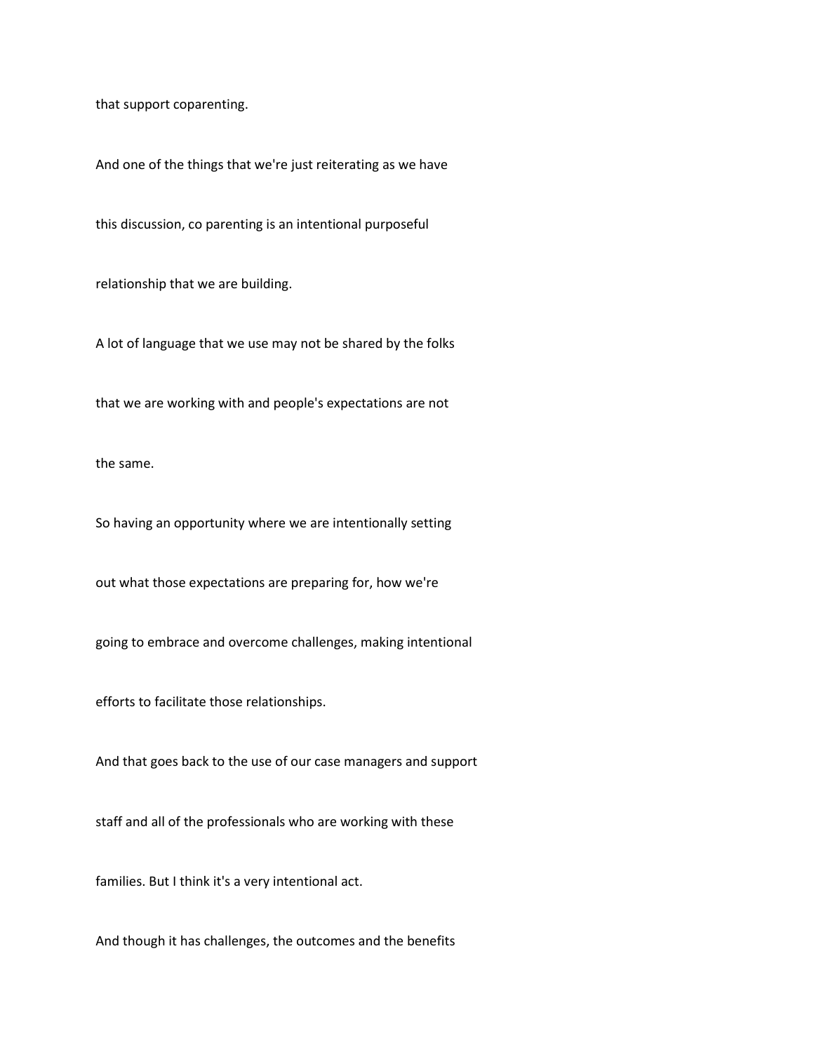that support coparenting.

And one of the things that we're just reiterating as we have

this discussion, co parenting is an intentional purposeful

relationship that we are building.

A lot of language that we use may not be shared by the folks

that we are working with and people's expectations are not

the same.

So having an opportunity where we are intentionally setting

out what those expectations are preparing for, how we're

going to embrace and overcome challenges, making intentional

efforts to facilitate those relationships.

And that goes back to the use of our case managers and support

staff and all of the professionals who are working with these

families. But I think it's a very intentional act.

And though it has challenges, the outcomes and the benefits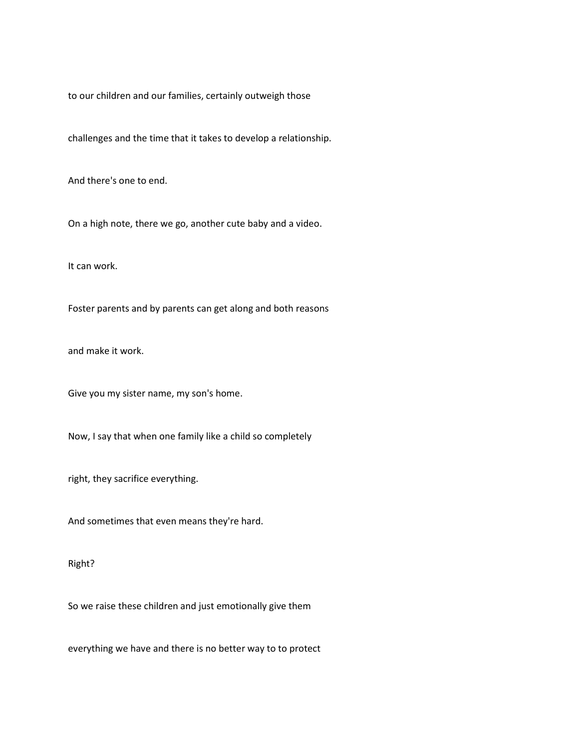to our children and our families, certainly outweigh those

challenges and the time that it takes to develop a relationship.

And there's one to end.

On a high note, there we go, another cute baby and a video.

It can work.

Foster parents and by parents can get along and both reasons

and make it work.

Give you my sister name, my son's home.

Now, I say that when one family like a child so completely

right, they sacrifice everything.

And sometimes that even means they're hard.

Right?

So we raise these children and just emotionally give them

everything we have and there is no better way to to protect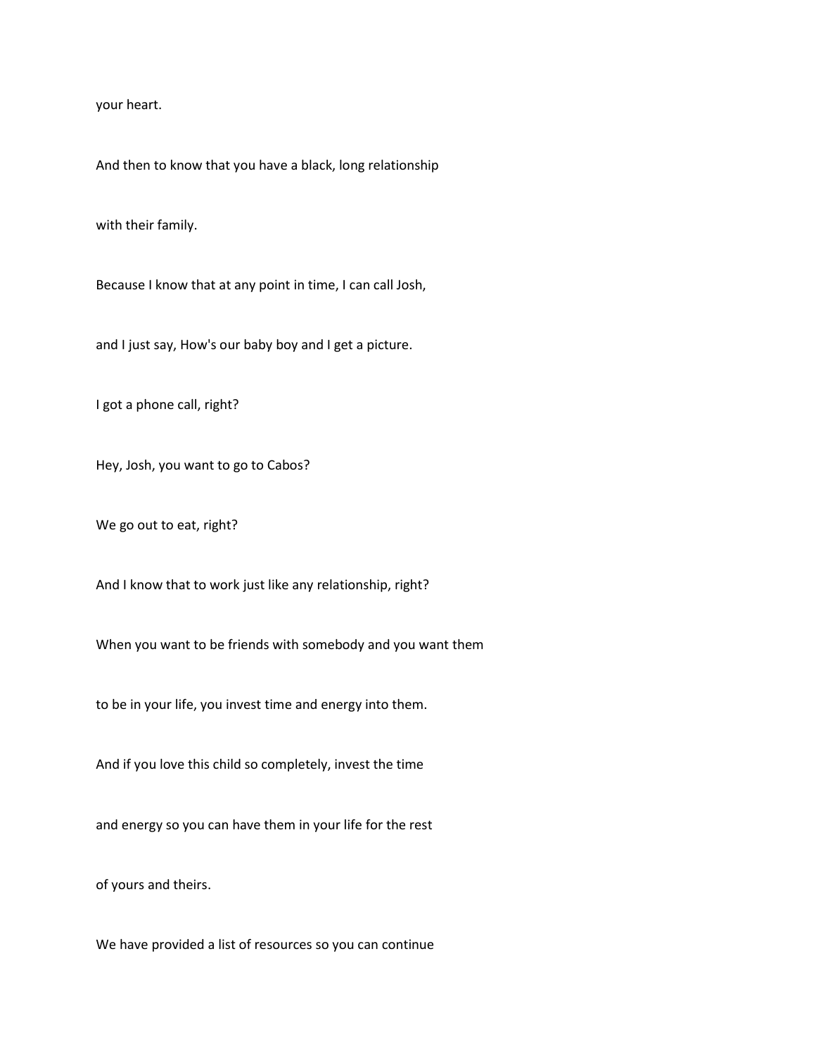your heart.

And then to know that you have a black, long relationship

with their family.

Because I know that at any point in time, I can call Josh,

and I just say, How's our baby boy and I get a picture.

I got a phone call, right?

Hey, Josh, you want to go to Cabos?

We go out to eat, right?

And I know that to work just like any relationship, right?

When you want to be friends with somebody and you want them

to be in your life, you invest time and energy into them.

And if you love this child so completely, invest the time

and energy so you can have them in your life for the rest

of yours and theirs.

We have provided a list of resources so you can continue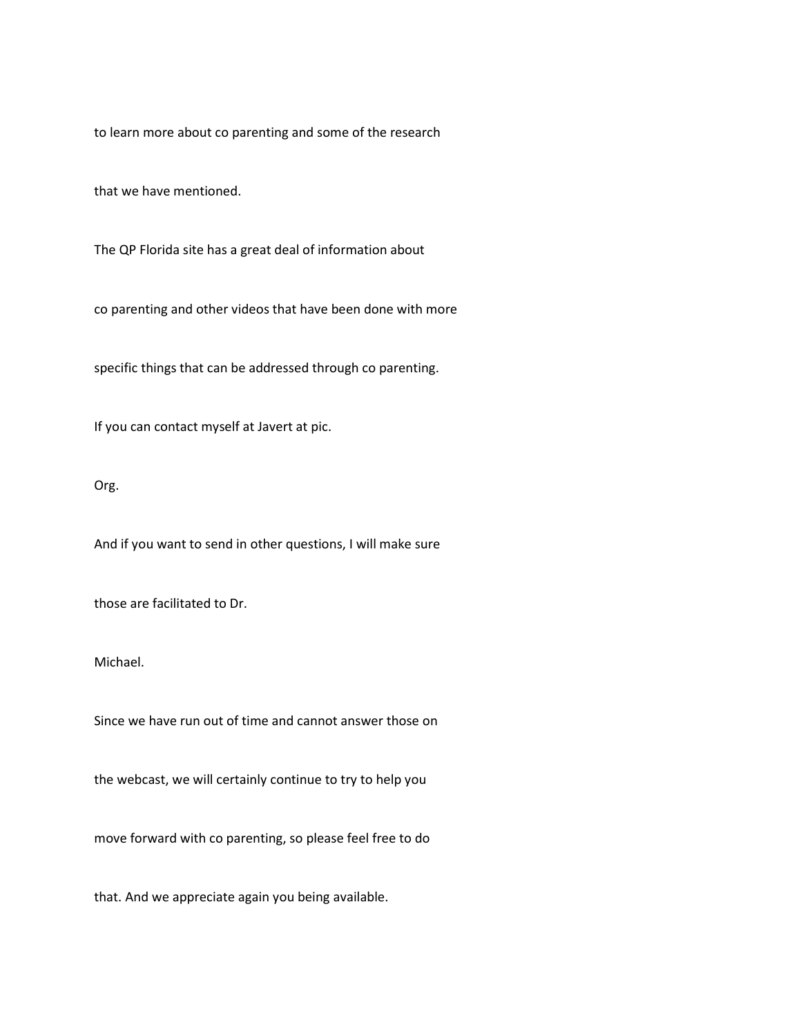to learn more about co parenting and some of the research

that we have mentioned.

The QP Florida site has a great deal of information about

co parenting and other videos that have been done with more

specific things that can be addressed through co parenting.

If you can contact myself at Javert at pic.

Org.

And if you want to send in other questions, I will make sure

those are facilitated to Dr.

Michael.

Since we have run out of time and cannot answer those on

the webcast, we will certainly continue to try to help you

move forward with co parenting, so please feel free to do

that. And we appreciate again you being available.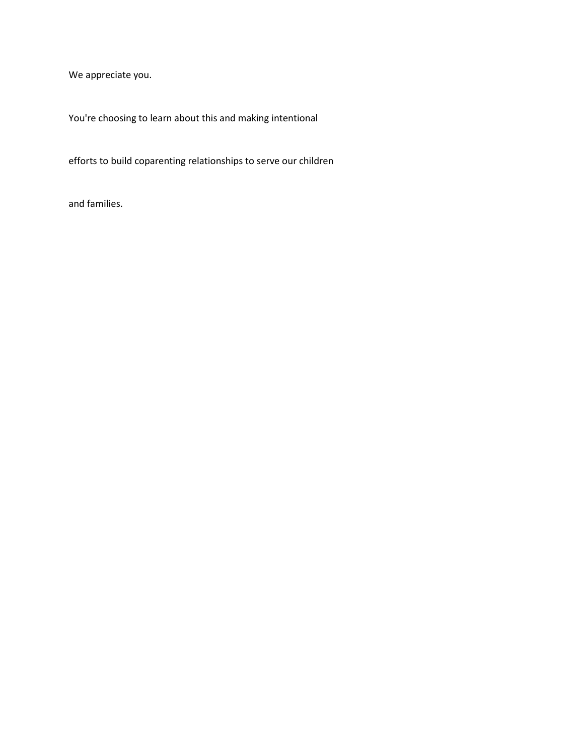We appreciate you.

You're choosing to learn about this and making intentional efforts to build coparenting relationships to serve our children and families.